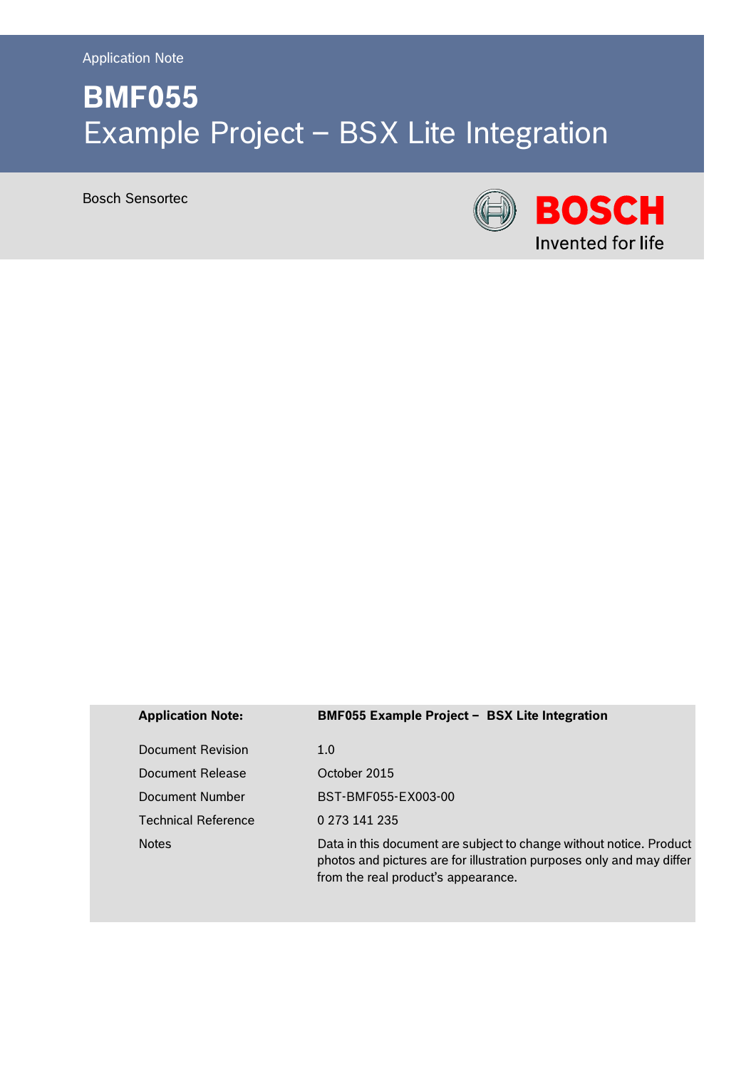Application Note

# BMF055
# Example Project – BSX Lite Integration

Bosch Sensortec

BOSCH
Invented for life

| | |
|---|---|
| **Application Note:** | **BMF055 Example Project – BSX Lite Integration** |
| Document Revision | 1.0 |
| Document Release | October 2015 |
| Document Number | BST-BMF055-EX003-00 |
| Technical Reference | 0 273 141 235 |
| Notes | Data in this document are subject to change without notice. Product photos and pictures are for illustration purposes only and may differ from the real product's appearance. |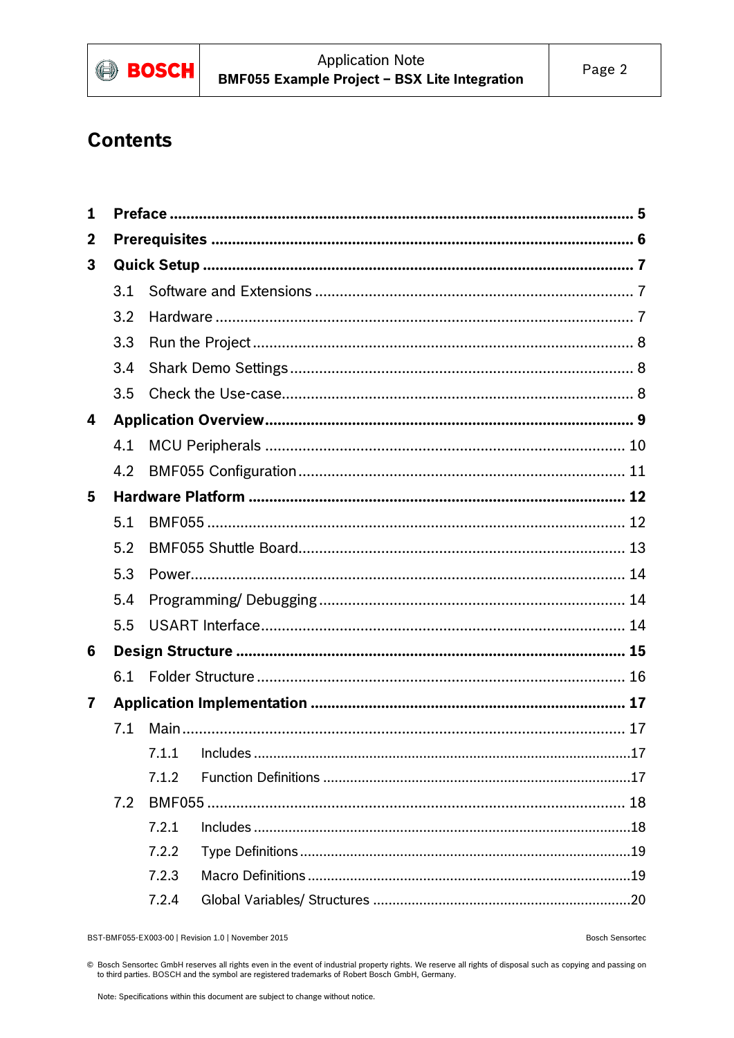# Contents

**1 Preface** .......... **5**

**2 Prerequisites** .......... **6**

**3 Quick Setup** .......... **7**

3.1 Software and Extensions .......... 7

3.2 Hardware .......... 7

3.3 Run the Project .......... 8

3.4 Shark Demo Settings .......... 8

3.5 Check the Use-case .......... 8

**4 Application Overview** .......... **9**

4.1 MCU Peripherals .......... 10

4.2 BMF055 Configuration .......... 11

**5 Hardware Platform** .......... **12**

5.1 BMF055 .......... 12

5.2 BMF055 Shuttle Board .......... 13

5.3 Power .......... 14

5.4 Programming/ Debugging .......... 14

5.5 USART Interface .......... 14

**6 Design Structure** .......... **15**

6.1 Folder Structure .......... 16

**7 Application Implementation** .......... **17**

7.1 Main .......... 17

7.1.1 Includes .......... 17

7.1.2 Function Definitions .......... 17

7.2 BMF055 .......... 18

7.2.1 Includes .......... 18

7.2.2 Type Definitions .......... 19

7.2.3 Macro Definitions .......... 19

7.2.4 Global Variables/ Structures .......... 20

BST-BMF055-EX003-00 | Revision 1.0 | November 2015

Bosch Sensortec

© Bosch Sensortec GmbH reserves all rights even in the event of industrial property rights. We reserve all rights of disposal such as copying and passing on to third parties. BOSCH and the symbol are registered trademarks of Robert Bosch GmbH, Germany.

Note: Specifications within this document are subject to change without notice.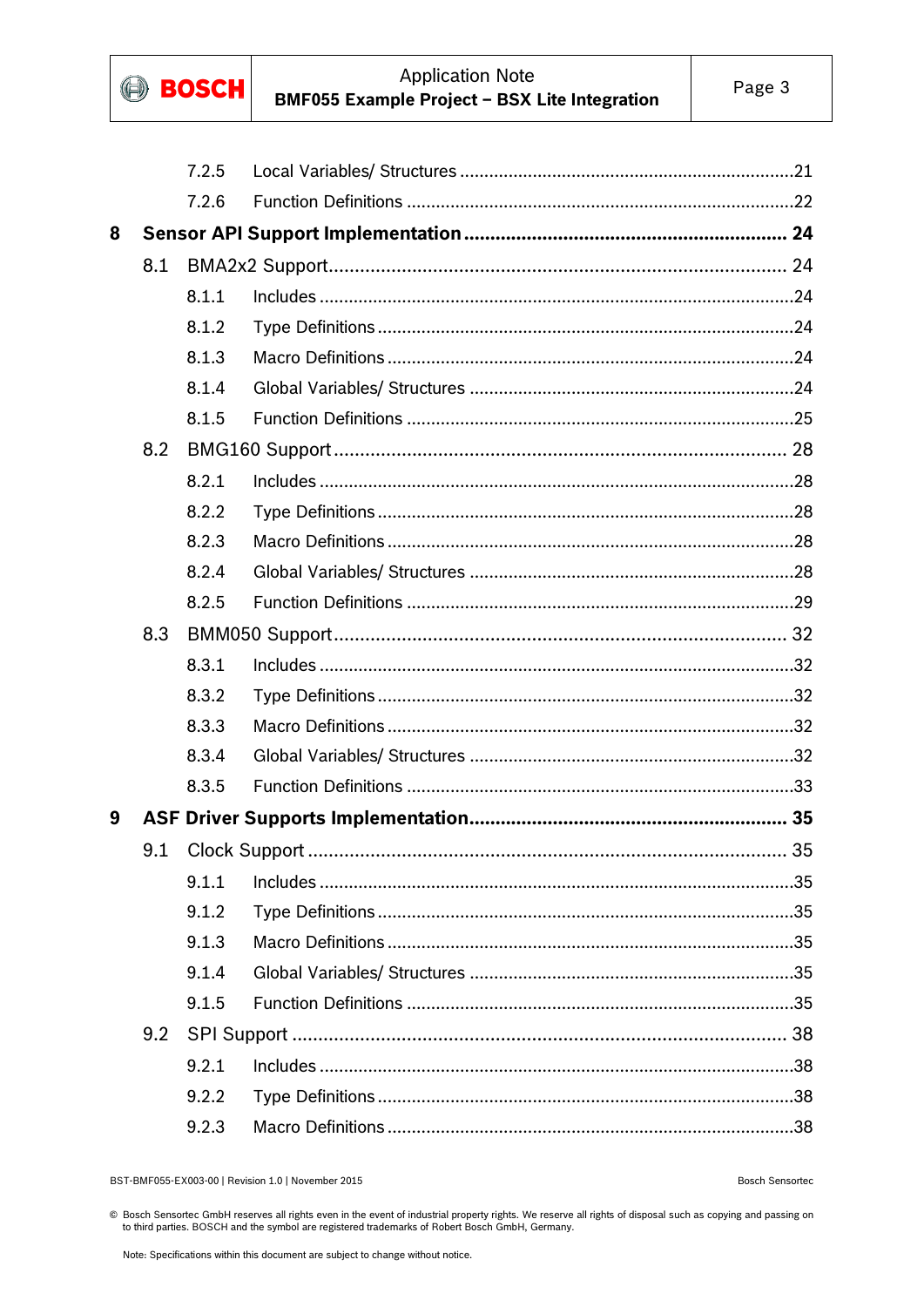7.2.5 Local Variables/ Structures ....................................................................21

7.2.6 Function Definitions ...............................................................................22

**8 Sensor API Support Implementation ............................................................ 24**

8.1 BMA2x2 Support........................................................................................ 24

8.1.1 Includes ................................................................................................24

8.1.2 Type Definitions ....................................................................................24

8.1.3 Macro Definitions ..................................................................................24

8.1.4 Global Variables/ Structures ..................................................................24

8.1.5 Function Definitions ...............................................................................25

8.2 BMG160 Support....................................................................................... 28

8.2.1 Includes ................................................................................................28

8.2.2 Type Definitions ....................................................................................28

8.2.3 Macro Definitions ..................................................................................28

8.2.4 Global Variables/ Structures ..................................................................28

8.2.5 Function Definitions ...............................................................................29

8.3 BMM050 Support....................................................................................... 32

8.3.1 Includes ................................................................................................32

8.3.2 Type Definitions ....................................................................................32

8.3.3 Macro Definitions ..................................................................................32

8.3.4 Global Variables/ Structures ..................................................................32

8.3.5 Function Definitions ...............................................................................33

**9 ASF Driver Supports Implementation............................................................ 35**

9.1 Clock Support ........................................................................................... 35

9.1.1 Includes ................................................................................................35

9.1.2 Type Definitions ....................................................................................35

9.1.3 Macro Definitions ..................................................................................35

9.1.4 Global Variables/ Structures ..................................................................35

9.1.5 Function Definitions ...............................................................................35

9.2 SPI Support .............................................................................................. 38

9.2.1 Includes ................................................................................................38

9.2.2 Type Definitions ....................................................................................38

9.2.3 Macro Definitions ..................................................................................38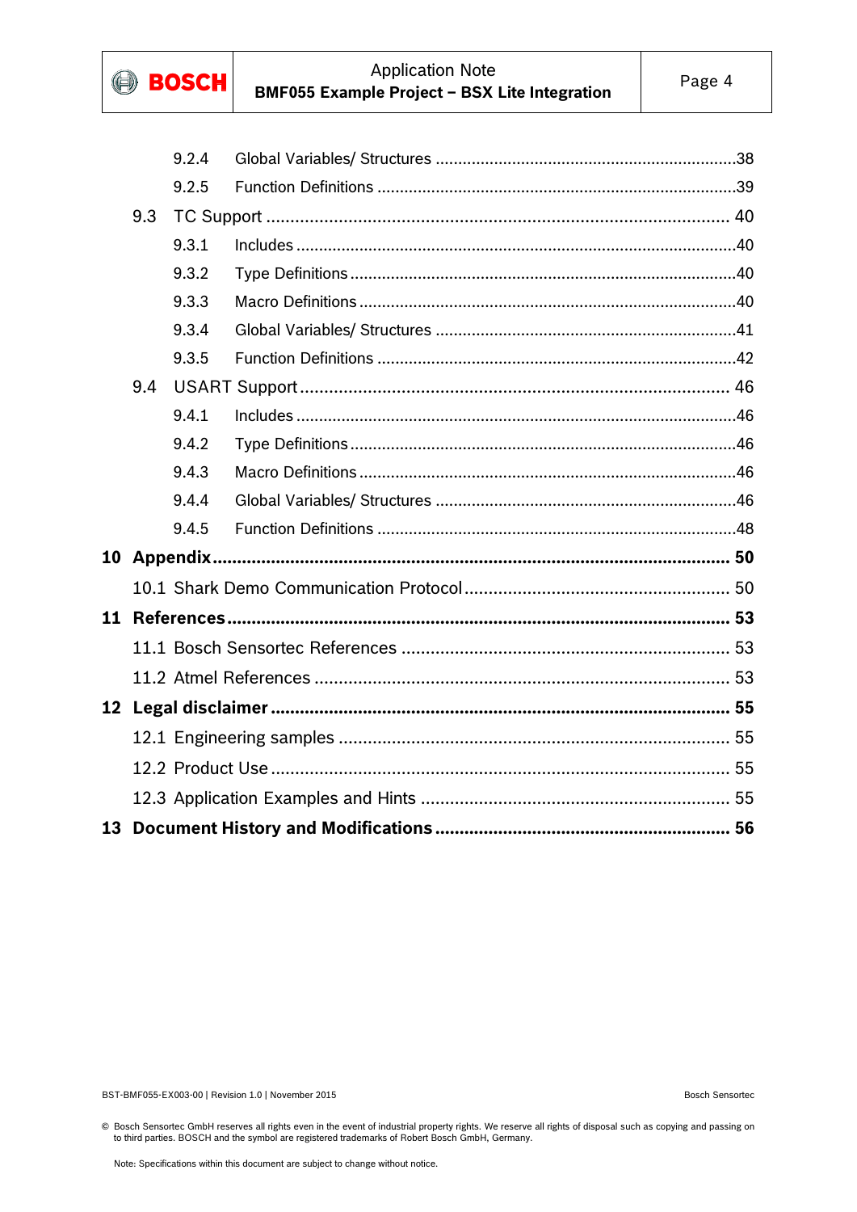9.2.4 Global Variables/ Structures ....38

9.2.5 Function Definitions ....39

9.3 TC Support .... 40

9.3.1 Includes ....40

9.3.2 Type Definitions ....40

9.3.3 Macro Definitions ....40

9.3.4 Global Variables/ Structures ....41

9.3.5 Function Definitions ....42

9.4 USART Support .... 46

9.4.1 Includes ....46

9.4.2 Type Definitions ....46

9.4.3 Macro Definitions ....46

9.4.4 Global Variables/ Structures ....46

9.4.5 Function Definitions ....48

**10 Appendix .... 50**

10.1 Shark Demo Communication Protocol .... 50

**11 References .... 53**

11.1 Bosch Sensortec References .... 53

11.2 Atmel References .... 53

**12 Legal disclaimer .... 55**

12.1 Engineering samples .... 55

12.2 Product Use .... 55

12.3 Application Examples and Hints .... 55

**13 Document History and Modifications .... 56**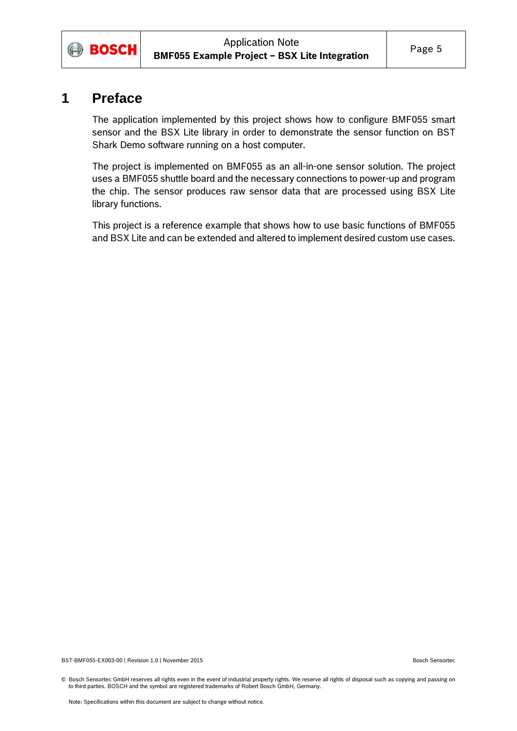# 1 Preface

The application implemented by this project shows how to configure BMF055 smart sensor and the BSX Lite library in order to demonstrate the sensor function on BST Shark Demo software running on a host computer.

The project is implemented on BMF055 as an all-in-one sensor solution. The project uses a BMF055 shuttle board and the necessary connections to power-up and program the chip. The sensor produces raw sensor data that are processed using BSX Lite library functions.

This project is a reference example that shows how to use basic functions of BMF055 and BSX Lite and can be extended and altered to implement desired custom use cases.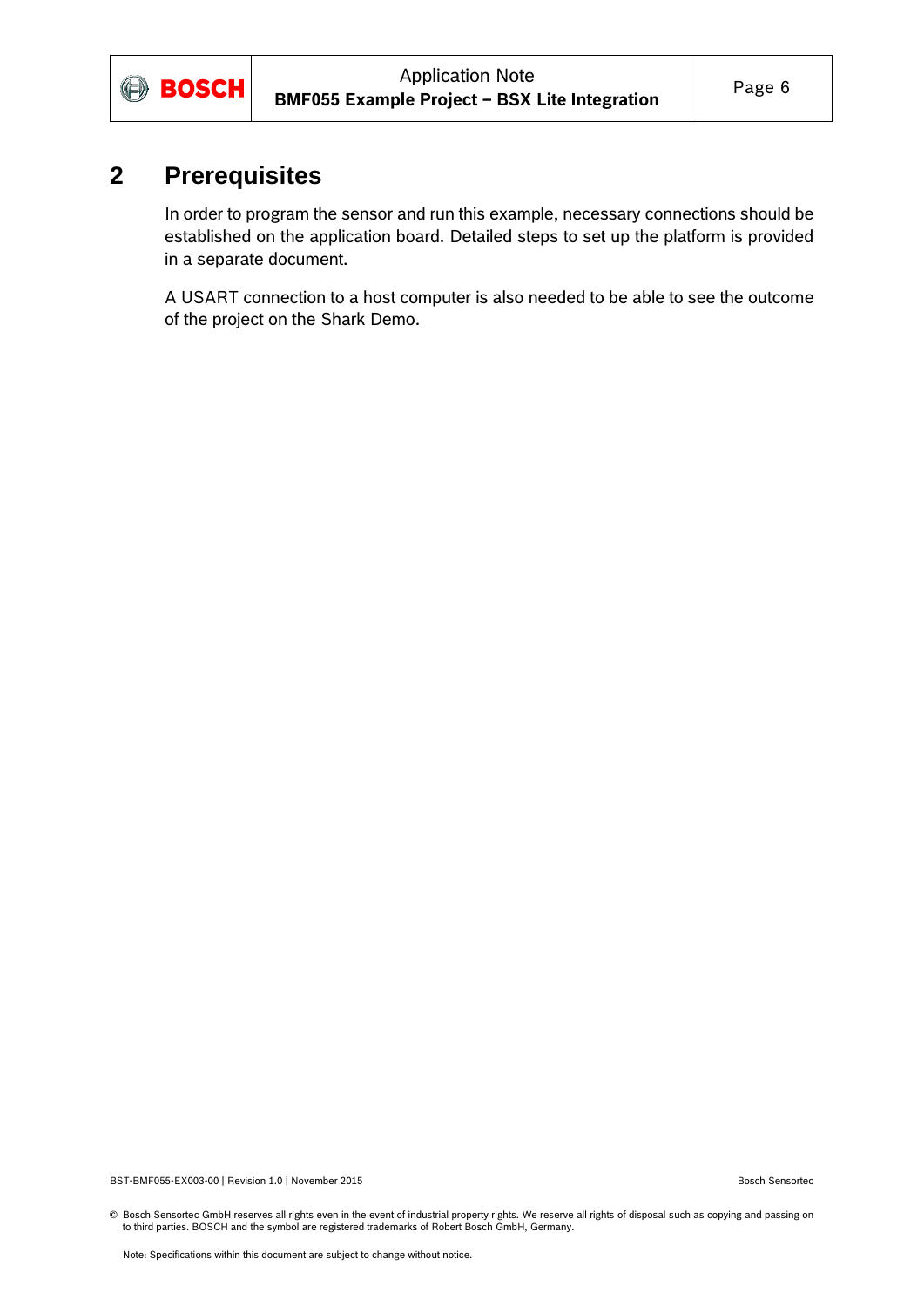# 2 Prerequisites

In order to program the sensor and run this example, necessary connections should be established on the application board. Detailed steps to set up the platform is provided in a separate document.

A USART connection to a host computer is also needed to be able to see the outcome of the project on the Shark Demo.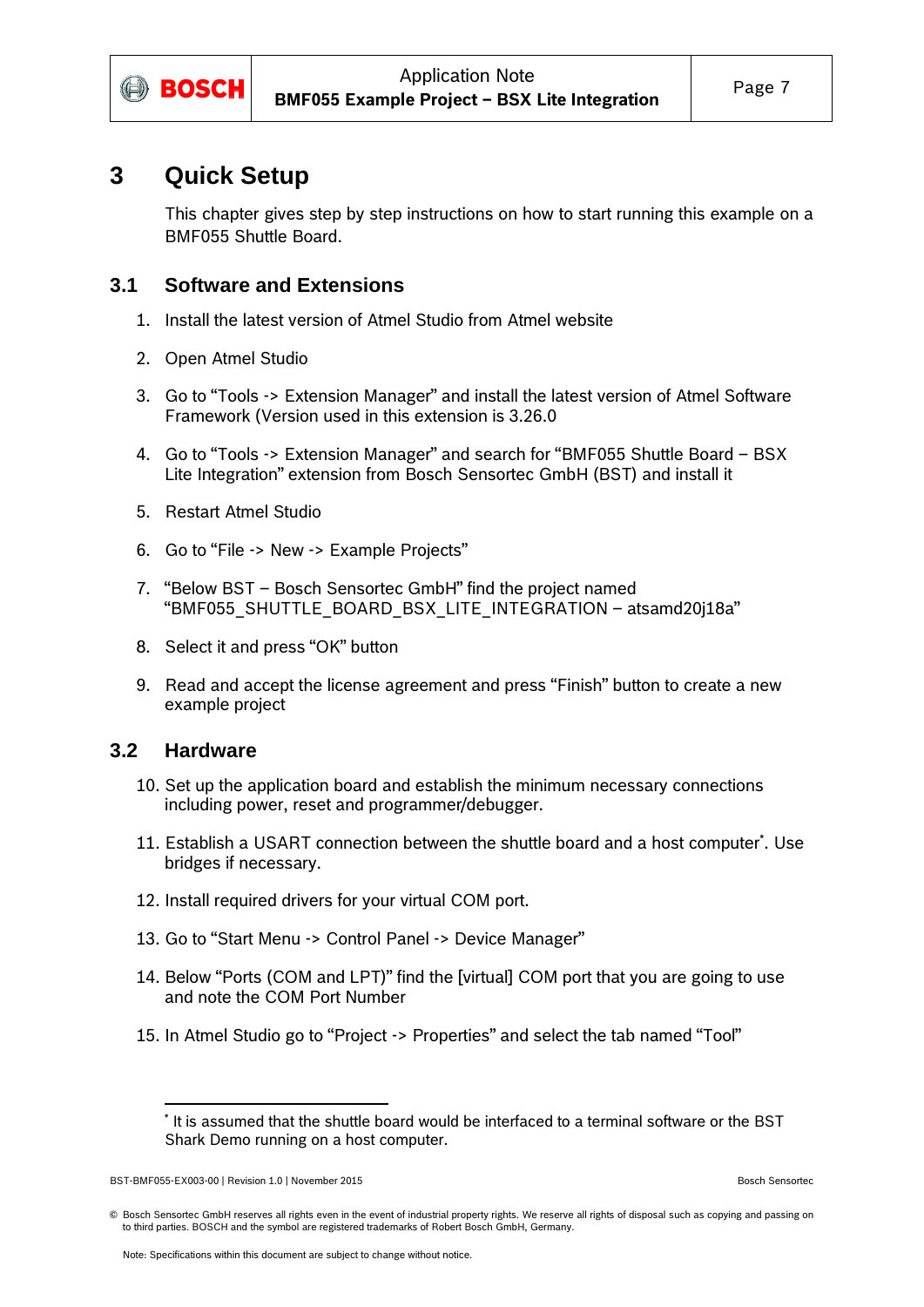# 3 Quick Setup

This chapter gives step by step instructions on how to start running this example on a BMF055 Shuttle Board.

## 3.1 Software and Extensions

1. Install the latest version of Atmel Studio from Atmel website
2. Open Atmel Studio
3. Go to "Tools -> Extension Manager" and install the latest version of Atmel Software Framework (Version used in this extension is 3.26.0
4. Go to "Tools -> Extension Manager" and search for "BMF055 Shuttle Board – BSX Lite Integration" extension from Bosch Sensortec GmbH (BST) and install it
5. Restart Atmel Studio
6. Go to "File -> New -> Example Projects"
7. "Below BST – Bosch Sensortec GmbH" find the project named "BMF055_SHUTTLE_BOARD_BSX_LITE_INTEGRATION – atsamd20j18a"
8. Select it and press "OK" button
9. Read and accept the license agreement and press "Finish" button to create a new example project

## 3.2 Hardware

10. Set up the application board and establish the minimum necessary connections including power, reset and programmer/debugger.
11. Establish a USART connection between the shuttle board and a host computer[*]. Use bridges if necessary.
12. Install required drivers for your virtual COM port.
13. Go to "Start Menu -> Control Panel -> Device Manager"
14. Below "Ports (COM and LPT)" find the [virtual] COM port that you are going to use and note the COM Port Number
15. In Atmel Studio go to "Project -> Properties" and select the tab named "Tool"

[*] It is assumed that the shuttle board would be interfaced to a terminal software or the BST Shark Demo running on a host computer.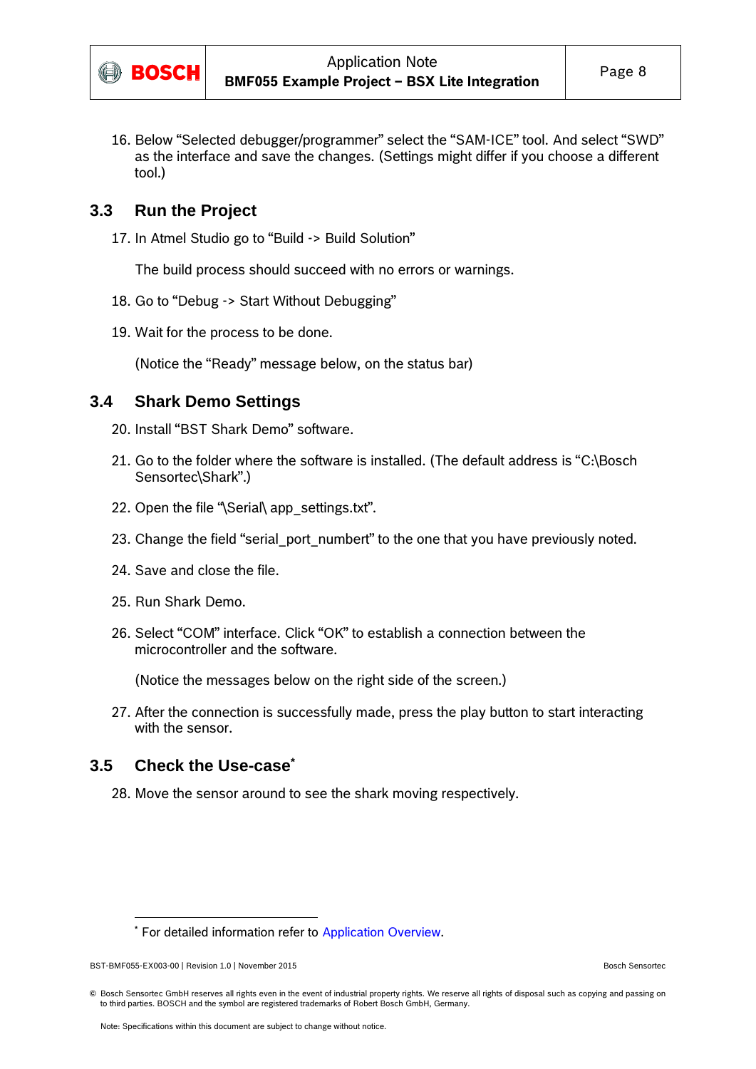16. Below “Selected debugger/programmer” select the “SAM-ICE” tool. And select “SWD” as the interface and save the changes. (Settings might differ if you choose a different tool.)

## 3.3 Run the Project

17. In Atmel Studio go to “Build -> Build Solution”

    The build process should succeed with no errors or warnings.

18. Go to “Debug -> Start Without Debugging”

19. Wait for the process to be done.

    (Notice the “Ready” message below, on the status bar)

## 3.4 Shark Demo Settings

20. Install “BST Shark Demo” software.

21. Go to the folder where the software is installed. (The default address is “C:\Bosch Sensortec\Shark”.)

22. Open the file “\Serial\ app_settings.txt”.

23. Change the field “serial_port_numbert” to the one that you have previously noted.

24. Save and close the file.

25. Run Shark Demo.

26. Select “COM” interface. Click “OK” to establish a connection between the microcontroller and the software.

    (Notice the messages below on the right side of the screen.)

27. After the connection is successfully made, press the play button to start interacting with the sensor.

## 3.5 Check the Use-case*

28. Move the sensor around to see the shark moving respectively.

---

* For detailed information refer to Application Overview.

BST-BMF055-EX003-00 | Revision 1.0 | November 2015

Bosch Sensortec

© Bosch Sensortec GmbH reserves all rights even in the event of industrial property rights. We reserve all rights of disposal such as copying and passing on to third parties. BOSCH and the symbol are registered trademarks of Robert Bosch GmbH, Germany.

Note: Specifications within this document are subject to change without notice.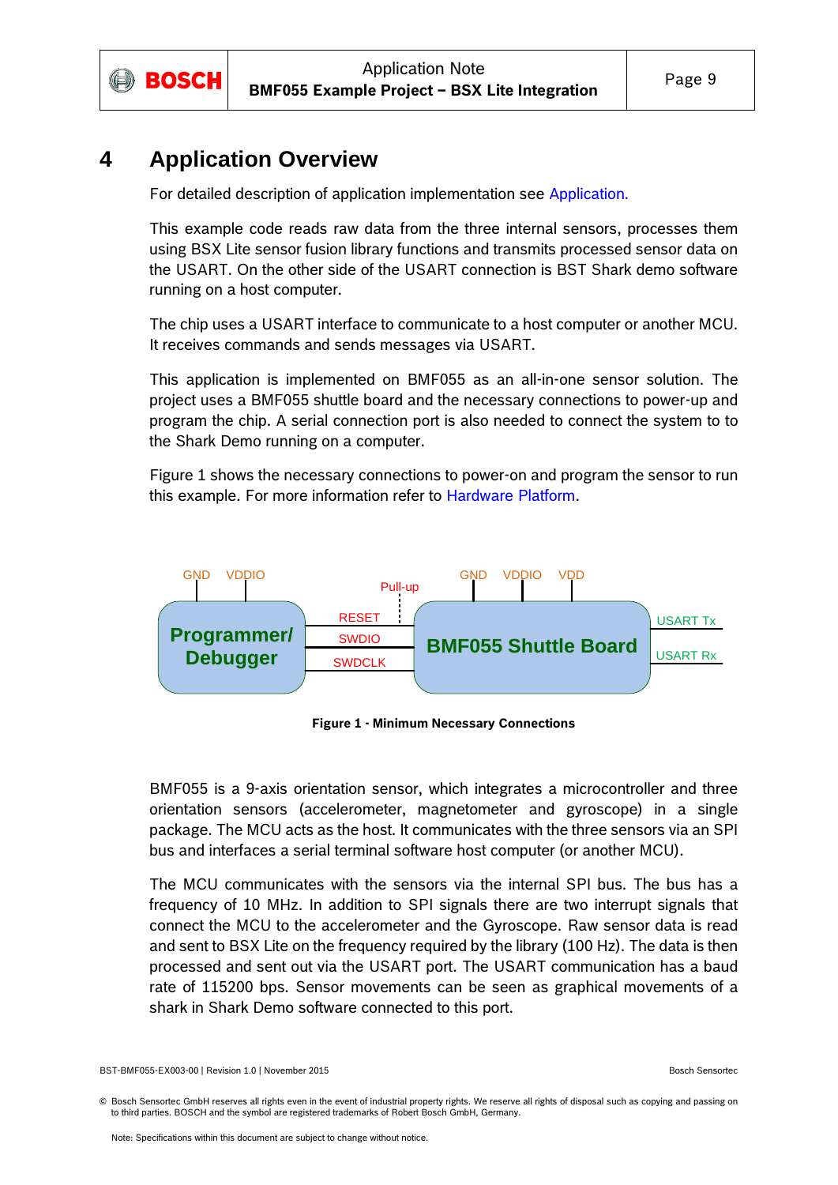# 4 Application Overview

For detailed description of application implementation see Application.

This example code reads raw data from the three internal sensors, processes them using BSX Lite sensor fusion library functions and transmits processed sensor data on the USART. On the other side of the USART connection is BST Shark demo software running on a host computer.

The chip uses a USART interface to communicate to a host computer or another MCU. It receives commands and sends messages via USART.

This application is implemented on BMF055 as an all-in-one sensor solution. The project uses a BMF055 shuttle board and the necessary connections to power-up and program the chip. A serial connection port is also needed to connect the system to to the Shark Demo running on a computer.

Figure 1 shows the necessary connections to power-on and program the sensor to run this example. For more information refer to Hardware Platform.

GND VDDIO

Programmer/ Debugger

Pull-up

RESET

SWDIO

SWDCLK

GND VDDIO VDD

BMF055 Shuttle Board

USART Tx

USART Rx

**Figure 1 - Minimum Necessary Connections**

BMF055 is a 9-axis orientation sensor, which integrates a microcontroller and three orientation sensors (accelerometer, magnetometer and gyroscope) in a single package. The MCU acts as the host. It communicates with the three sensors via an SPI bus and interfaces a serial terminal software host computer (or another MCU).

The MCU communicates with the sensors via the internal SPI bus. The bus has a frequency of 10 MHz. In addition to SPI signals there are two interrupt signals that connect the MCU to the accelerometer and the Gyroscope. Raw sensor data is read and sent to BSX Lite on the frequency required by the library (100 Hz). The data is then processed and sent out via the USART port. The USART communication has a baud rate of 115200 bps. Sensor movements can be seen as graphical movements of a shark in Shark Demo software connected to this port.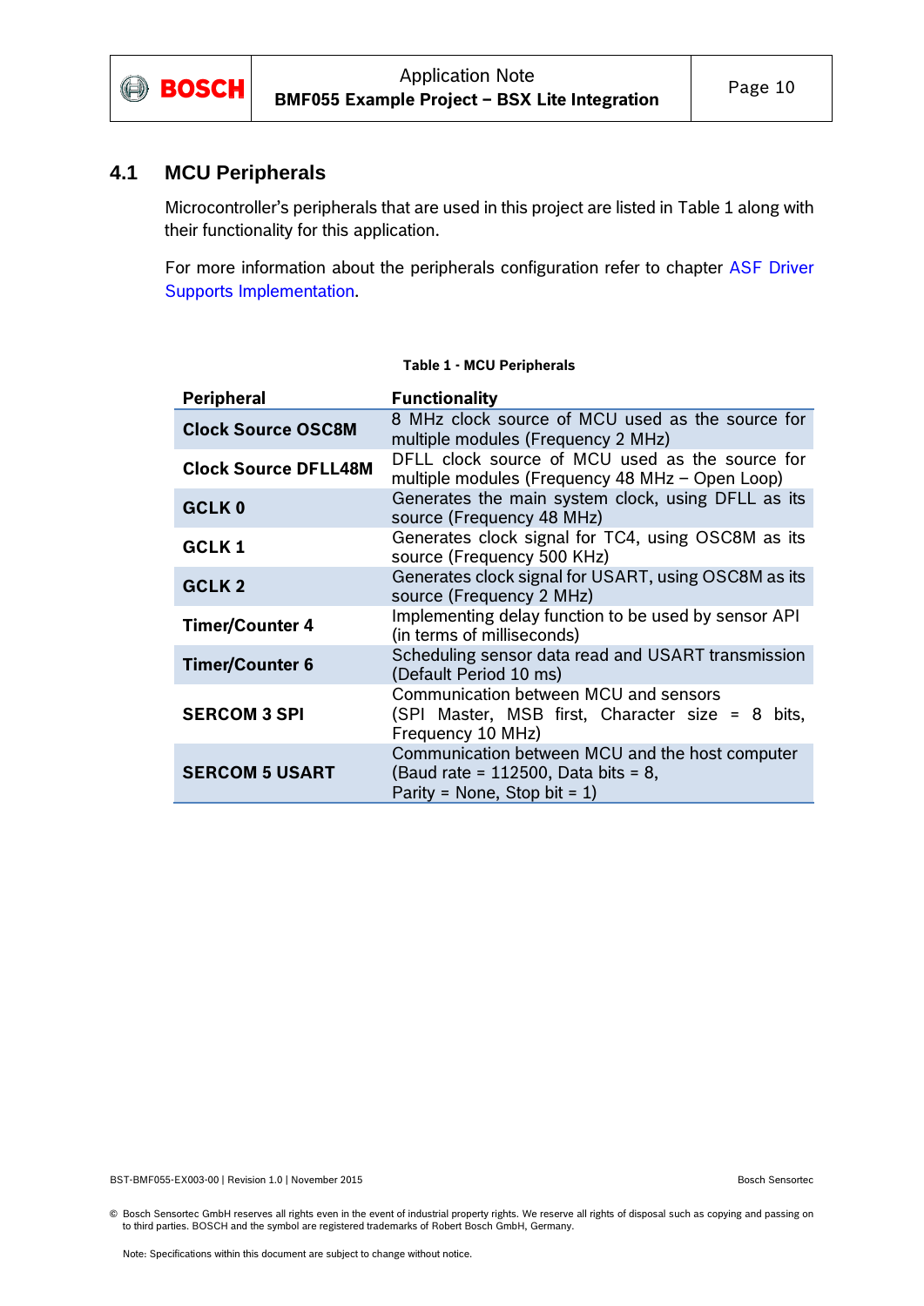## 4.1 MCU Peripherals

Microcontroller's peripherals that are used in this project are listed in Table 1 along with their functionality for this application.

For more information about the peripherals configuration refer to chapter ASF Driver Supports Implementation.

**Table 1 - MCU Peripherals**

| Peripheral | Functionality |
|---|---|
| **Clock Source OSC8M** | 8 MHz clock source of MCU used as the source for multiple modules (Frequency 2 MHz) |
| **Clock Source DFLL48M** | DFLL clock source of MCU used as the source for multiple modules (Frequency 48 MHz – Open Loop) |
| **GCLK 0** | Generates the main system clock, using DFLL as its source (Frequency 48 MHz) |
| **GCLK 1** | Generates clock signal for TC4, using OSC8M as its source (Frequency 500 KHz) |
| **GCLK 2** | Generates clock signal for USART, using OSC8M as its source (Frequency 2 MHz) |
| **Timer/Counter 4** | Implementing delay function to be used by sensor API (in terms of milliseconds) |
| **Timer/Counter 6** | Scheduling sensor data read and USART transmission (Default Period 10 ms) |
| **SERCOM 3 SPI** | Communication between MCU and sensors (SPI Master, MSB first, Character size = 8 bits, Frequency 10 MHz) |
| **SERCOM 5 USART** | Communication between MCU and the host computer (Baud rate = 112500, Data bits = 8, Parity = None, Stop bit = 1) |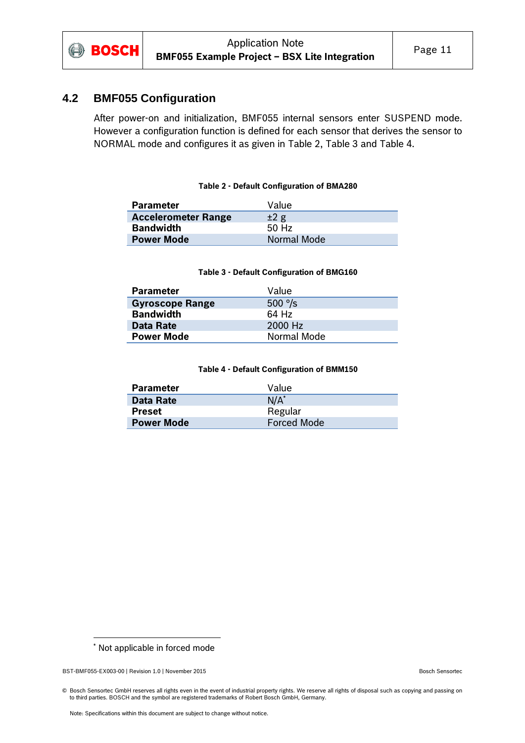## 4.2 BMF055 Configuration

After power-on and initialization, BMF055 internal sensors enter SUSPEND mode. However a configuration function is defined for each sensor that derives the sensor to NORMAL mode and configures it as given in Table 2, Table 3 and Table 4.

**Table 2 - Default Configuration of BMA280**

| Parameter | Value |
|---|---|
| **Accelerometer Range** | ±2 g |
| **Bandwidth** | 50 Hz |
| **Power Mode** | Normal Mode |

**Table 3 - Default Configuration of BMG160**

| Parameter | Value |
|---|---|
| **Gyroscope Range** | 500 °/s |
| **Bandwidth** | 64 Hz |
| **Data Rate** | 2000 Hz |
| **Power Mode** | Normal Mode |

**Table 4 - Default Configuration of BMM150**

| Parameter | Value |
|---|---|
| **Data Rate** | N/A* |
| **Preset** | Regular |
| **Power Mode** | Forced Mode |

* Not applicable in forced mode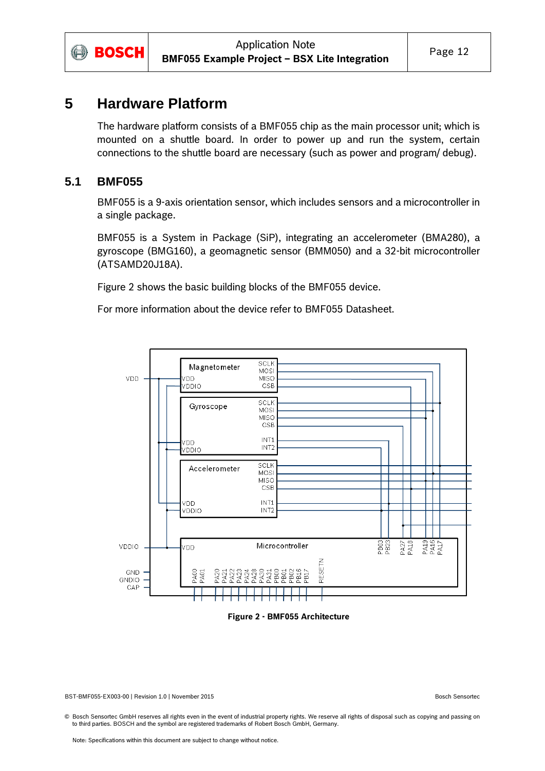# 5 Hardware Platform

The hardware platform consists of a BMF055 chip as the main processor unit; which is mounted on a shuttle board. In order to power up and run the system, certain connections to the shuttle board are necessary (such as power and program/ debug).

## 5.1 BMF055

BMF055 is a 9-axis orientation sensor, which includes sensors and a microcontroller in a single package.

BMF055 is a System in Package (SiP), integrating an accelerometer (BMA280), a gyroscope (BMG160), a geomagnetic sensor (BMM050) and a 32-bit microcontroller (ATSAMD20J18A).

Figure 2 shows the basic building blocks of the BMF055 device.

For more information about the device refer to BMF055 Datasheet.

VDD
Magnetometer
VDD
VDDIO
SCLK
MOSI
MISO
CSB
Gyroscope
VDD
VDDIO
SCLK
MOSI
MISO
CSB
INT1
INT2
Accelerometer
VDD
VDDIO
SCLK
MOSI
MISO
CSB
INT1
INT2
VDDIO
GND
GNDIO
CAP
Microcontroller
VDD
PB03 PB23 PA27 PA18 PA19 PA16 PA17
PA00 PA01 PA20 PA21 PA22 PA23 PA24 PA28 PA30 PA31 PB00 PB01 PB02 PB16 PB17 RESETN

**Figure 2 - BMF055 Architecture**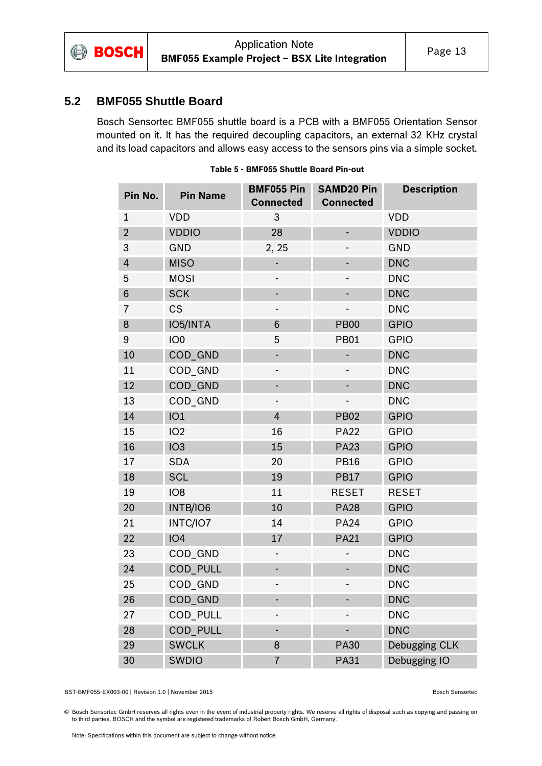## 5.2 BMF055 Shuttle Board

Bosch Sensortec BMF055 shuttle board is a PCB with a BMF055 Orientation Sensor mounted on it. It has the required decoupling capacitors, an external 32 KHz crystal and its load capacitors and allows easy access to the sensors pins via a simple socket.

**Table 5 - BMF055 Shuttle Board Pin-out**

| Pin No. | Pin Name | BMF055 Pin Connected | SAMD20 Pin Connected | Description |
|---|---|---|---|---|
| 1 | VDD | 3 | | VDD |
| 2 | VDDIO | 28 | - | VDDIO |
| 3 | GND | 2, 25 | - | GND |
| 4 | MISO | - | - | DNC |
| 5 | MOSI | - | - | DNC |
| 6 | SCK | - | - | DNC |
| 7 | CS | - | - | DNC |
| 8 | IO5/INTA | 6 | PB00 | GPIO |
| 9 | IO0 | 5 | PB01 | GPIO |
| 10 | COD_GND | - | - | DNC |
| 11 | COD_GND | - | - | DNC |
| 12 | COD_GND | - | - | DNC |
| 13 | COD_GND | - | - | DNC |
| 14 | IO1 | 4 | PB02 | GPIO |
| 15 | IO2 | 16 | PA22 | GPIO |
| 16 | IO3 | 15 | PA23 | GPIO |
| 17 | SDA | 20 | PB16 | GPIO |
| 18 | SCL | 19 | PB17 | GPIO |
| 19 | IO8 | 11 | RESET | RESET |
| 20 | INTB/IO6 | 10 | PA28 | GPIO |
| 21 | INTC/IO7 | 14 | PA24 | GPIO |
| 22 | IO4 | 17 | PA21 | GPIO |
| 23 | COD_GND | - | - | DNC |
| 24 | COD_PULL | - | - | DNC |
| 25 | COD_GND | - | - | DNC |
| 26 | COD_GND | - | - | DNC |
| 27 | COD_PULL | - | - | DNC |
| 28 | COD_PULL | - | - | DNC |
| 29 | SWCLK | 8 | PA30 | Debugging CLK |
| 30 | SWDIO | 7 | PA31 | Debugging IO |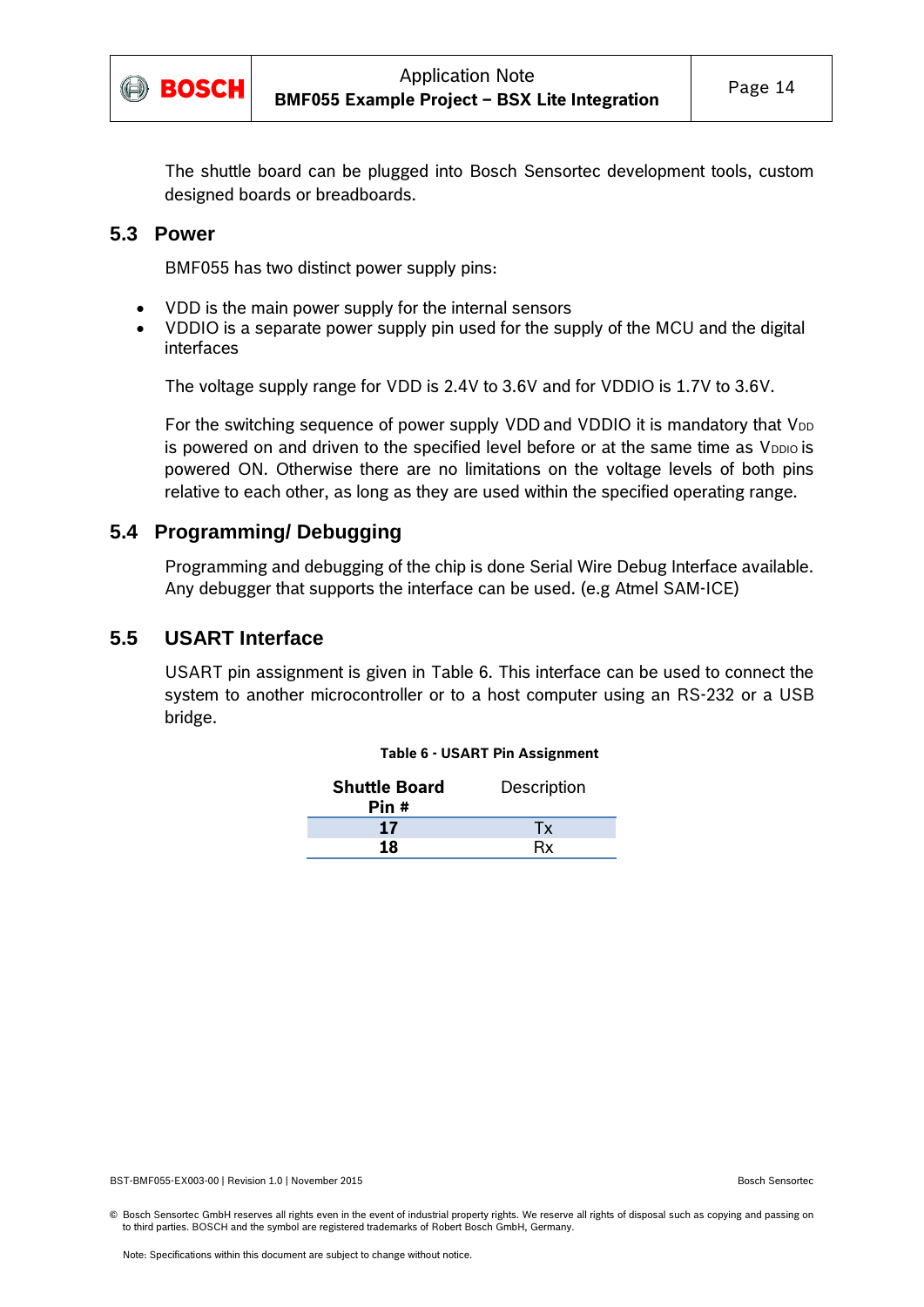The shuttle board can be plugged into Bosch Sensortec development tools, custom designed boards or breadboards.

## 5.3 Power

BMF055 has two distinct power supply pins:

- VDD is the main power supply for the internal sensors
- VDDIO is a separate power supply pin used for the supply of the MCU and the digital interfaces

The voltage supply range for VDD is 2.4V to 3.6V and for VDDIO is 1.7V to 3.6V.

For the switching sequence of power supply VDD and VDDIO it is mandatory that $V_{DD}$ is powered on and driven to the specified level before or at the same time as $V_{DDIO}$ is powered ON. Otherwise there are no limitations on the voltage levels of both pins relative to each other, as long as they are used within the specified operating range.

## 5.4 Programming/ Debugging

Programming and debugging of the chip is done Serial Wire Debug Interface available. Any debugger that supports the interface can be used. (e.g Atmel SAM-ICE)

## 5.5 USART Interface

USART pin assignment is given in Table 6. This interface can be used to connect the system to another microcontroller or to a host computer using an RS-232 or a USB bridge.

**Table 6 - USART Pin Assignment**

| Shuttle Board Pin # | Description |
|---|---|
| **17** | Tx |
| **18** | Rx |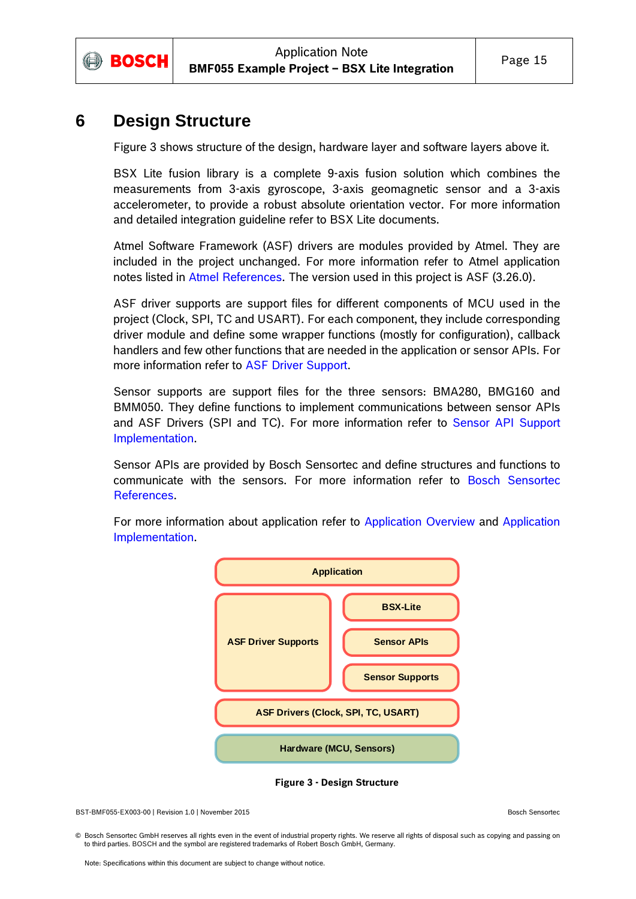# 6 Design Structure

Figure 3 shows structure of the design, hardware layer and software layers above it.

BSX Lite fusion library is a complete 9-axis fusion solution which combines the measurements from 3-axis gyroscope, 3-axis geomagnetic sensor and a 3-axis accelerometer, to provide a robust absolute orientation vector. For more information and detailed integration guideline refer to BSX Lite documents.

Atmel Software Framework (ASF) drivers are modules provided by Atmel. They are included in the project unchanged. For more information refer to Atmel application notes listed in Atmel References. The version used in this project is ASF (3.26.0).

ASF driver supports are support files for different components of MCU used in the project (Clock, SPI, TC and USART). For each component, they include corresponding driver module and define some wrapper functions (mostly for configuration), callback handlers and few other functions that are needed in the application or sensor APIs. For more information refer to ASF Driver Support.

Sensor supports are support files for the three sensors: BMA280, BMG160 and BMM050. They define functions to implement communications between sensor APIs and ASF Drivers (SPI and TC). For more information refer to Sensor API Support Implementation.

Sensor APIs are provided by Bosch Sensortec and define structures and functions to communicate with the sensors. For more information refer to Bosch Sensortec References.

For more information about application refer to Application Overview and Application Implementation.

Application

ASF Driver Supports

BSX-Lite

Sensor APIs

Sensor Supports

ASF Drivers (Clock, SPI, TC, USART)

Hardware (MCU, Sensors)

**Figure 3 - Design Structure**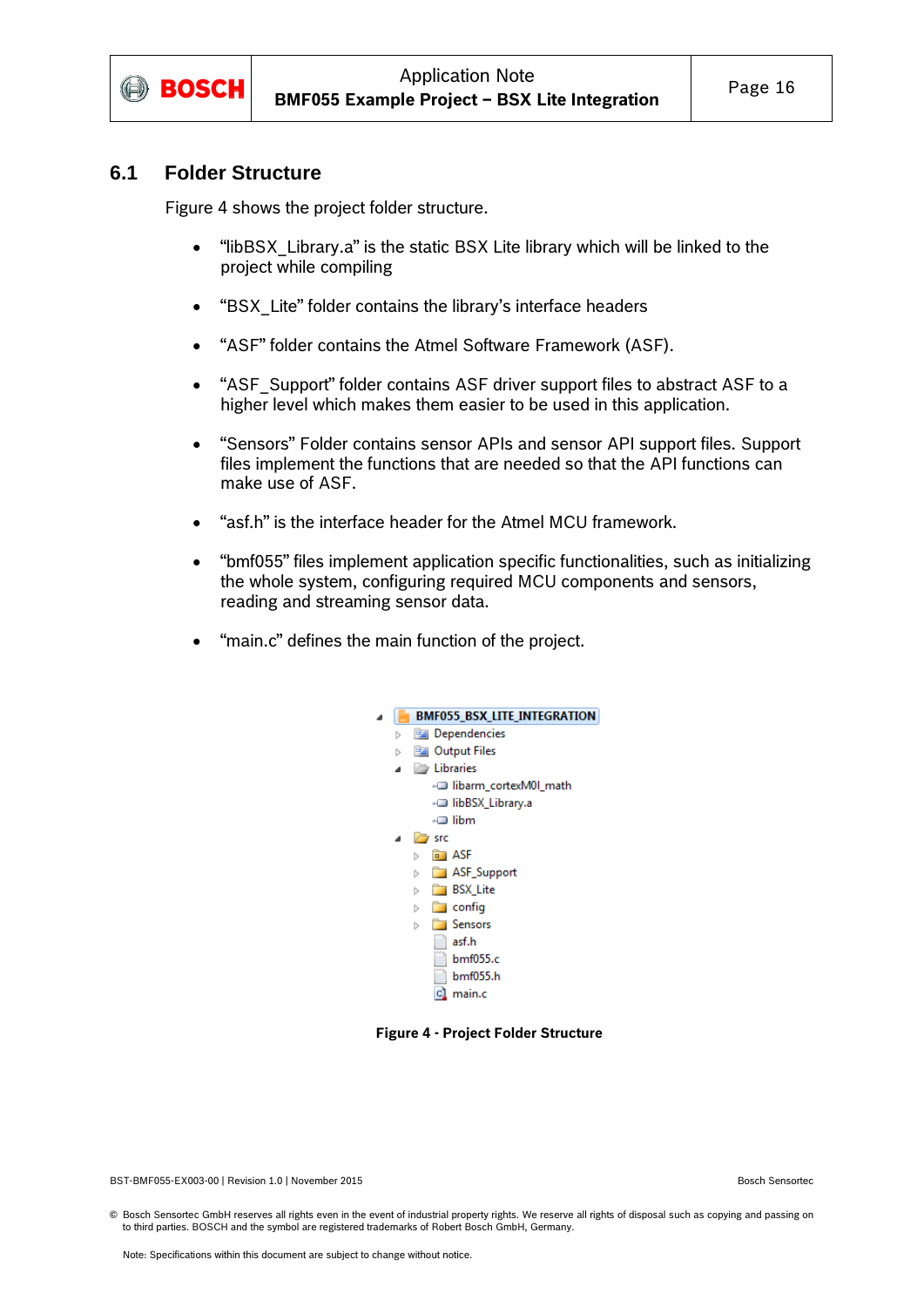## 6.1 Folder Structure

Figure 4 shows the project folder structure.

- "libBSX_Library.a" is the static BSX Lite library which will be linked to the project while compiling
- "BSX_Lite" folder contains the library's interface headers
- "ASF" folder contains the Atmel Software Framework (ASF).
- "ASF_Support" folder contains ASF driver support files to abstract ASF to a higher level which makes them easier to be used in this application.
- "Sensors" Folder contains sensor APIs and sensor API support files. Support files implement the functions that are needed so that the API functions can make use of ASF.
- "asf.h" is the interface header for the Atmel MCU framework.
- "bmf055" files implement application specific functionalities, such as initializing the whole system, configuring required MCU components and sensors, reading and streaming sensor data.
- "main.c" defines the main function of the project.

```
BMF055_BSX_LITE_INTEGRATION
├── Dependencies
├── Output Files
├── Libraries
│   ├── libarm_cortexM0l_math
│   ├── libBSX_Library.a
│   └── libm
└── src
    ├── ASF
    ├── ASF_Support
    ├── BSX_Lite
    ├── config
    ├── Sensors
    ├── asf.h
    ├── bmf055.c
    ├── bmf055.h
    └── main.c
```

**Figure 4 - Project Folder Structure**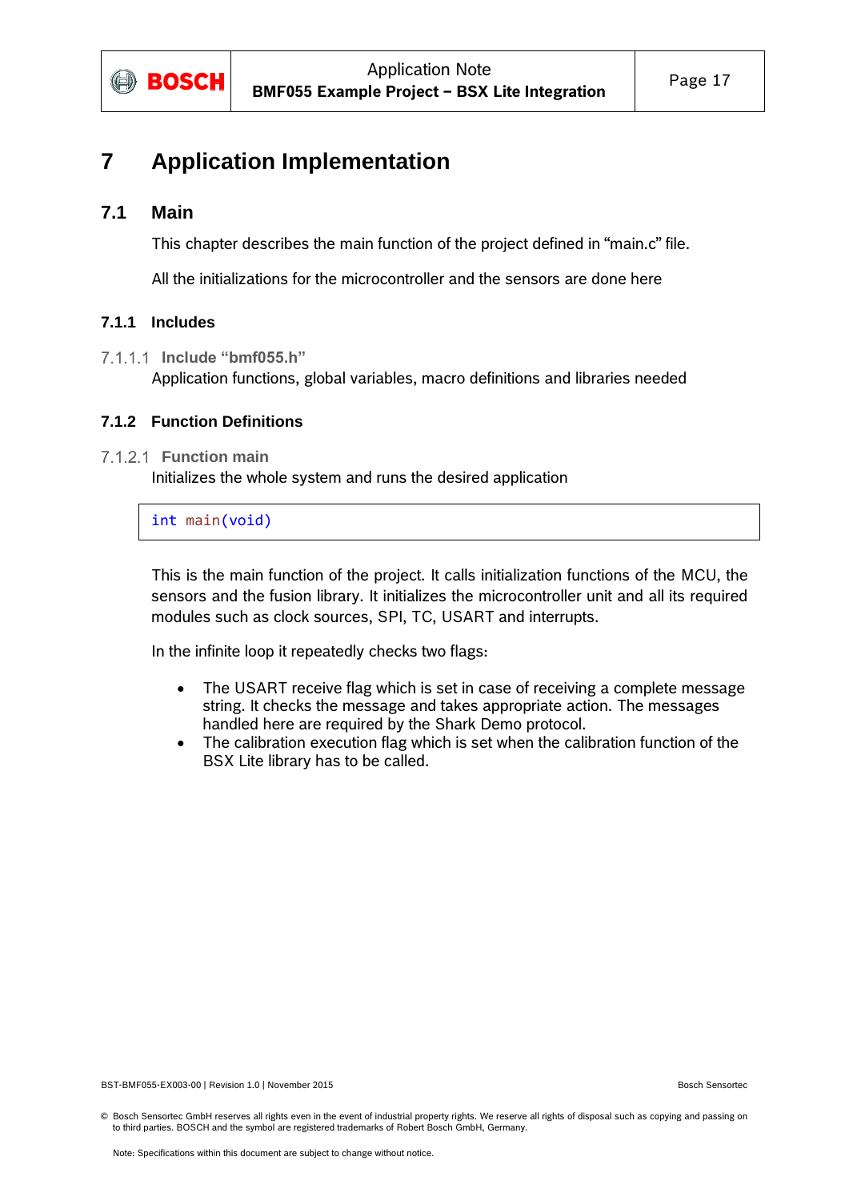# 7 Application Implementation

## 7.1 Main

This chapter describes the main function of the project defined in "main.c" file.

All the initializations for the microcontroller and the sensors are done here

### 7.1.1 Includes

#### 7.1.1.1 Include "bmf055.h"

Application functions, global variables, macro definitions and libraries needed

### 7.1.2 Function Definitions

#### 7.1.2.1 Function main

Initializes the whole system and runs the desired application

```
int main(void)
```

This is the main function of the project. It calls initialization functions of the MCU, the sensors and the fusion library. It initializes the microcontroller unit and all its required modules such as clock sources, SPI, TC, USART and interrupts.

In the infinite loop it repeatedly checks two flags:

- The USART receive flag which is set in case of receiving a complete message string. It checks the message and takes appropriate action. The messages handled here are required by the Shark Demo protocol.
- The calibration execution flag which is set when the calibration function of the BSX Lite library has to be called.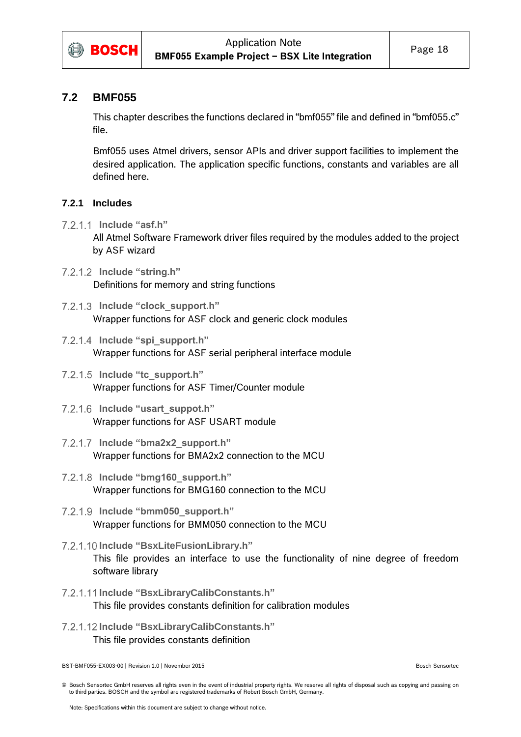## 7.2 BMF055

This chapter describes the functions declared in "bmf055" file and defined in "bmf055.c" file.

Bmf055 uses Atmel drivers, sensor APIs and driver support facilities to implement the desired application. The application specific functions, constants and variables are all defined here.

### 7.2.1 Includes

#### 7.2.1.1 Include "asf.h"

All Atmel Software Framework driver files required by the modules added to the project by ASF wizard

#### 7.2.1.2 Include "string.h"

Definitions for memory and string functions

#### 7.2.1.3 Include "clock_support.h"

Wrapper functions for ASF clock and generic clock modules

#### 7.2.1.4 Include "spi_support.h"

Wrapper functions for ASF serial peripheral interface module

#### 7.2.1.5 Include "tc_support.h"

Wrapper functions for ASF Timer/Counter module

#### 7.2.1.6 Include "usart_suppot.h"

Wrapper functions for ASF USART module

#### 7.2.1.7 Include "bma2x2_support.h"

Wrapper functions for BMA2x2 connection to the MCU

#### 7.2.1.8 Include "bmg160_support.h"

Wrapper functions for BMG160 connection to the MCU

#### 7.2.1.9 Include "bmm050_support.h"

Wrapper functions for BMM050 connection to the MCU

#### 7.2.1.10 Include "BsxLiteFusionLibrary.h"

This file provides an interface to use the functionality of nine degree of freedom software library

#### 7.2.1.11 Include "BsxLibraryCalibConstants.h"

This file provides constants definition for calibration modules

#### 7.2.1.12 Include "BsxLibraryCalibConstants.h"

This file provides constants definition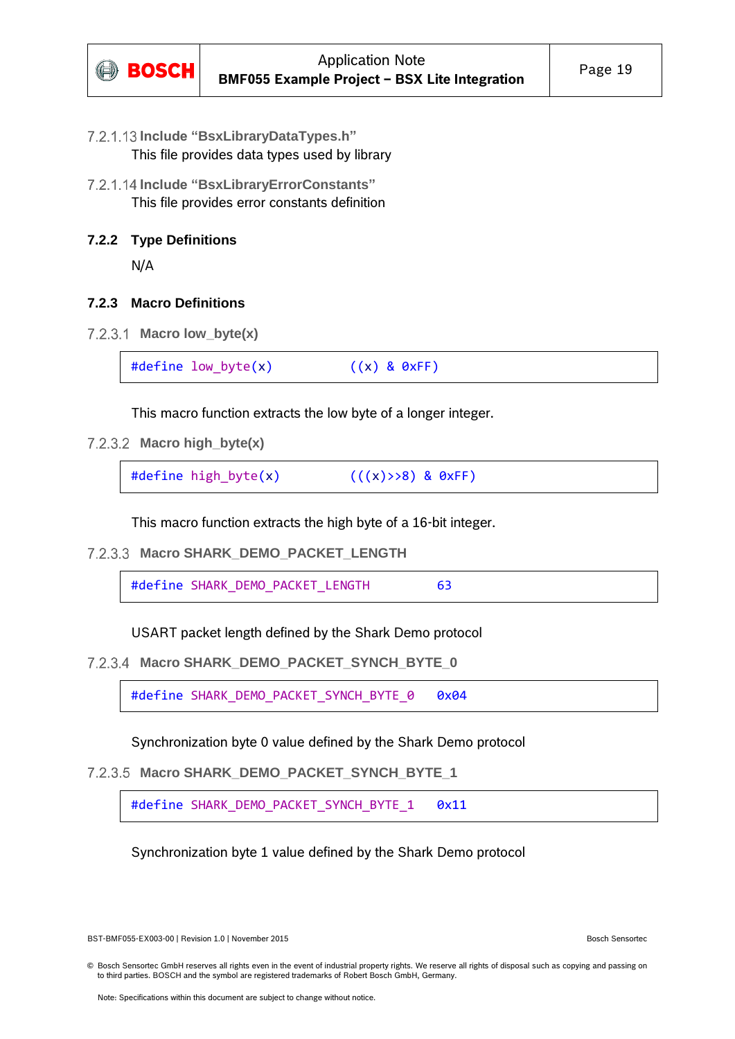#### 7.2.1.13 Include "BsxLibraryDataTypes.h"

This file provides data types used by library

#### 7.2.1.14 Include "BsxLibraryErrorConstants"

This file provides error constants definition

### 7.2.2 Type Definitions

N/A

### 7.2.3 Macro Definitions

#### 7.2.3.1 Macro low_byte(x)

```
#define low_byte(x)           ((x) & 0xFF)
```

This macro function extracts the low byte of a longer integer.

#### 7.2.3.2 Macro high_byte(x)

```
#define high_byte(x)          (((x)>>8) & 0xFF)
```

This macro function extracts the high byte of a 16-bit integer.

#### 7.2.3.3 Macro SHARK_DEMO_PACKET_LENGTH

```
#define SHARK_DEMO_PACKET_LENGTH          63
```

USART packet length defined by the Shark Demo protocol

#### 7.2.3.4 Macro SHARK_DEMO_PACKET_SYNCH_BYTE_0

```
#define SHARK_DEMO_PACKET_SYNCH_BYTE_0    0x04
```

Synchronization byte 0 value defined by the Shark Demo protocol

#### 7.2.3.5 Macro SHARK_DEMO_PACKET_SYNCH_BYTE_1

```
#define SHARK_DEMO_PACKET_SYNCH_BYTE_1    0x11
```

Synchronization byte 1 value defined by the Shark Demo protocol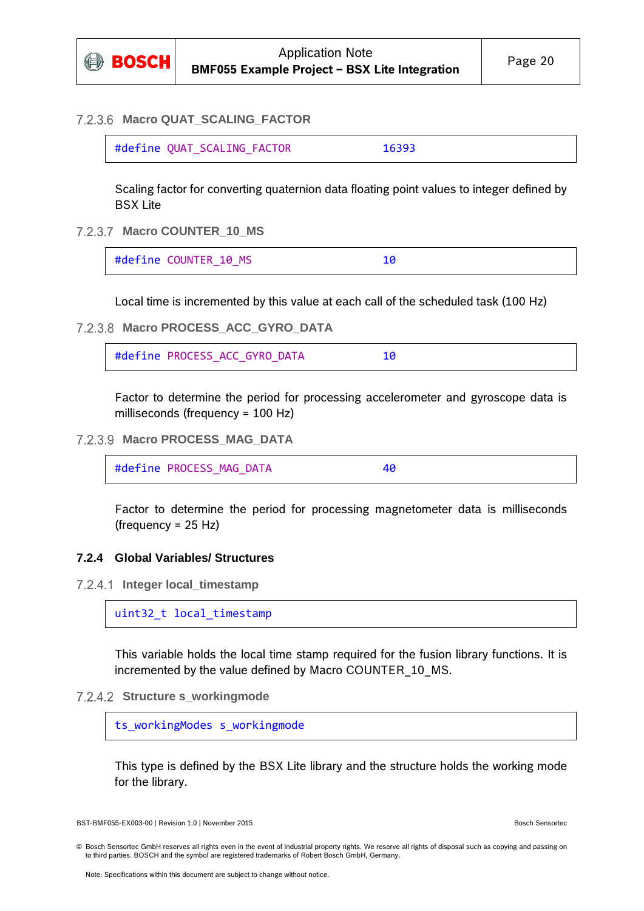#### 7.2.3.6 Macro QUAT_SCALING_FACTOR

```
#define QUAT_SCALING_FACTOR                16393
```

Scaling factor for converting quaternion data floating point values to integer defined by BSX Lite

#### 7.2.3.7 Macro COUNTER_10_MS

```
#define COUNTER_10_MS                      10
```

Local time is incremented by this value at each call of the scheduled task (100 Hz)

#### 7.2.3.8 Macro PROCESS_ACC_GYRO_DATA

```
#define PROCESS_ACC_GYRO_DATA              10
```

Factor to determine the period for processing accelerometer and gyroscope data is milliseconds (frequency = 100 Hz)

#### 7.2.3.9 Macro PROCESS_MAG_DATA

```
#define PROCESS_MAG_DATA                   40
```

Factor to determine the period for processing magnetometer data is milliseconds (frequency = 25 Hz)

### 7.2.4 Global Variables/ Structures

#### 7.2.4.1 Integer local_timestamp

```
uint32_t local_timestamp
```

This variable holds the local time stamp required for the fusion library functions. It is incremented by the value defined by Macro COUNTER_10_MS.

#### 7.2.4.2 Structure s_workingmode

```
ts_workingModes s_workingmode
```

This type is defined by the BSX Lite library and the structure holds the working mode for the library.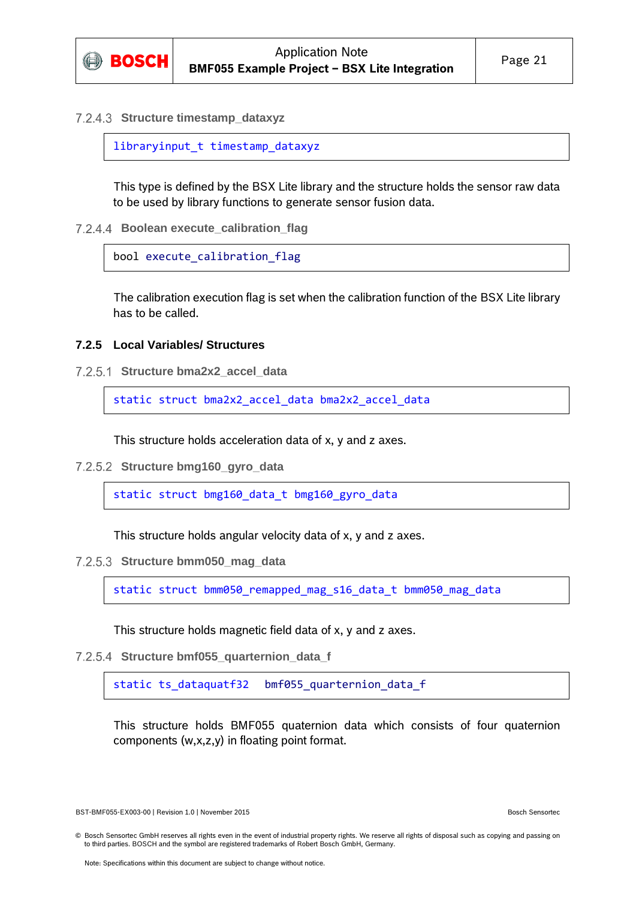#### 7.2.4.3 Structure timestamp_dataxyz

```
libraryinput_t timestamp_dataxyz
```

This type is defined by the BSX Lite library and the structure holds the sensor raw data to be used by library functions to generate sensor fusion data.

#### 7.2.4.4 Boolean execute_calibration_flag

```
bool execute_calibration_flag
```

The calibration execution flag is set when the calibration function of the BSX Lite library has to be called.

### 7.2.5 Local Variables/ Structures

#### 7.2.5.1 Structure bma2x2_accel_data

```
static struct bma2x2_accel_data bma2x2_accel_data
```

This structure holds acceleration data of x, y and z axes.

#### 7.2.5.2 Structure bmg160_gyro_data

```
static struct bmg160_data_t bmg160_gyro_data
```

This structure holds angular velocity data of x, y and z axes.

#### 7.2.5.3 Structure bmm050_mag_data

```
static struct bmm050_remapped_mag_s16_data_t bmm050_mag_data
```

This structure holds magnetic field data of x, y and z axes.

#### 7.2.5.4 Structure bmf055_quarternion_data_f

```
static ts_dataquatf32  bmf055_quarternion_data_f
```

This structure holds BMF055 quaternion data which consists of four quaternion components (w,x,z,y) in floating point format.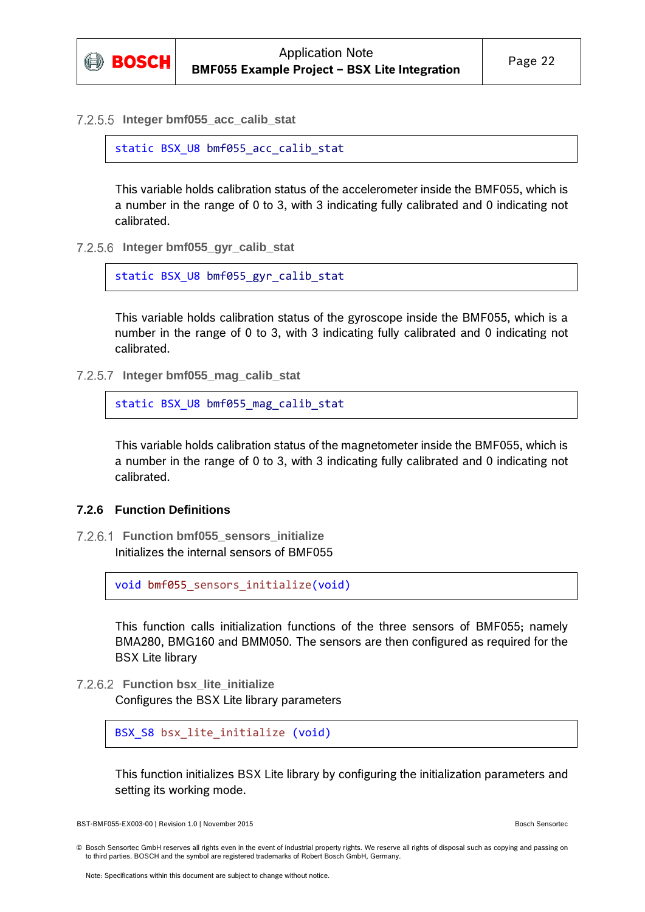#### 7.2.5.5 Integer bmf055_acc_calib_stat

```
static BSX_U8 bmf055_acc_calib_stat
```

This variable holds calibration status of the accelerometer inside the BMF055, which is a number in the range of 0 to 3, with 3 indicating fully calibrated and 0 indicating not calibrated.

#### 7.2.5.6 Integer bmf055_gyr_calib_stat

```
static BSX_U8 bmf055_gyr_calib_stat
```

This variable holds calibration status of the gyroscope inside the BMF055, which is a number in the range of 0 to 3, with 3 indicating fully calibrated and 0 indicating not calibrated.

#### 7.2.5.7 Integer bmf055_mag_calib_stat

```
static BSX_U8 bmf055_mag_calib_stat
```

This variable holds calibration status of the magnetometer inside the BMF055, which is a number in the range of 0 to 3, with 3 indicating fully calibrated and 0 indicating not calibrated.

### 7.2.6 Function Definitions

#### 7.2.6.1 Function bmf055_sensors_initialize

Initializes the internal sensors of BMF055

```
void bmf055_sensors_initialize(void)
```

This function calls initialization functions of the three sensors of BMF055; namely BMA280, BMG160 and BMM050. The sensors are then configured as required for the BSX Lite library

#### 7.2.6.2 Function bsx_lite_initialize

Configures the BSX Lite library parameters

```
BSX_S8 bsx_lite_initialize (void)
```

This function initializes BSX Lite library by configuring the initialization parameters and setting its working mode.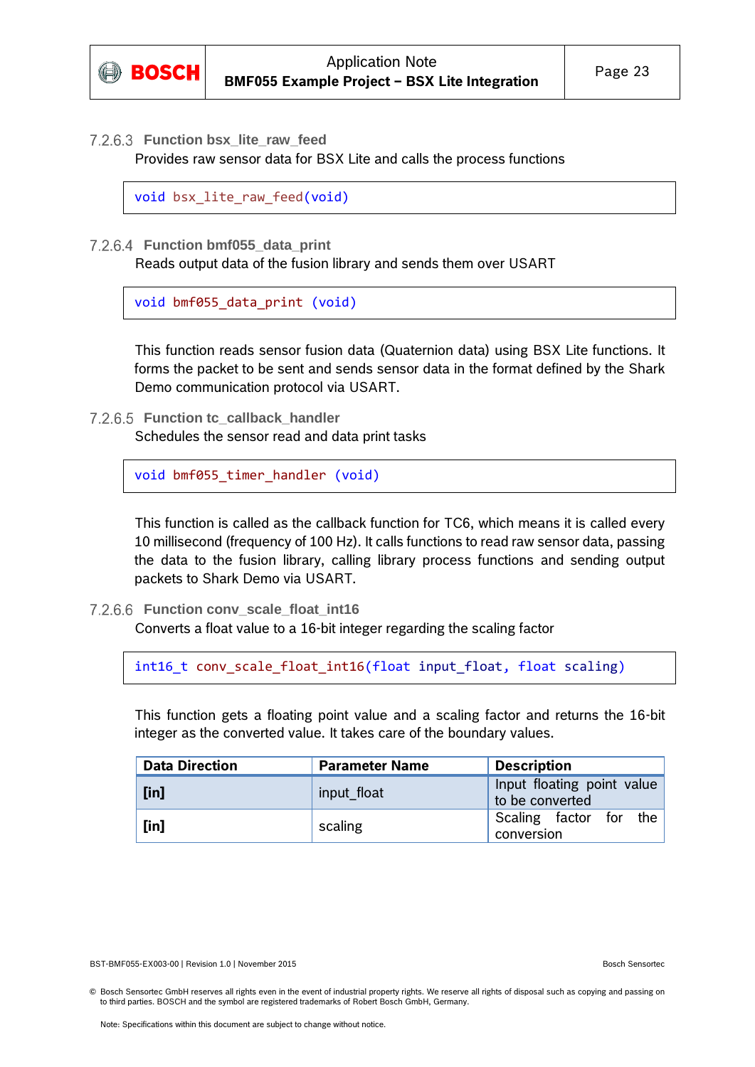#### 7.2.6.3 Function bsx_lite_raw_feed

Provides raw sensor data for BSX Lite and calls the process functions

```
void bsx_lite_raw_feed(void)
```

#### 7.2.6.4 Function bmf055_data_print

Reads output data of the fusion library and sends them over USART

```
void bmf055_data_print (void)
```

This function reads sensor fusion data (Quaternion data) using BSX Lite functions. It forms the packet to be sent and sends sensor data in the format defined by the Shark Demo communication protocol via USART.

#### 7.2.6.5 Function tc_callback_handler

Schedules the sensor read and data print tasks

```
void bmf055_timer_handler (void)
```

This function is called as the callback function for TC6, which means it is called every 10 millisecond (frequency of 100 Hz). It calls functions to read raw sensor data, passing the data to the fusion library, calling library process functions and sending output packets to Shark Demo via USART.

#### 7.2.6.6 Function conv_scale_float_int16

Converts a float value to a 16-bit integer regarding the scaling factor

```
int16_t conv_scale_float_int16(float input_float, float scaling)
```

This function gets a floating point value and a scaling factor and returns the 16-bit integer as the converted value. It takes care of the boundary values.

| Data Direction | Parameter Name | Description |
|---|---|---|
| **[in]** | input_float | Input floating point value to be converted |
| **[in]** | scaling | Scaling factor for the conversion |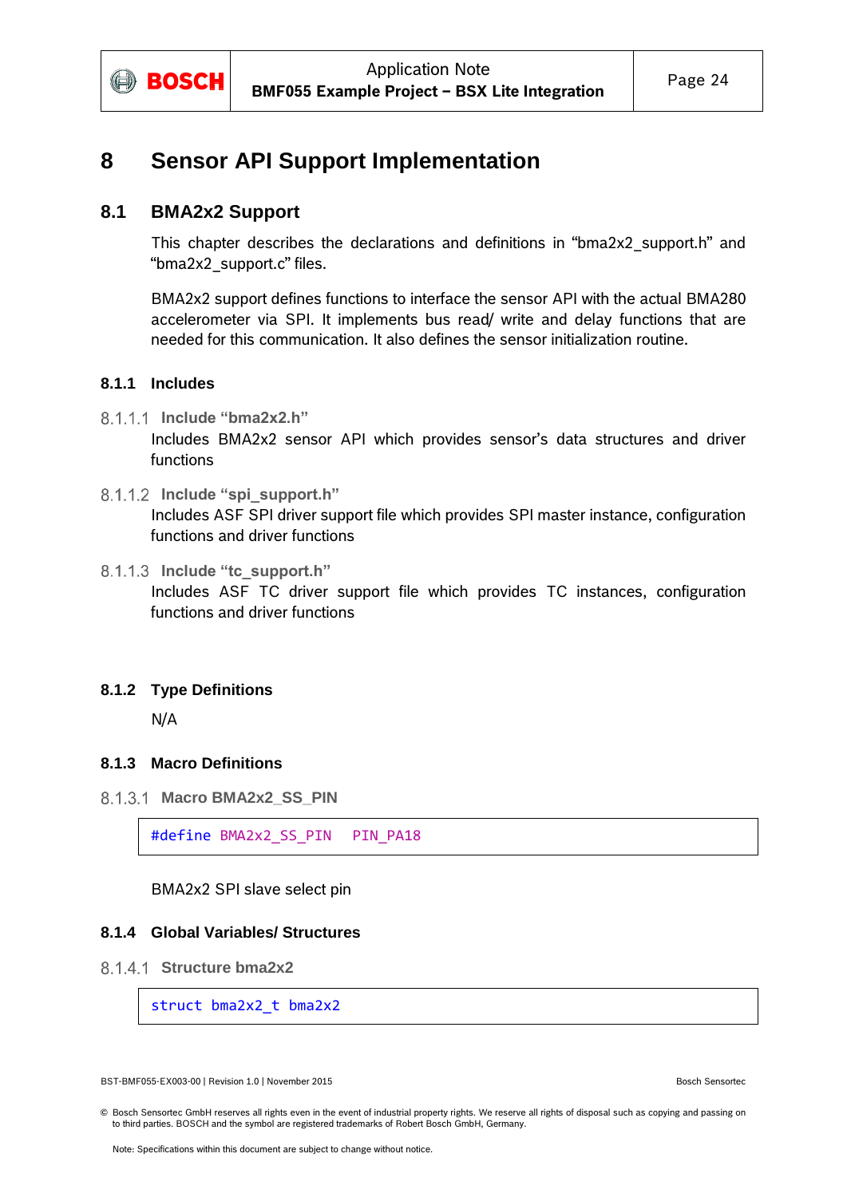# 8 Sensor API Support Implementation

## 8.1 BMA2x2 Support

This chapter describes the declarations and definitions in "bma2x2_support.h" and "bma2x2_support.c" files.

BMA2x2 support defines functions to interface the sensor API with the actual BMA280 accelerometer via SPI. It implements bus read/ write and delay functions that are needed for this communication. It also defines the sensor initialization routine.

### 8.1.1 Includes

#### 8.1.1.1 Include "bma2x2.h"

Includes BMA2x2 sensor API which provides sensor's data structures and driver functions

#### 8.1.1.2 Include "spi_support.h"

Includes ASF SPI driver support file which provides SPI master instance, configuration functions and driver functions

#### 8.1.1.3 Include "tc_support.h"

Includes ASF TC driver support file which provides TC instances, configuration functions and driver functions

### 8.1.2 Type Definitions

N/A

### 8.1.3 Macro Definitions

#### 8.1.3.1 Macro BMA2x2_SS_PIN

```
#define BMA2x2_SS_PIN   PIN_PA18
```

BMA2x2 SPI slave select pin

### 8.1.4 Global Variables/ Structures

#### 8.1.4.1 Structure bma2x2

```
struct bma2x2_t bma2x2
```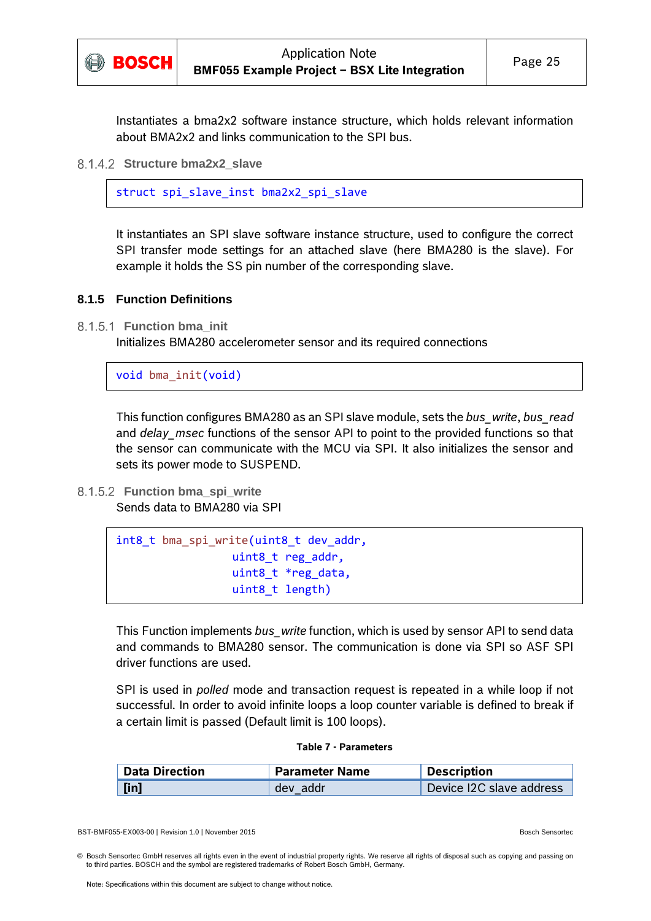Instantiates a bma2x2 software instance structure, which holds relevant information about BMA2x2 and links communication to the SPI bus.

#### 8.1.4.2 Structure bma2x2_slave

```
struct spi_slave_inst bma2x2_spi_slave
```

It instantiates an SPI slave software instance structure, used to configure the correct SPI transfer mode settings for an attached slave (here BMA280 is the slave). For example it holds the SS pin number of the corresponding slave.

### 8.1.5 Function Definitions

#### 8.1.5.1 Function bma_init

Initializes BMA280 accelerometer sensor and its required connections

```
void bma_init(void)
```

This function configures BMA280 as an SPI slave module, sets the *bus_write*, *bus_read* and *delay_msec* functions of the sensor API to point to the provided functions so that the sensor can communicate with the MCU via SPI. It also initializes the sensor and sets its power mode to SUSPEND.

#### 8.1.5.2 Function bma_spi_write

Sends data to BMA280 via SPI

```
int8_t bma_spi_write(uint8_t dev_addr,
                     uint8_t reg_addr,
                     uint8_t *reg_data,
                     uint8_t length)
```

This Function implements *bus_write* function, which is used by sensor API to send data and commands to BMA280 sensor. The communication is done via SPI so ASF SPI driver functions are used.

SPI is used in *polled* mode and transaction request is repeated in a while loop if not successful. In order to avoid infinite loops a loop counter variable is defined to break if a certain limit is passed (Default limit is 100 loops).

**Table 7 - Parameters**

| Data Direction | Parameter Name | Description |
|---|---|---|
| [in] | dev_addr | Device I2C slave address |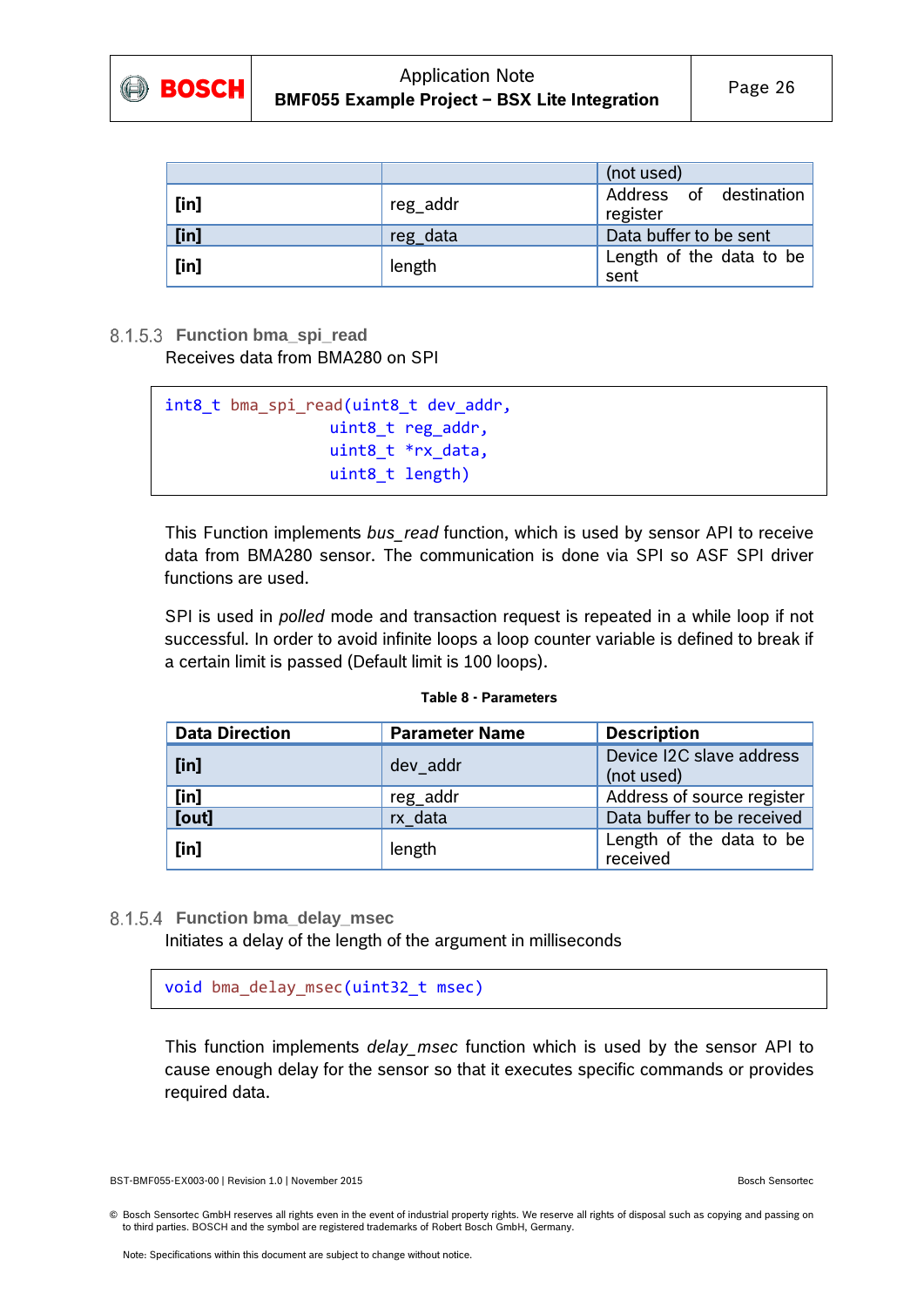| | | |
|---|---|---|
| | | (not used) |
| **[in]** | reg_addr | Address of destination register |
| **[in]** | reg_data | Data buffer to be sent |
| **[in]** | length | Length of the data to be sent |

#### 8.1.5.3 Function bma_spi_read

Receives data from BMA280 on SPI

```
int8_t bma_spi_read(uint8_t dev_addr,
                    uint8_t reg_addr,
                    uint8_t *rx_data,
                    uint8_t length)
```

This Function implements *bus_read* function, which is used by sensor API to receive data from BMA280 sensor. The communication is done via SPI so ASF SPI driver functions are used.

SPI is used in *polled* mode and transaction request is repeated in a while loop if not successful. In order to avoid infinite loops a loop counter variable is defined to break if a certain limit is passed (Default limit is 100 loops).

**Table 8 - Parameters**

| Data Direction | Parameter Name | Description |
|---|---|---|
| **[in]** | dev_addr | Device I2C slave address (not used) |
| **[in]** | reg_addr | Address of source register |
| **[out]** | rx_data | Data buffer to be received |
| **[in]** | length | Length of the data to be received |

#### 8.1.5.4 Function bma_delay_msec

Initiates a delay of the length of the argument in milliseconds

```
void bma_delay_msec(uint32_t msec)
```

This function implements *delay_msec* function which is used by the sensor API to cause enough delay for the sensor so that it executes specific commands or provides required data.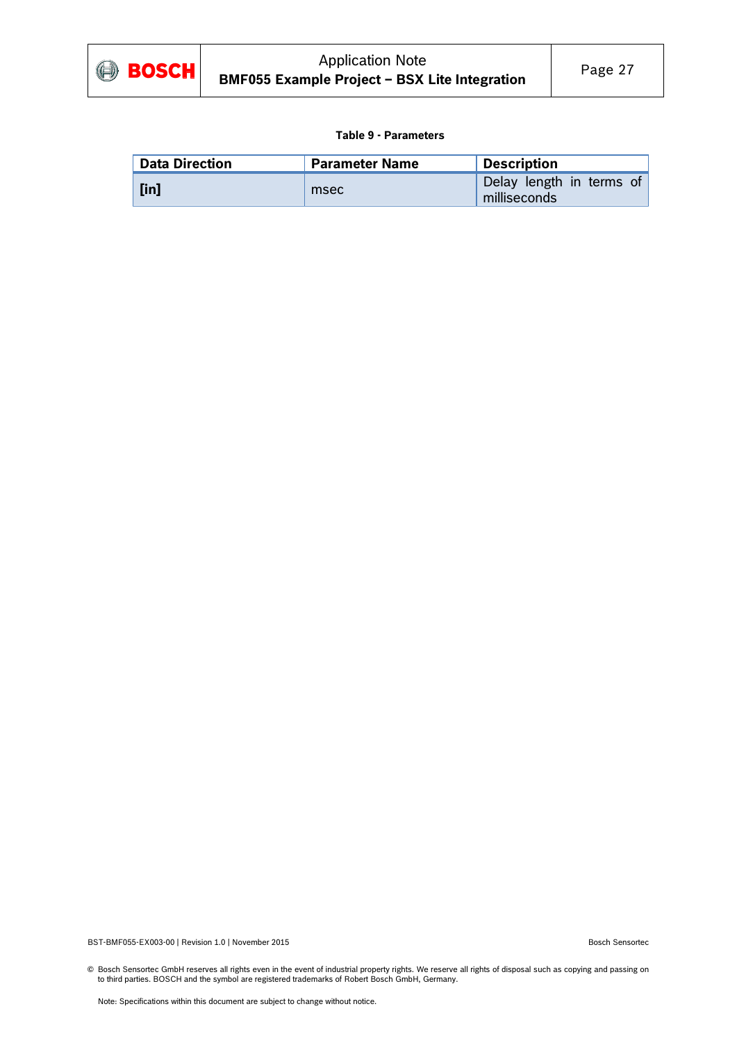**Table 9 - Parameters**

| Data Direction | Parameter Name | Description |
| --- | --- | --- |
| **[in]** | msec | Delay length in terms of milliseconds |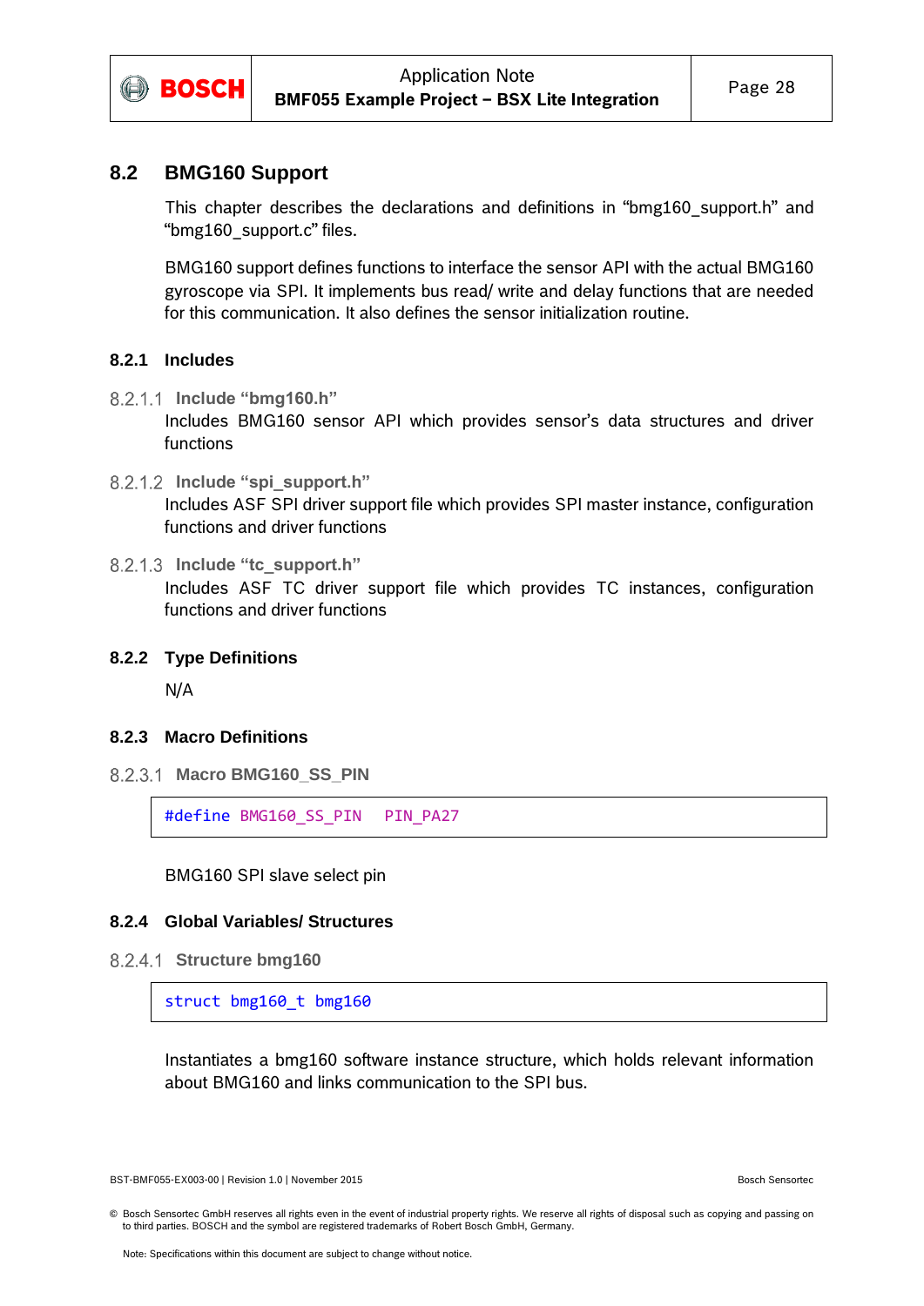## 8.2 BMG160 Support

This chapter describes the declarations and definitions in "bmg160_support.h" and "bmg160_support.c" files.

BMG160 support defines functions to interface the sensor API with the actual BMG160 gyroscope via SPI. It implements bus read/ write and delay functions that are needed for this communication. It also defines the sensor initialization routine.

### 8.2.1 Includes

#### 8.2.1.1 Include "bmg160.h"

Includes BMG160 sensor API which provides sensor's data structures and driver functions

#### 8.2.1.2 Include "spi_support.h"

Includes ASF SPI driver support file which provides SPI master instance, configuration functions and driver functions

#### 8.2.1.3 Include "tc_support.h"

Includes ASF TC driver support file which provides TC instances, configuration functions and driver functions

### 8.2.2 Type Definitions

N/A

### 8.2.3 Macro Definitions

#### 8.2.3.1 Macro BMG160_SS_PIN

```
#define BMG160_SS_PIN   PIN_PA27
```

BMG160 SPI slave select pin

### 8.2.4 Global Variables/ Structures

#### 8.2.4.1 Structure bmg160

```
struct bmg160_t bmg160
```

Instantiates a bmg160 software instance structure, which holds relevant information about BMG160 and links communication to the SPI bus.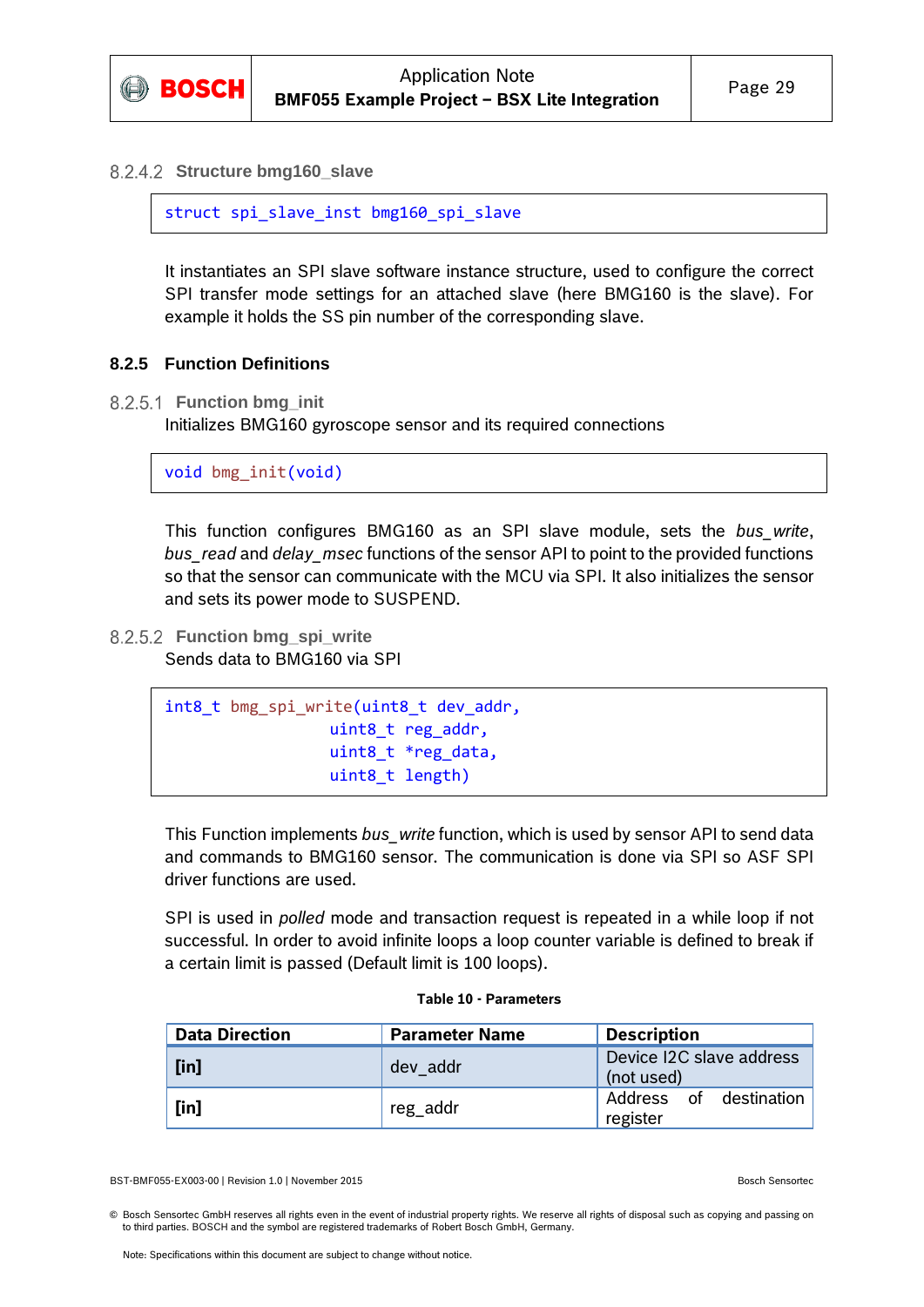#### 8.2.4.2 Structure bmg160_slave

```
struct spi_slave_inst bmg160_spi_slave
```

It instantiates an SPI slave software instance structure, used to configure the correct SPI transfer mode settings for an attached slave (here BMG160 is the slave). For example it holds the SS pin number of the corresponding slave.

### 8.2.5 Function Definitions

#### 8.2.5.1 Function bmg_init

Initializes BMG160 gyroscope sensor and its required connections

```
void bmg_init(void)
```

This function configures BMG160 as an SPI slave module, sets the *bus_write*, *bus_read* and *delay_msec* functions of the sensor API to point to the provided functions so that the sensor can communicate with the MCU via SPI. It also initializes the sensor and sets its power mode to SUSPEND.

#### 8.2.5.2 Function bmg_spi_write

Sends data to BMG160 via SPI

```
int8_t bmg_spi_write(uint8_t dev_addr,
                     uint8_t reg_addr,
                     uint8_t *reg_data,
                     uint8_t length)
```

This Function implements *bus_write* function, which is used by sensor API to send data and commands to BMG160 sensor. The communication is done via SPI so ASF SPI driver functions are used.

SPI is used in *polled* mode and transaction request is repeated in a while loop if not successful. In order to avoid infinite loops a loop counter variable is defined to break if a certain limit is passed (Default limit is 100 loops).

**Table 10 - Parameters**

| Data Direction | Parameter Name | Description |
|---|---|---|
| **[in]** | dev_addr | Device I2C slave address (not used) |
| **[in]** | reg_addr | Address of destination register |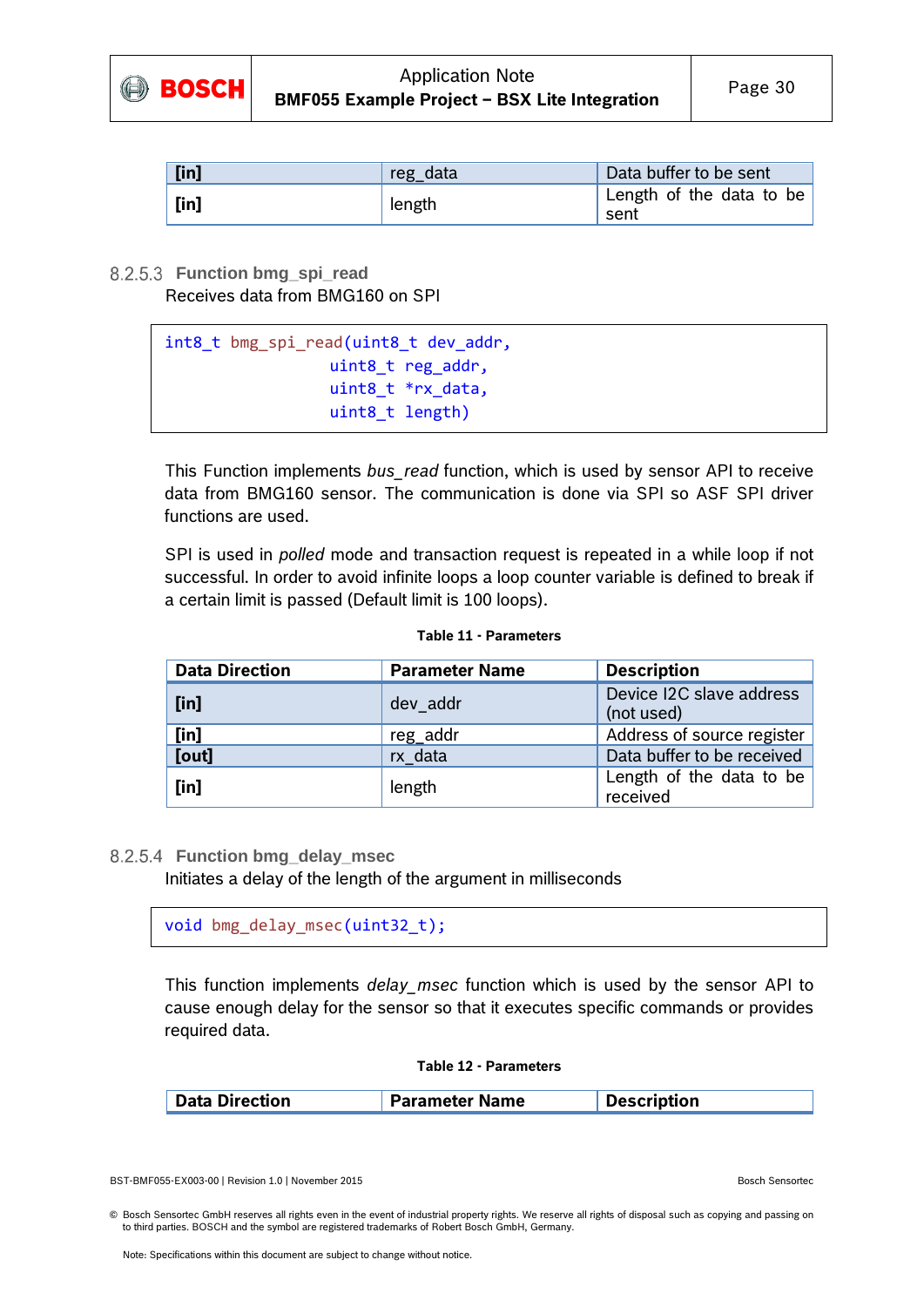| | | |
|---|---|---|
| **[in]** | reg_data | Data buffer to be sent |
| **[in]** | length | Length of the data to be sent |

#### 8.2.5.3 Function bmg_spi_read

Receives data from BMG160 on SPI

```
int8_t bmg_spi_read(uint8_t dev_addr,
                    uint8_t reg_addr,
                    uint8_t *rx_data,
                    uint8_t length)
```

This Function implements *bus_read* function, which is used by sensor API to receive data from BMG160 sensor. The communication is done via SPI so ASF SPI driver functions are used.

SPI is used in *polled* mode and transaction request is repeated in a while loop if not successful. In order to avoid infinite loops a loop counter variable is defined to break if a certain limit is passed (Default limit is 100 loops).

**Table 11 - Parameters**

| Data Direction | Parameter Name | Description |
|---|---|---|
| **[in]** | dev_addr | Device I2C slave address (not used) |
| **[in]** | reg_addr | Address of source register |
| **[out]** | rx_data | Data buffer to be received |
| **[in]** | length | Length of the data to be received |

#### 8.2.5.4 Function bmg_delay_msec

Initiates a delay of the length of the argument in milliseconds

```
void bmg_delay_msec(uint32_t);
```

This function implements *delay_msec* function which is used by the sensor API to cause enough delay for the sensor so that it executes specific commands or provides required data.

**Table 12 - Parameters**

| Data Direction | Parameter Name | Description |
|---|---|---|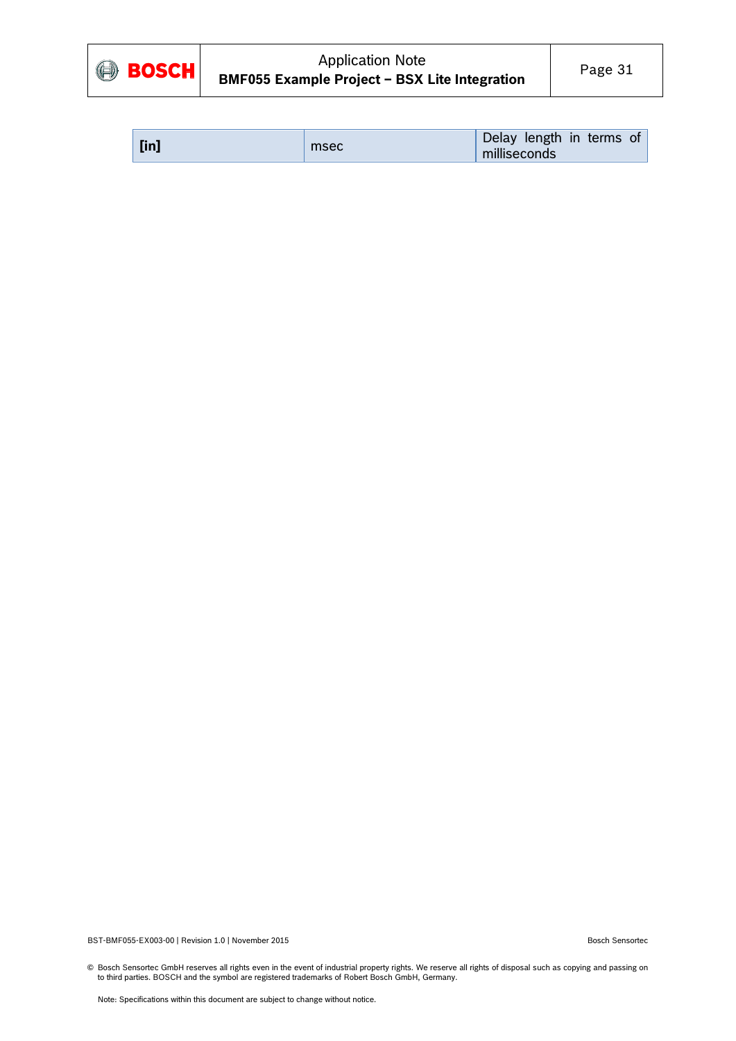| | | |
|---|---|---|
| **[in]** | msec | Delay length in terms of milliseconds |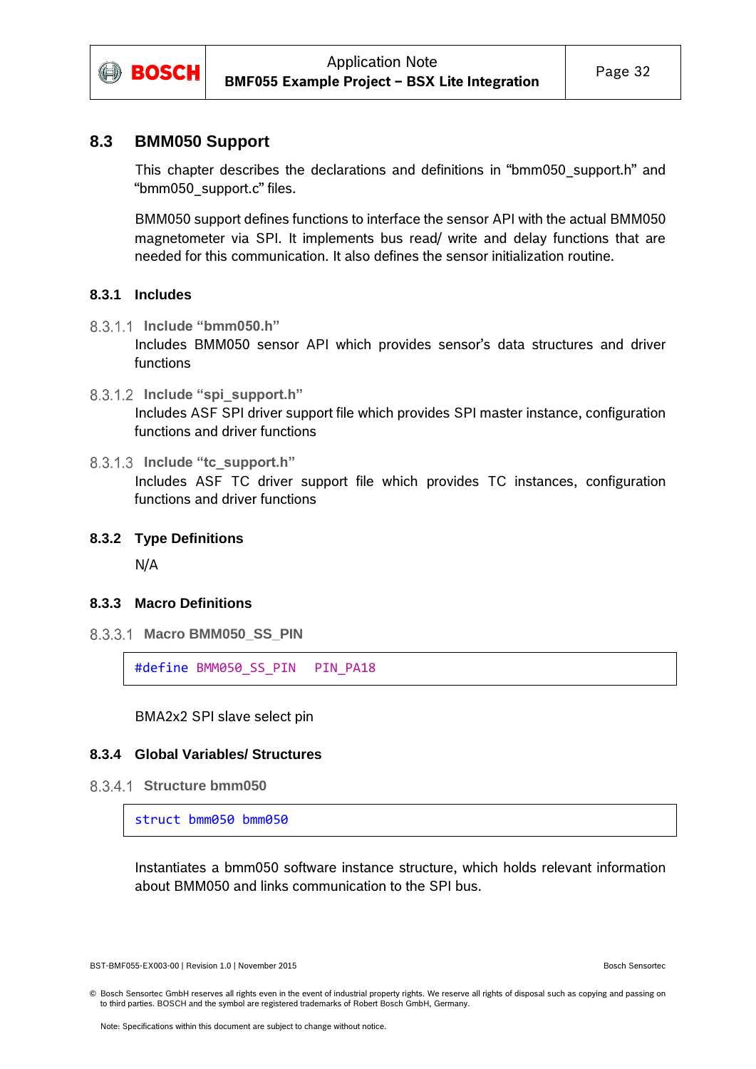## 8.3 BMM050 Support

This chapter describes the declarations and definitions in "bmm050_support.h" and "bmm050_support.c" files.

BMM050 support defines functions to interface the sensor API with the actual BMM050 magnetometer via SPI. It implements bus read/ write and delay functions that are needed for this communication. It also defines the sensor initialization routine.

### 8.3.1 Includes

#### 8.3.1.1 Include "bmm050.h"

Includes BMM050 sensor API which provides sensor's data structures and driver functions

#### 8.3.1.2 Include "spi_support.h"

Includes ASF SPI driver support file which provides SPI master instance, configuration functions and driver functions

#### 8.3.1.3 Include "tc_support.h"

Includes ASF TC driver support file which provides TC instances, configuration functions and driver functions

### 8.3.2 Type Definitions

N/A

### 8.3.3 Macro Definitions

#### 8.3.3.1 Macro BMM050_SS_PIN

```
#define BMM050_SS_PIN   PIN_PA18
```

BMA2x2 SPI slave select pin

### 8.3.4 Global Variables/ Structures

#### 8.3.4.1 Structure bmm050

```
struct bmm050 bmm050
```

Instantiates a bmm050 software instance structure, which holds relevant information about BMM050 and links communication to the SPI bus.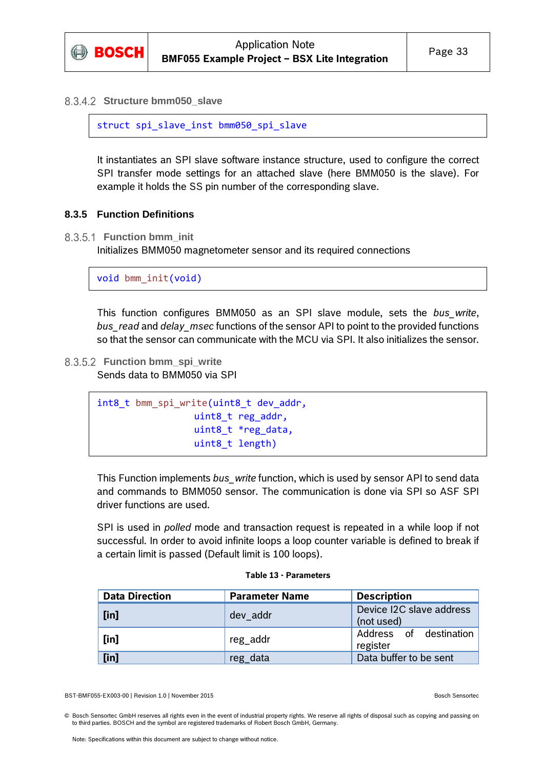#### 8.3.4.2 Structure bmm050_slave

```
struct spi_slave_inst bmm050_spi_slave
```

It instantiates an SPI slave software instance structure, used to configure the correct SPI transfer mode settings for an attached slave (here BMM050 is the slave). For example it holds the SS pin number of the corresponding slave.

### 8.3.5 Function Definitions

#### 8.3.5.1 Function bmm_init

Initializes BMM050 magnetometer sensor and its required connections

```
void bmm_init(void)
```

This function configures BMM050 as an SPI slave module, sets the *bus_write*, *bus_read* and *delay_msec* functions of the sensor API to point to the provided functions so that the sensor can communicate with the MCU via SPI. It also initializes the sensor.

#### 8.3.5.2 Function bmm_spi_write

Sends data to BMM050 via SPI

```
int8_t bmm_spi_write(uint8_t dev_addr,
                     uint8_t reg_addr,
                     uint8_t *reg_data,
                     uint8_t length)
```

This Function implements *bus_write* function, which is used by sensor API to send data and commands to BMM050 sensor. The communication is done via SPI so ASF SPI driver functions are used.

SPI is used in *polled* mode and transaction request is repeated in a while loop if not successful. In order to avoid infinite loops a loop counter variable is defined to break if a certain limit is passed (Default limit is 100 loops).

**Table 13 - Parameters**

| Data Direction | Parameter Name | Description |
|---|---|---|
| **[in]** | dev_addr | Device I2C slave address (not used) |
| **[in]** | reg_addr | Address of destination register |
| **[in]** | reg_data | Data buffer to be sent |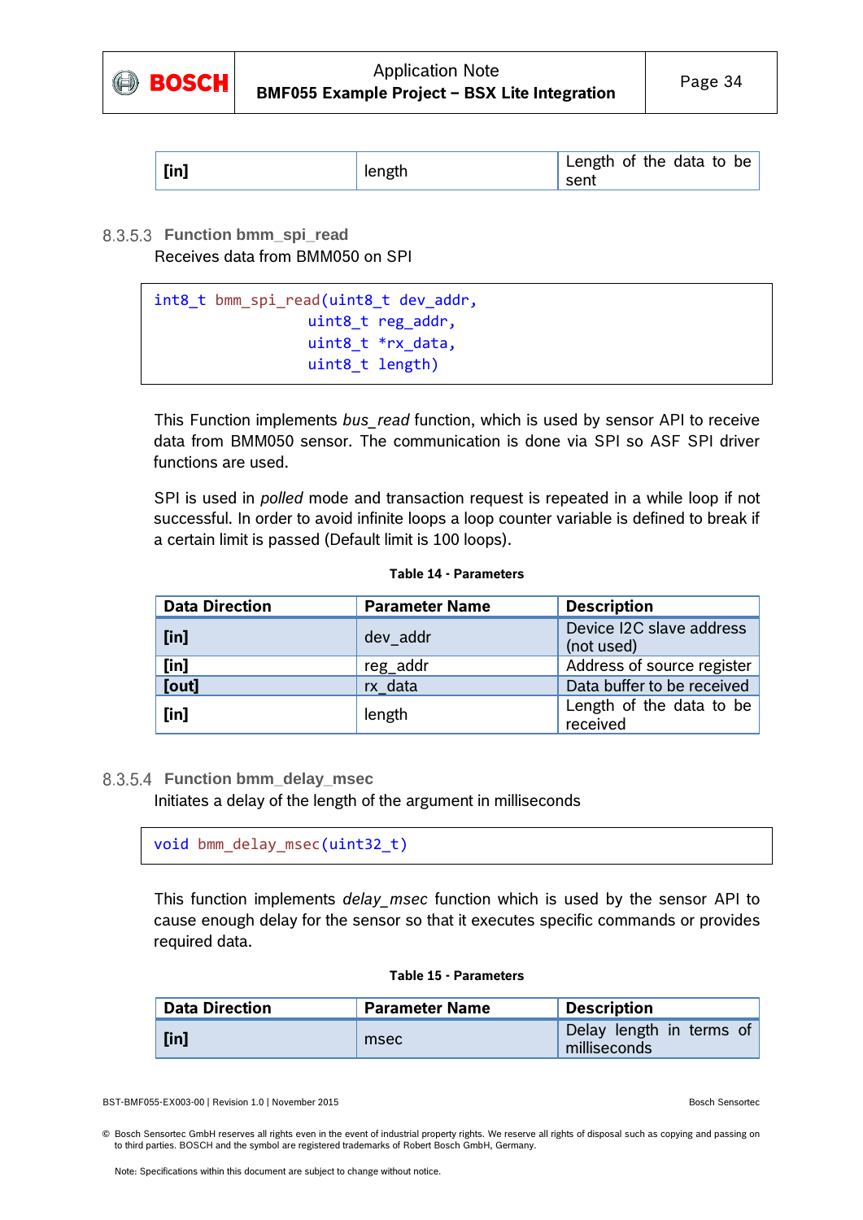| | | |
|---|---|---|
| **[in]** | length | Length of the data to be sent |

#### 8.3.5.3 Function bmm_spi_read

Receives data from BMM050 on SPI

```
int8_t bmm_spi_read(uint8_t dev_addr,
                    uint8_t reg_addr,
                    uint8_t *rx_data,
                    uint8_t length)
```

This Function implements *bus_read* function, which is used by sensor API to receive data from BMM050 sensor. The communication is done via SPI so ASF SPI driver functions are used.

SPI is used in *polled* mode and transaction request is repeated in a while loop if not successful. In order to avoid infinite loops a loop counter variable is defined to break if a certain limit is passed (Default limit is 100 loops).

**Table 14 - Parameters**

| Data Direction | Parameter Name | Description |
|---|---|---|
| **[in]** | dev_addr | Device I2C slave address (not used) |
| **[in]** | reg_addr | Address of source register |
| **[out]** | rx_data | Data buffer to be received |
| **[in]** | length | Length of the data to be received |

#### 8.3.5.4 Function bmm_delay_msec

Initiates a delay of the length of the argument in milliseconds

```
void bmm_delay_msec(uint32_t)
```

This function implements *delay_msec* function which is used by the sensor API to cause enough delay for the sensor so that it executes specific commands or provides required data.

**Table 15 - Parameters**

| Data Direction | Parameter Name | Description |
|---|---|---|
| **[in]** | msec | Delay length in terms of milliseconds |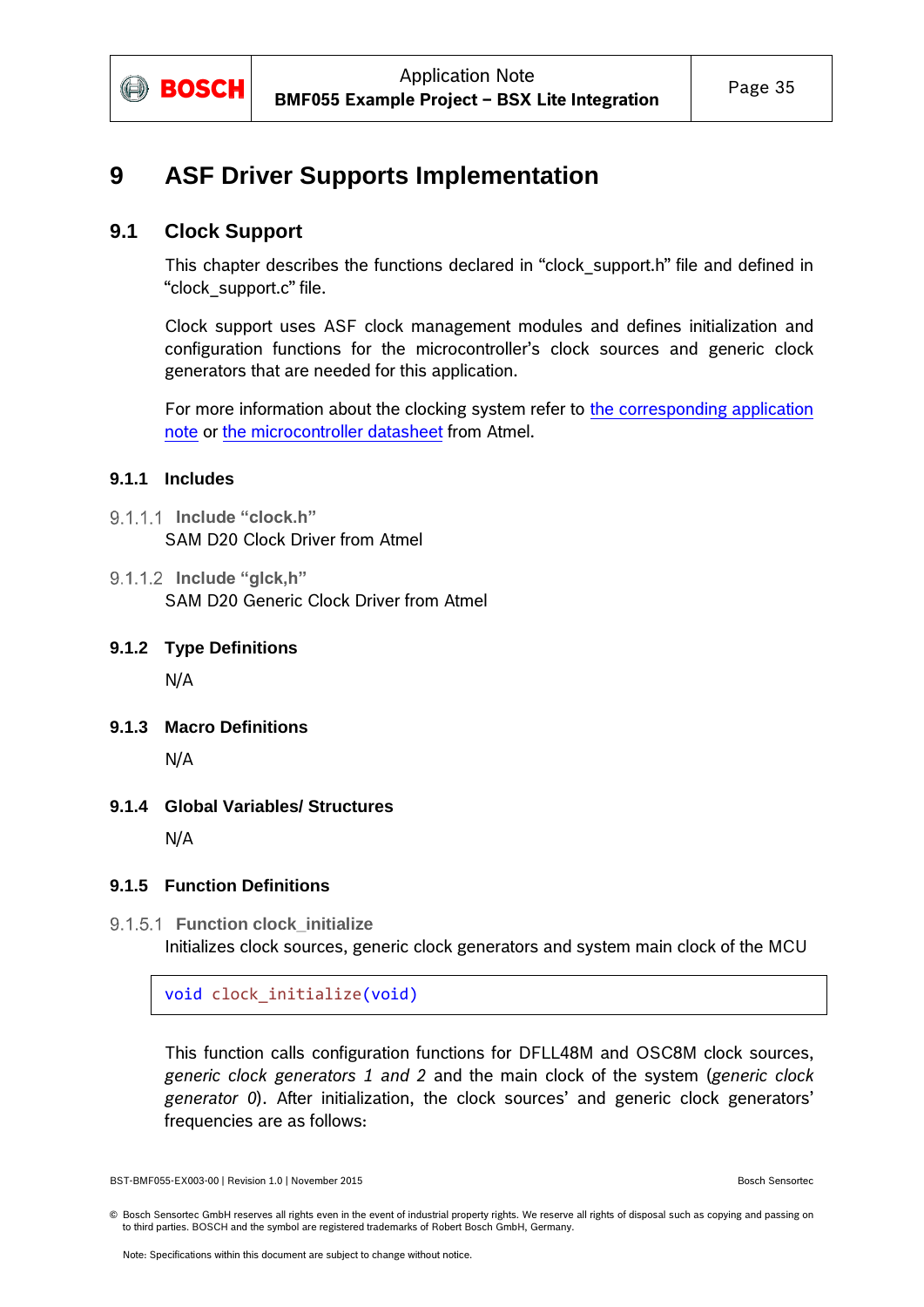# 9 ASF Driver Supports Implementation

## 9.1 Clock Support

This chapter describes the functions declared in “clock_support.h” file and defined in “clock_support.c” file.

Clock support uses ASF clock management modules and defines initialization and configuration functions for the microcontroller’s clock sources and generic clock generators that are needed for this application.

For more information about the clocking system refer to [the corresponding application note]() or [the microcontroller datasheet]() from Atmel.

### 9.1.1 Includes

#### 9.1.1.1 Include “clock.h”

SAM D20 Clock Driver from Atmel

#### 9.1.1.2 Include “glck,h”

SAM D20 Generic Clock Driver from Atmel

### 9.1.2 Type Definitions

N/A

### 9.1.3 Macro Definitions

N/A

### 9.1.4 Global Variables/ Structures

N/A

### 9.1.5 Function Definitions

#### 9.1.5.1 Function clock_initialize

Initializes clock sources, generic clock generators and system main clock of the MCU

```
void clock_initialize(void)
```

This function calls configuration functions for DFLL48M and OSC8M clock sources, *generic clock generators 1 and 2* and the main clock of the system (*generic clock generator 0*). After initialization, the clock sources’ and generic clock generators’ frequencies are as follows: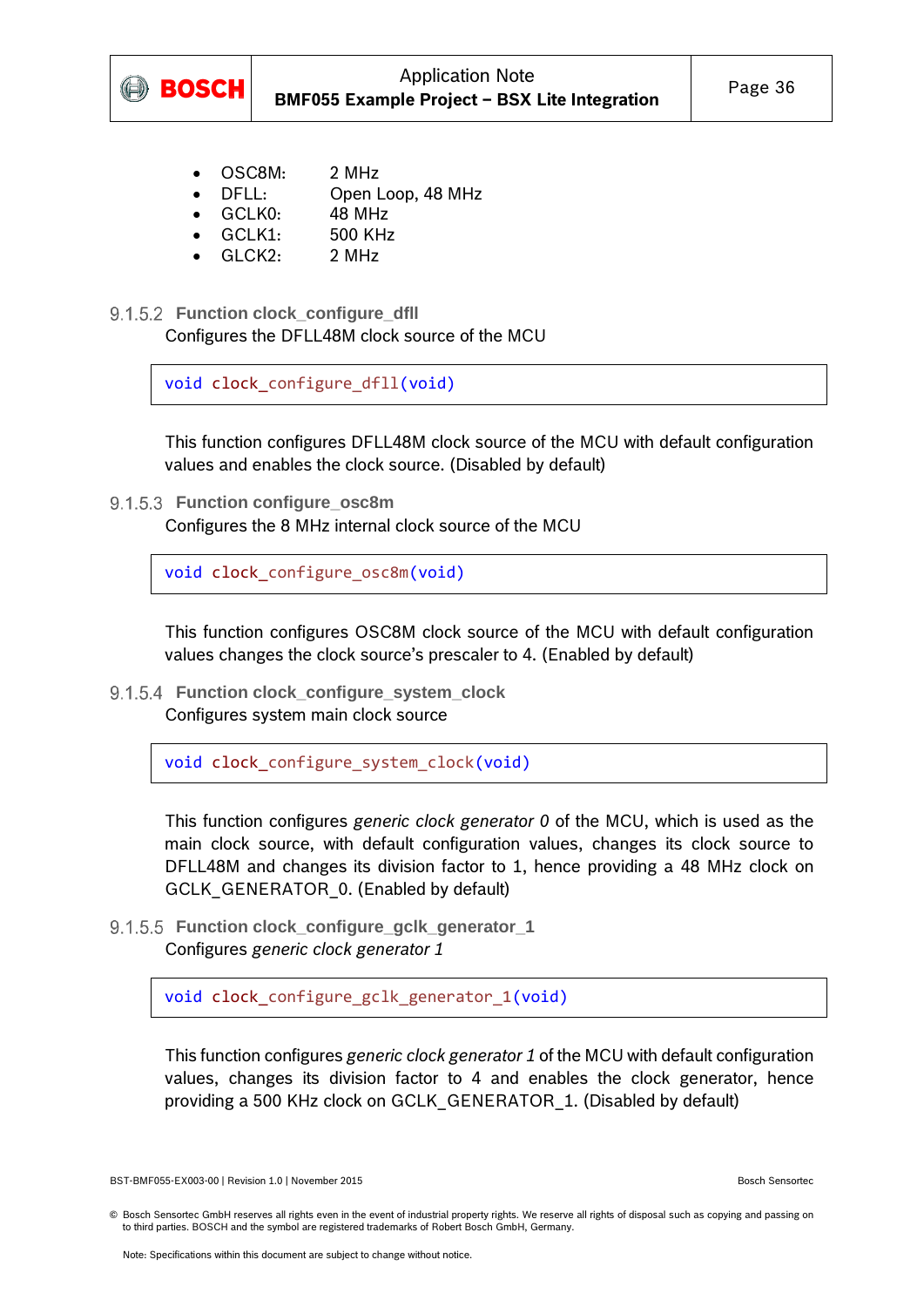- OSC8M: 2 MHz
- DFLL: Open Loop, 48 MHz
- GCLK0: 48 MHz
- GCLK1: 500 KHz
- GLCK2: 2 MHz

#### 9.1.5.2 Function clock_configure_dfll

Configures the DFLL48M clock source of the MCU

```
void clock_configure_dfll(void)
```

This function configures DFLL48M clock source of the MCU with default configuration values and enables the clock source. (Disabled by default)

#### 9.1.5.3 Function configure_osc8m

Configures the 8 MHz internal clock source of the MCU

```
void clock_configure_osc8m(void)
```

This function configures OSC8M clock source of the MCU with default configuration values changes the clock source's prescaler to 4. (Enabled by default)

#### 9.1.5.4 Function clock_configure_system_clock

Configures system main clock source

```
void clock_configure_system_clock(void)
```

This function configures *generic clock generator 0* of the MCU, which is used as the main clock source, with default configuration values, changes its clock source to DFLL48M and changes its division factor to 1, hence providing a 48 MHz clock on GCLK_GENERATOR_0. (Enabled by default)

#### 9.1.5.5 Function clock_configure_gclk_generator_1

Configures *generic clock generator 1*

```
void clock_configure_gclk_generator_1(void)
```

This function configures *generic clock generator 1* of the MCU with default configuration values, changes its division factor to 4 and enables the clock generator, hence providing a 500 KHz clock on GCLK_GENERATOR_1. (Disabled by default)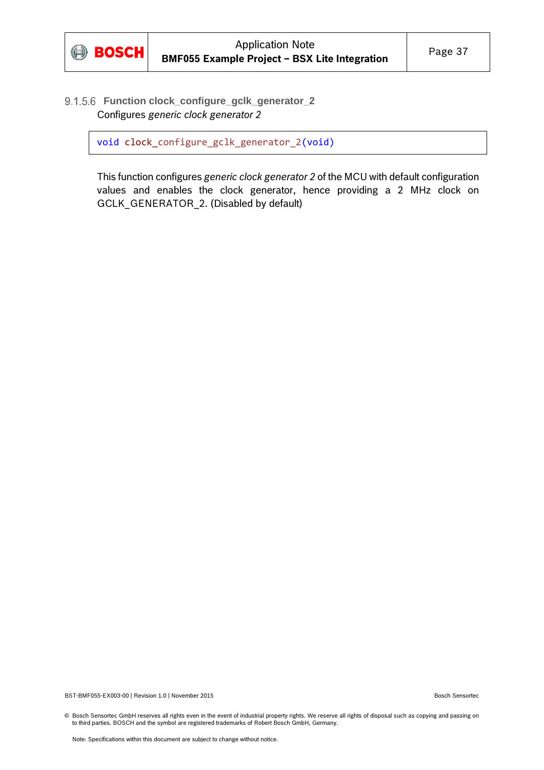#### 9.1.5.6 Function clock_configure_gclk_generator_2

Configures *generic clock generator 2*

```
void clock_configure_gclk_generator_2(void)
```

This function configures *generic clock generator 2* of the MCU with default configuration values and enables the clock generator, hence providing a 2 MHz clock on GCLK_GENERATOR_2. (Disabled by default)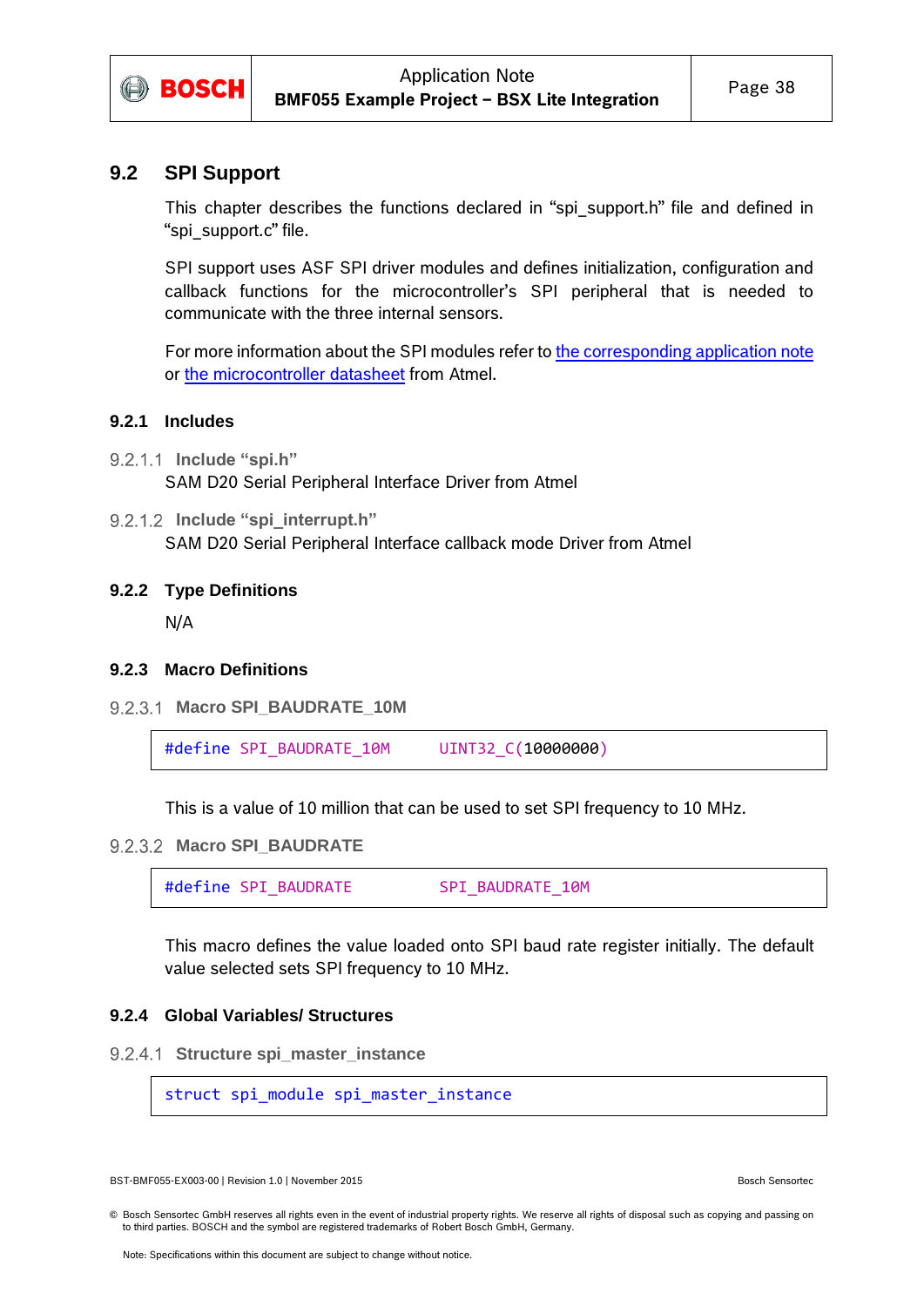## 9.2 SPI Support

This chapter describes the functions declared in “spi_support.h” file and defined in “spi_support.c” file.

SPI support uses ASF SPI driver modules and defines initialization, configuration and callback functions for the microcontroller’s SPI peripheral that is needed to communicate with the three internal sensors.

For more information about the SPI modules refer to the corresponding application note or the microcontroller datasheet from Atmel.

### 9.2.1 Includes

#### 9.2.1.1 Include “spi.h”

SAM D20 Serial Peripheral Interface Driver from Atmel

#### 9.2.1.2 Include “spi_interrupt.h”

SAM D20 Serial Peripheral Interface callback mode Driver from Atmel

### 9.2.2 Type Definitions

N/A

### 9.2.3 Macro Definitions

#### 9.2.3.1 Macro SPI_BAUDRATE_10M

```
#define SPI_BAUDRATE_10M      UINT32_C(10000000)
```

This is a value of 10 million that can be used to set SPI frequency to 10 MHz.

#### 9.2.3.2 Macro SPI_BAUDRATE

```
#define SPI_BAUDRATE          SPI_BAUDRATE_10M
```

This macro defines the value loaded onto SPI baud rate register initially. The default value selected sets SPI frequency to 10 MHz.

### 9.2.4 Global Variables/ Structures

#### 9.2.4.1 Structure spi_master_instance

```
struct spi_module spi_master_instance
```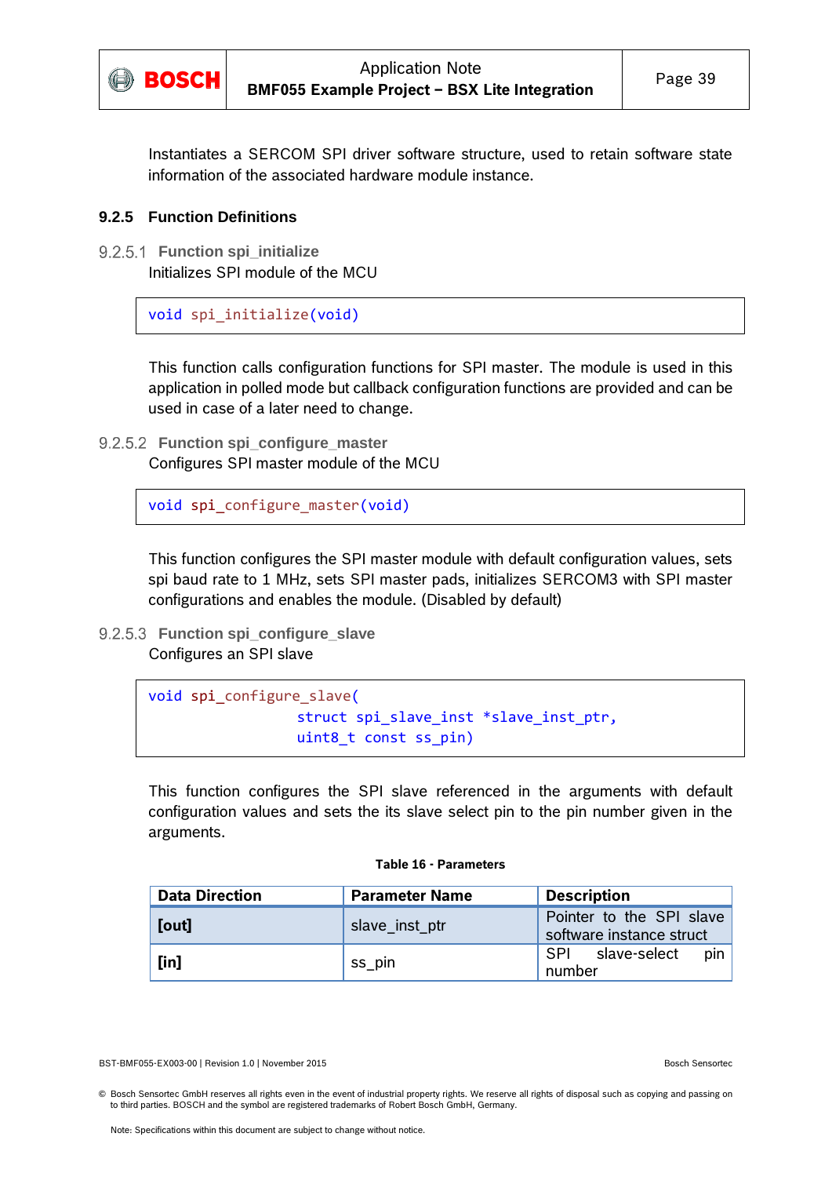Instantiates a SERCOM SPI driver software structure, used to retain software state information of the associated hardware module instance.

### 9.2.5 Function Definitions

#### 9.2.5.1 Function spi_initialize

Initializes SPI module of the MCU

```
void spi_initialize(void)
```

This function calls configuration functions for SPI master. The module is used in this application in polled mode but callback configuration functions are provided and can be used in case of a later need to change.

#### 9.2.5.2 Function spi_configure_master

Configures SPI master module of the MCU

```
void spi_configure_master(void)
```

This function configures the SPI master module with default configuration values, sets spi baud rate to 1 MHz, sets SPI master pads, initializes SERCOM3 with SPI master configurations and enables the module. (Disabled by default)

#### 9.2.5.3 Function spi_configure_slave

Configures an SPI slave

```
void spi_configure_slave(
                struct spi_slave_inst *slave_inst_ptr,
                uint8_t const ss_pin)
```

This function configures the SPI slave referenced in the arguments with default configuration values and sets the its slave select pin to the pin number given in the arguments.

**Table 16 - Parameters**

| Data Direction | Parameter Name | Description |
|---|---|---|
| **[out]** | slave_inst_ptr | Pointer to the SPI slave software instance struct |
| **[in]** | ss_pin | SPI slave-select pin number |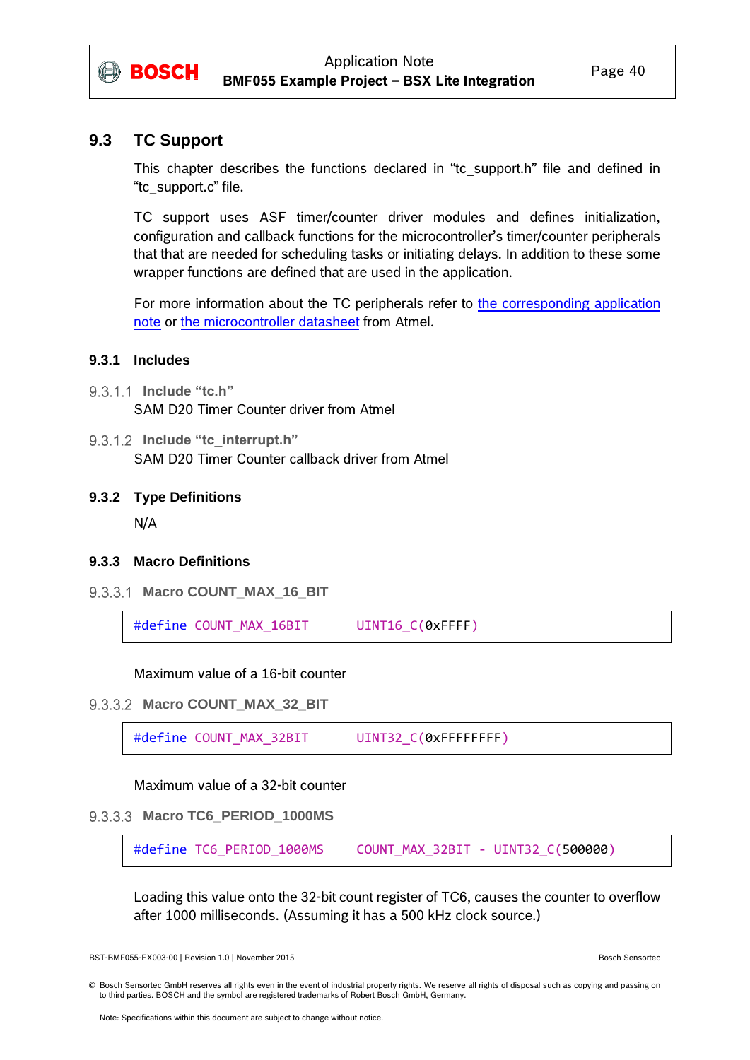## 9.3 TC Support

This chapter describes the functions declared in "tc_support.h" file and defined in "tc_support.c" file.

TC support uses ASF timer/counter driver modules and defines initialization, configuration and callback functions for the microcontroller's timer/counter peripherals that that are needed for scheduling tasks or initiating delays. In addition to these some wrapper functions are defined that are used in the application.

For more information about the TC peripherals refer to the corresponding application note or the microcontroller datasheet from Atmel.

### 9.3.1 Includes

#### 9.3.1.1 Include "tc.h"

SAM D20 Timer Counter driver from Atmel

#### 9.3.1.2 Include "tc_interrupt.h"

SAM D20 Timer Counter callback driver from Atmel

### 9.3.2 Type Definitions

N/A

### 9.3.3 Macro Definitions

#### 9.3.3.1 Macro COUNT_MAX_16_BIT

```
#define COUNT_MAX_16BIT      UINT16_C(0xFFFF)
```

Maximum value of a 16-bit counter

#### 9.3.3.2 Macro COUNT_MAX_32_BIT

```
#define COUNT_MAX_32BIT      UINT32_C(0xFFFFFFFF)
```

Maximum value of a 32-bit counter

#### 9.3.3.3 Macro TC6_PERIOD_1000MS

```
#define TC6_PERIOD_1000MS    COUNT_MAX_32BIT - UINT32_C(500000)
```

Loading this value onto the 32-bit count register of TC6, causes the counter to overflow after 1000 milliseconds. (Assuming it has a 500 kHz clock source.)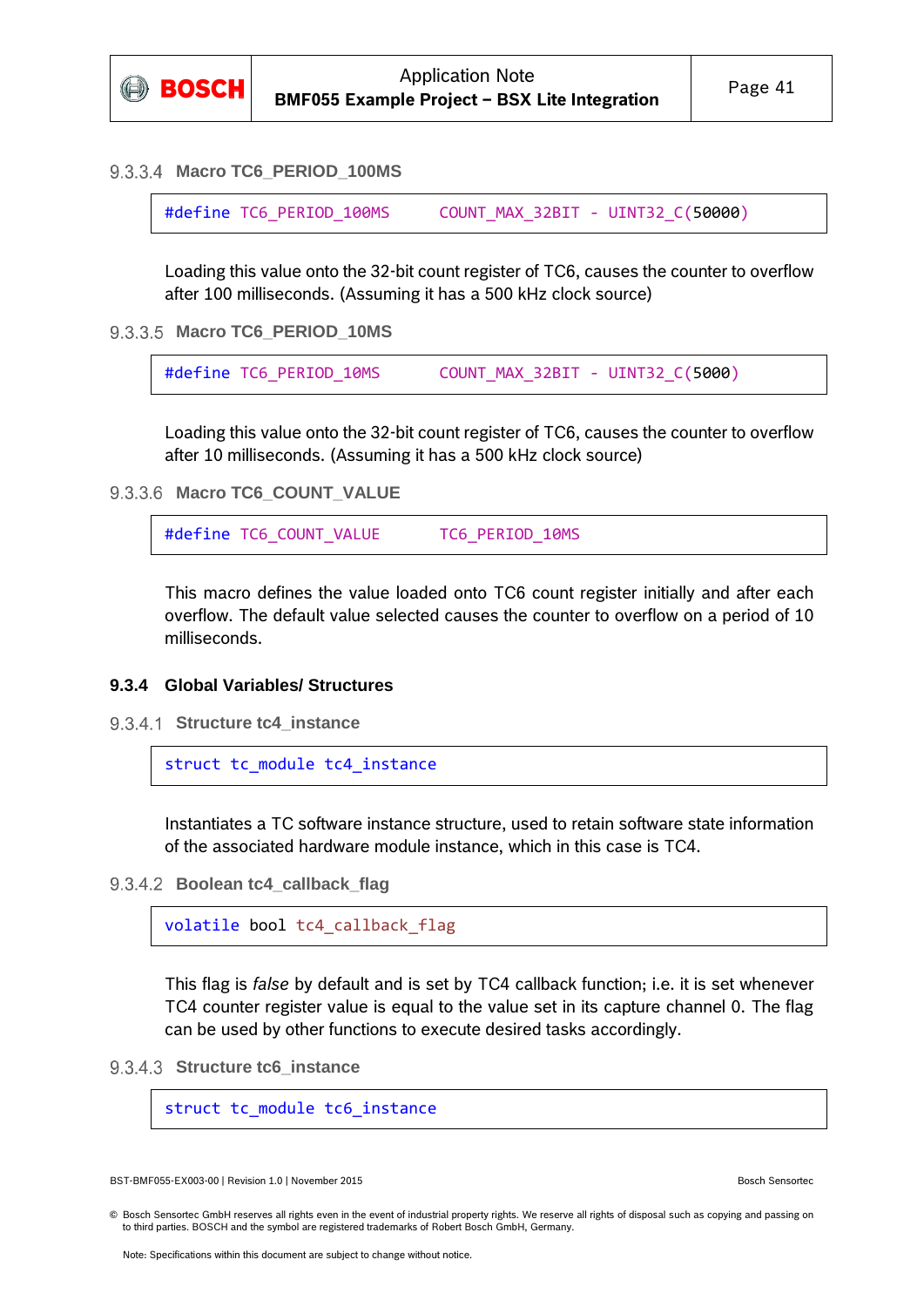#### 9.3.3.4 Macro TC6_PERIOD_100MS

```
#define TC6_PERIOD_100MS     COUNT_MAX_32BIT - UINT32_C(50000)
```

Loading this value onto the 32-bit count register of TC6, causes the counter to overflow after 100 milliseconds. (Assuming it has a 500 kHz clock source)

#### 9.3.3.5 Macro TC6_PERIOD_10MS

```
#define TC6_PERIOD_10MS      COUNT_MAX_32BIT - UINT32_C(5000)
```

Loading this value onto the 32-bit count register of TC6, causes the counter to overflow after 10 milliseconds. (Assuming it has a 500 kHz clock source)

#### 9.3.3.6 Macro TC6_COUNT_VALUE

```
#define TC6_COUNT_VALUE      TC6_PERIOD_10MS
```

This macro defines the value loaded onto TC6 count register initially and after each overflow. The default value selected causes the counter to overflow on a period of 10 milliseconds.

### 9.3.4 Global Variables/ Structures

#### 9.3.4.1 Structure tc4_instance

```
struct tc_module tc4_instance
```

Instantiates a TC software instance structure, used to retain software state information of the associated hardware module instance, which in this case is TC4.

#### 9.3.4.2 Boolean tc4_callback_flag

```
volatile bool tc4_callback_flag
```

This flag is *false* by default and is set by TC4 callback function; i.e. it is set whenever TC4 counter register value is equal to the value set in its capture channel 0. The flag can be used by other functions to execute desired tasks accordingly.

#### 9.3.4.3 Structure tc6_instance

```
struct tc_module tc6_instance
```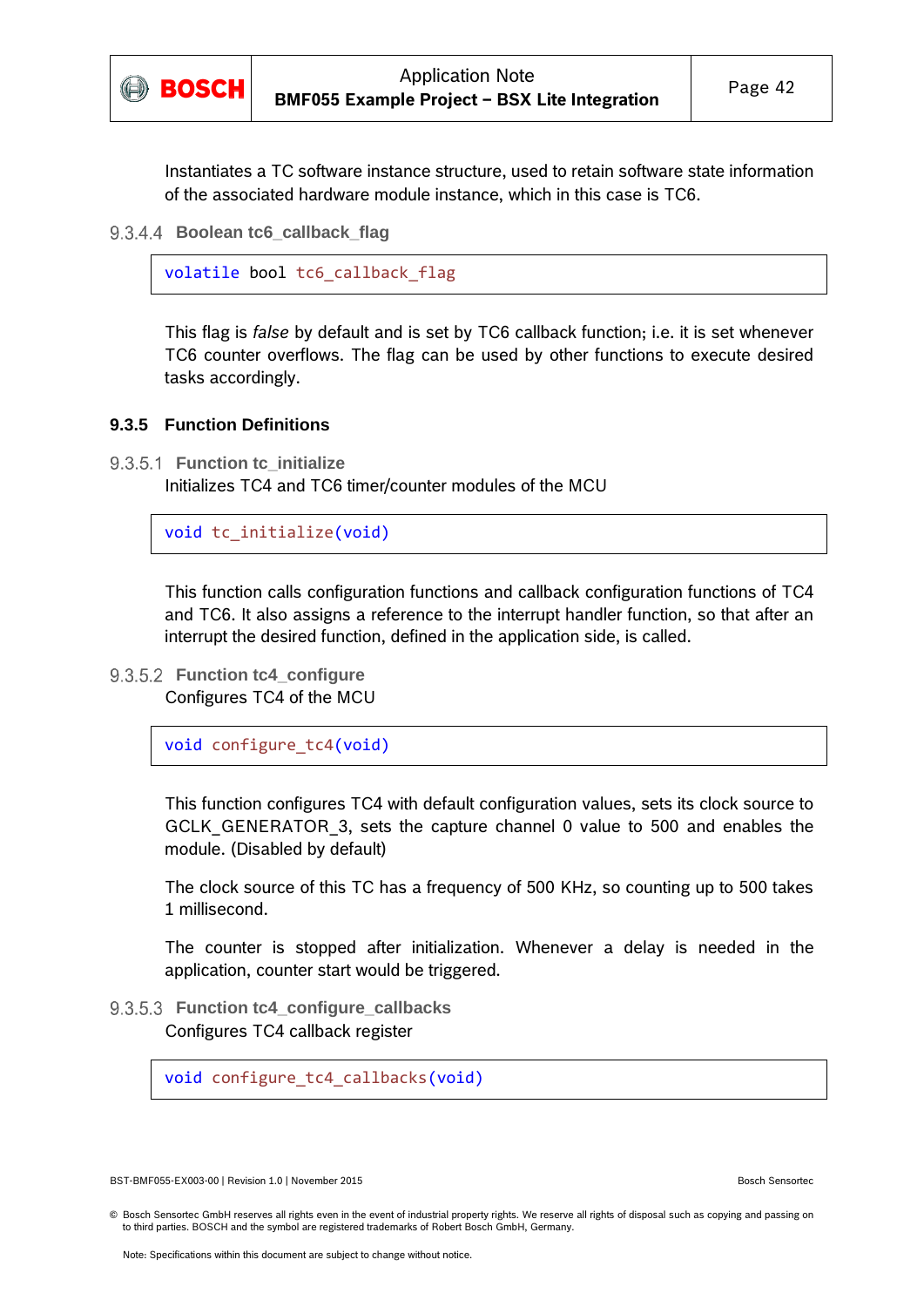Instantiates a TC software instance structure, used to retain software state information of the associated hardware module instance, which in this case is TC6.

#### 9.3.4.4 Boolean tc6_callback_flag

```
volatile bool tc6_callback_flag
```

This flag is *false* by default and is set by TC6 callback function; i.e. it is set whenever TC6 counter overflows. The flag can be used by other functions to execute desired tasks accordingly.

### 9.3.5 Function Definitions

#### 9.3.5.1 Function tc_initialize

Initializes TC4 and TC6 timer/counter modules of the MCU

```
void tc_initialize(void)
```

This function calls configuration functions and callback configuration functions of TC4 and TC6. It also assigns a reference to the interrupt handler function, so that after an interrupt the desired function, defined in the application side, is called.

#### 9.3.5.2 Function tc4_configure

Configures TC4 of the MCU

```
void configure_tc4(void)
```

This function configures TC4 with default configuration values, sets its clock source to GCLK_GENERATOR_3, sets the capture channel 0 value to 500 and enables the module. (Disabled by default)

The clock source of this TC has a frequency of 500 KHz, so counting up to 500 takes 1 millisecond.

The counter is stopped after initialization. Whenever a delay is needed in the application, counter start would be triggered.

#### 9.3.5.3 Function tc4_configure_callbacks

Configures TC4 callback register

```
void configure_tc4_callbacks(void)
```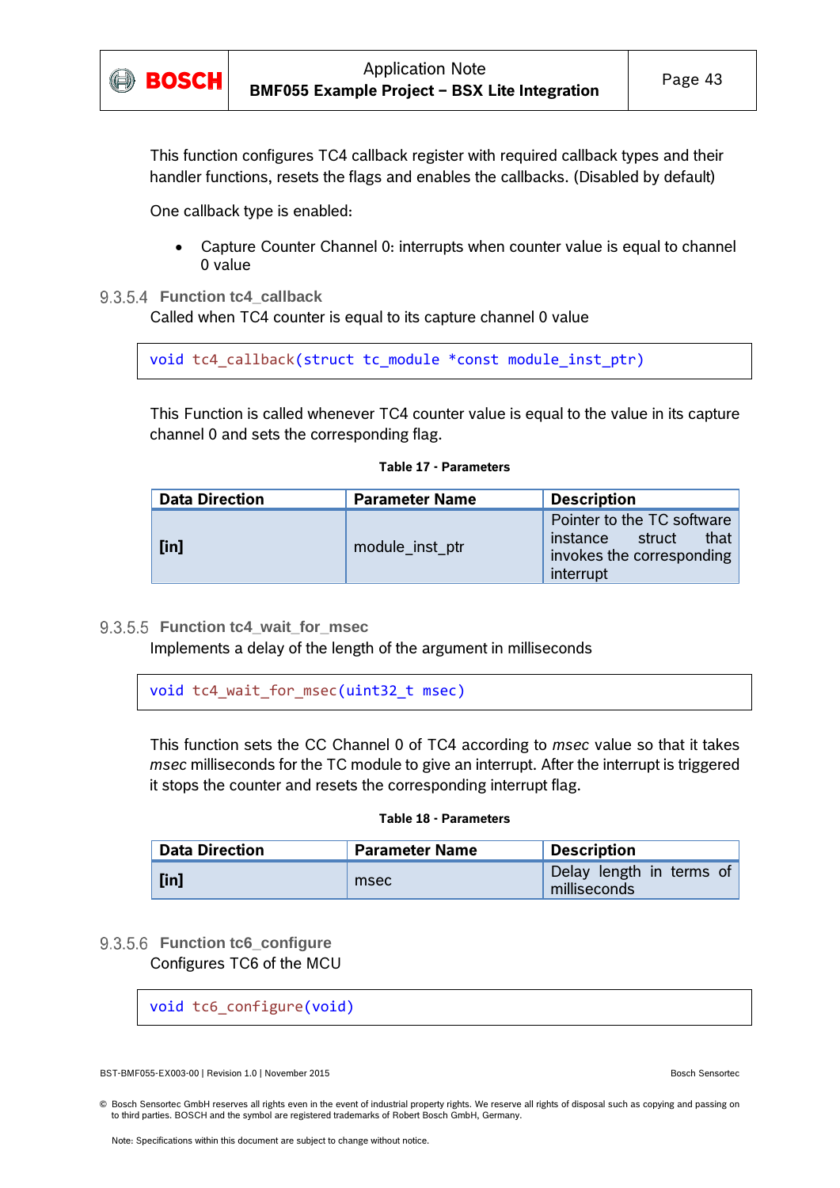This function configures TC4 callback register with required callback types and their handler functions, resets the flags and enables the callbacks. (Disabled by default)

One callback type is enabled:

- Capture Counter Channel 0: interrupts when counter value is equal to channel 0 value

#### 9.3.5.4 Function tc4_callback

Called when TC4 counter is equal to its capture channel 0 value

```
void tc4_callback(struct tc_module *const module_inst_ptr)
```

This Function is called whenever TC4 counter value is equal to the value in its capture channel 0 and sets the corresponding flag.

**Table 17 - Parameters**

| Data Direction | Parameter Name | Description |
|---|---|---|
| **[in]** | module_inst_ptr | Pointer to the TC software instance struct that invokes the corresponding interrupt |

#### 9.3.5.5 Function tc4_wait_for_msec

Implements a delay of the length of the argument in milliseconds

```
void tc4_wait_for_msec(uint32_t msec)
```

This function sets the CC Channel 0 of TC4 according to *msec* value so that it takes *msec* milliseconds for the TC module to give an interrupt. After the interrupt is triggered it stops the counter and resets the corresponding interrupt flag.

**Table 18 - Parameters**

| Data Direction | Parameter Name | Description |
|---|---|---|
| **[in]** | msec | Delay length in terms of milliseconds |

#### 9.3.5.6 Function tc6_configure

Configures TC6 of the MCU

```
void tc6_configure(void)
```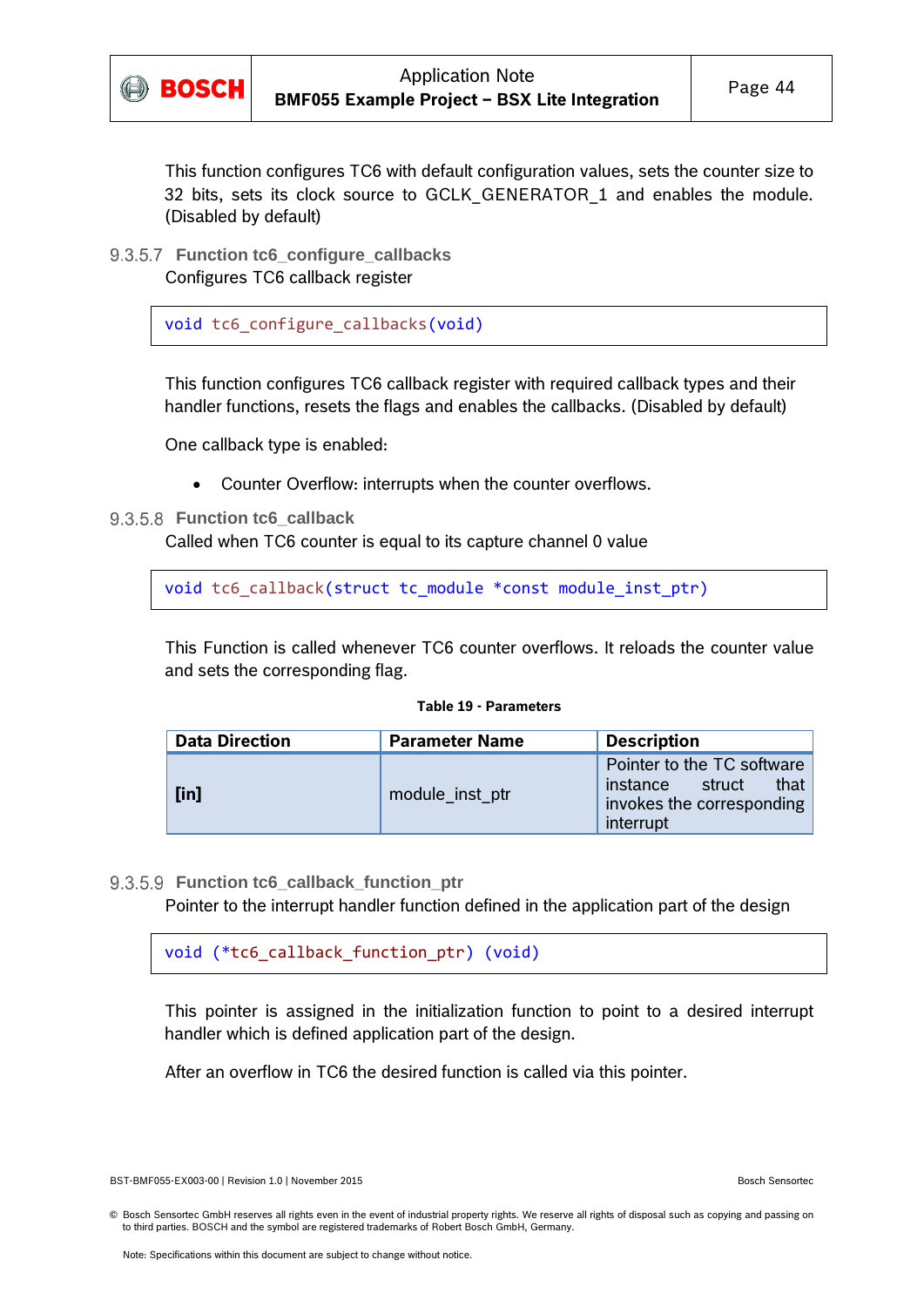This function configures TC6 with default configuration values, sets the counter size to 32 bits, sets its clock source to GCLK_GENERATOR_1 and enables the module. (Disabled by default)

#### 9.3.5.7 Function tc6_configure_callbacks

Configures TC6 callback register

```
void tc6_configure_callbacks(void)
```

This function configures TC6 callback register with required callback types and their handler functions, resets the flags and enables the callbacks. (Disabled by default)

One callback type is enabled:

- Counter Overflow: interrupts when the counter overflows.

#### 9.3.5.8 Function tc6_callback

Called when TC6 counter is equal to its capture channel 0 value

```
void tc6_callback(struct tc_module *const module_inst_ptr)
```

This Function is called whenever TC6 counter overflows. It reloads the counter value and sets the corresponding flag.

**Table 19 - Parameters**

| Data Direction | Parameter Name | Description |
| --- | --- | --- |
| **[in]** | module_inst_ptr | Pointer to the TC software instance struct that invokes the corresponding interrupt |

#### 9.3.5.9 Function tc6_callback_function_ptr

Pointer to the interrupt handler function defined in the application part of the design

```
void (*tc6_callback_function_ptr) (void)
```

This pointer is assigned in the initialization function to point to a desired interrupt handler which is defined application part of the design.

After an overflow in TC6 the desired function is called via this pointer.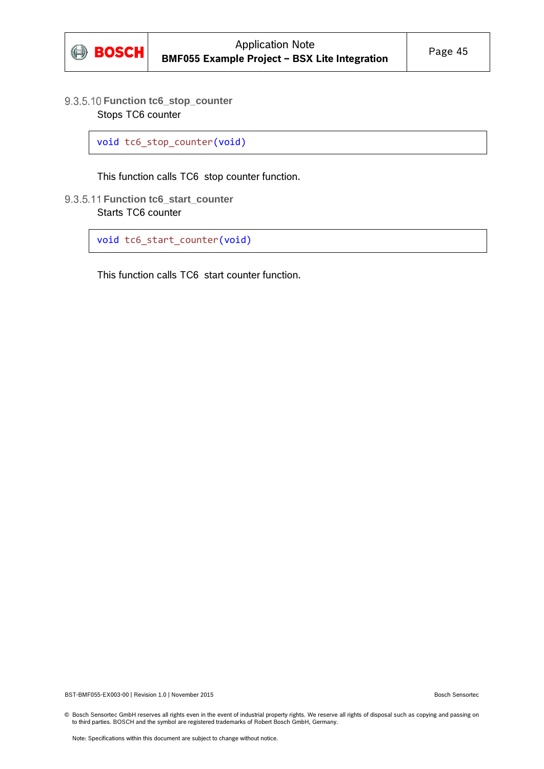#### 9.3.5.10 Function tc6_stop_counter

Stops TC6 counter

```
void tc6_stop_counter(void)
```

This function calls TC6 stop counter function.

#### 9.3.5.11 Function tc6_start_counter

Starts TC6 counter

```
void tc6_start_counter(void)
```

This function calls TC6 start counter function.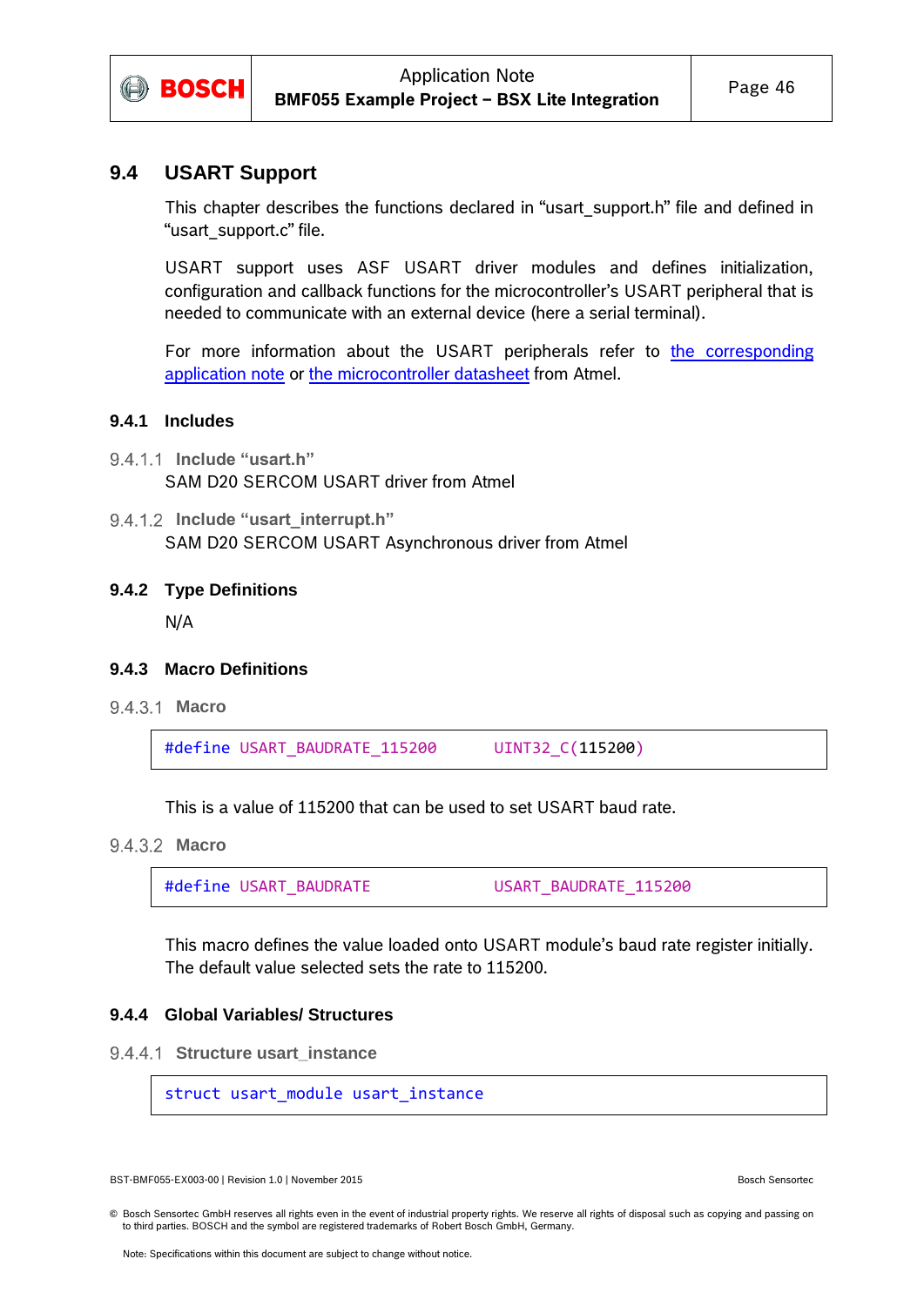## 9.4 USART Support

This chapter describes the functions declared in "usart_support.h" file and defined in "usart_support.c" file.

USART support uses ASF USART driver modules and defines initialization, configuration and callback functions for the microcontroller's USART peripheral that is needed to communicate with an external device (here a serial terminal).

For more information about the USART peripherals refer to the corresponding application note or the microcontroller datasheet from Atmel.

### 9.4.1 Includes

#### 9.4.1.1 Include "usart.h"

SAM D20 SERCOM USART driver from Atmel

#### 9.4.1.2 Include "usart_interrupt.h"

SAM D20 SERCOM USART Asynchronous driver from Atmel

### 9.4.2 Type Definitions

N/A

### 9.4.3 Macro Definitions

#### 9.4.3.1 Macro

```
#define USART_BAUDRATE_115200       UINT32_C(115200)
```

This is a value of 115200 that can be used to set USART baud rate.

#### 9.4.3.2 Macro

```
#define USART_BAUDRATE              USART_BAUDRATE_115200
```

This macro defines the value loaded onto USART module's baud rate register initially. The default value selected sets the rate to 115200.

### 9.4.4 Global Variables/ Structures

#### 9.4.4.1 Structure usart_instance

```
struct usart_module usart_instance
```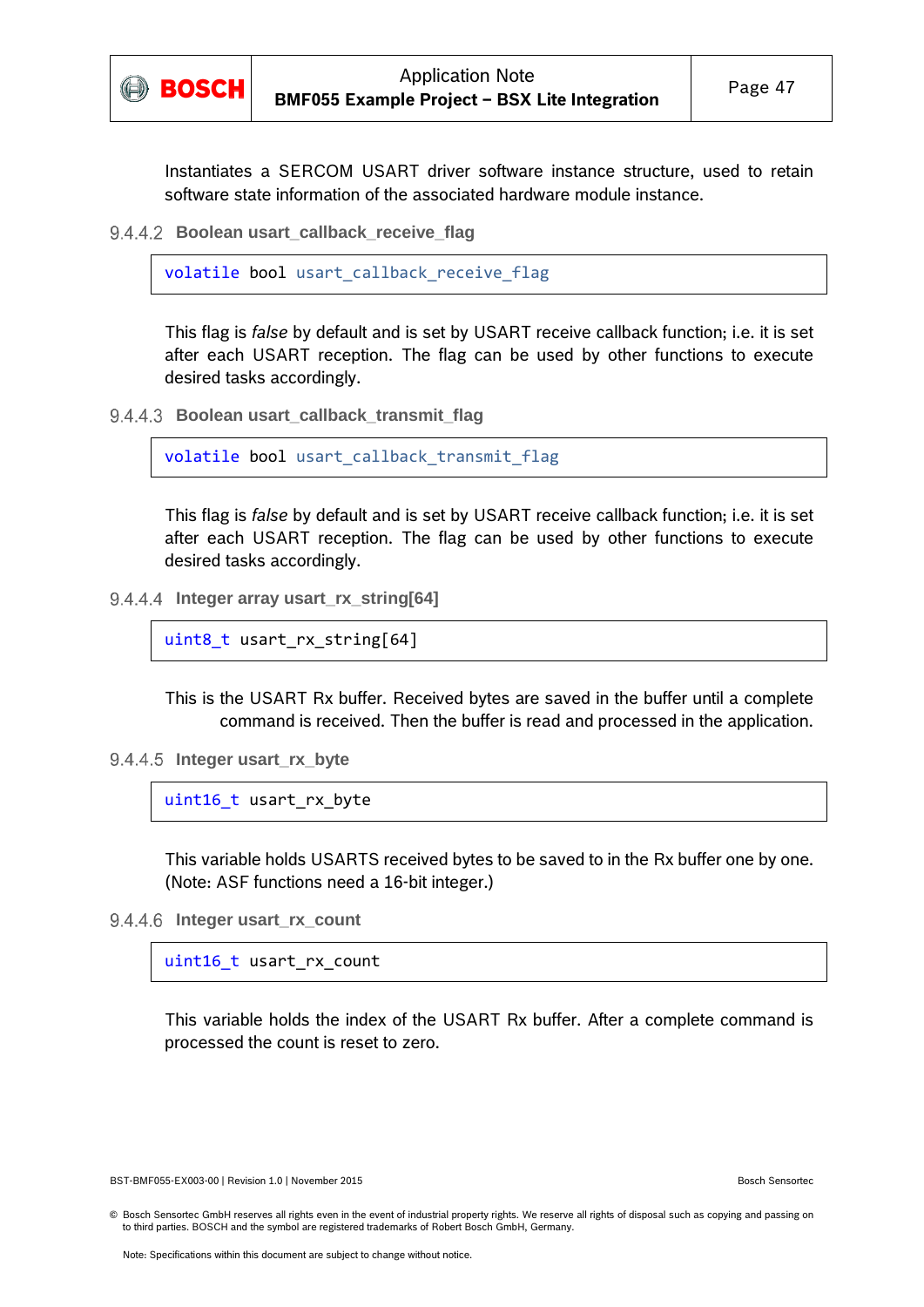Instantiates a SERCOM USART driver software instance structure, used to retain software state information of the associated hardware module instance.

#### 9.4.4.2 Boolean usart_callback_receive_flag

```
volatile bool usart_callback_receive_flag
```

This flag is *false* by default and is set by USART receive callback function; i.e. it is set after each USART reception. The flag can be used by other functions to execute desired tasks accordingly.

#### 9.4.4.3 Boolean usart_callback_transmit_flag

```
volatile bool usart_callback_transmit_flag
```

This flag is *false* by default and is set by USART receive callback function; i.e. it is set after each USART reception. The flag can be used by other functions to execute desired tasks accordingly.

#### 9.4.4.4 Integer array usart_rx_string[64]

```
uint8_t usart_rx_string[64]
```

This is the USART Rx buffer. Received bytes are saved in the buffer until a complete command is received. Then the buffer is read and processed in the application.

#### 9.4.4.5 Integer usart_rx_byte

```
uint16_t usart_rx_byte
```

This variable holds USARTS received bytes to be saved to in the Rx buffer one by one. (Note: ASF functions need a 16-bit integer.)

#### 9.4.4.6 Integer usart_rx_count

```
uint16_t usart_rx_count
```

This variable holds the index of the USART Rx buffer. After a complete command is processed the count is reset to zero.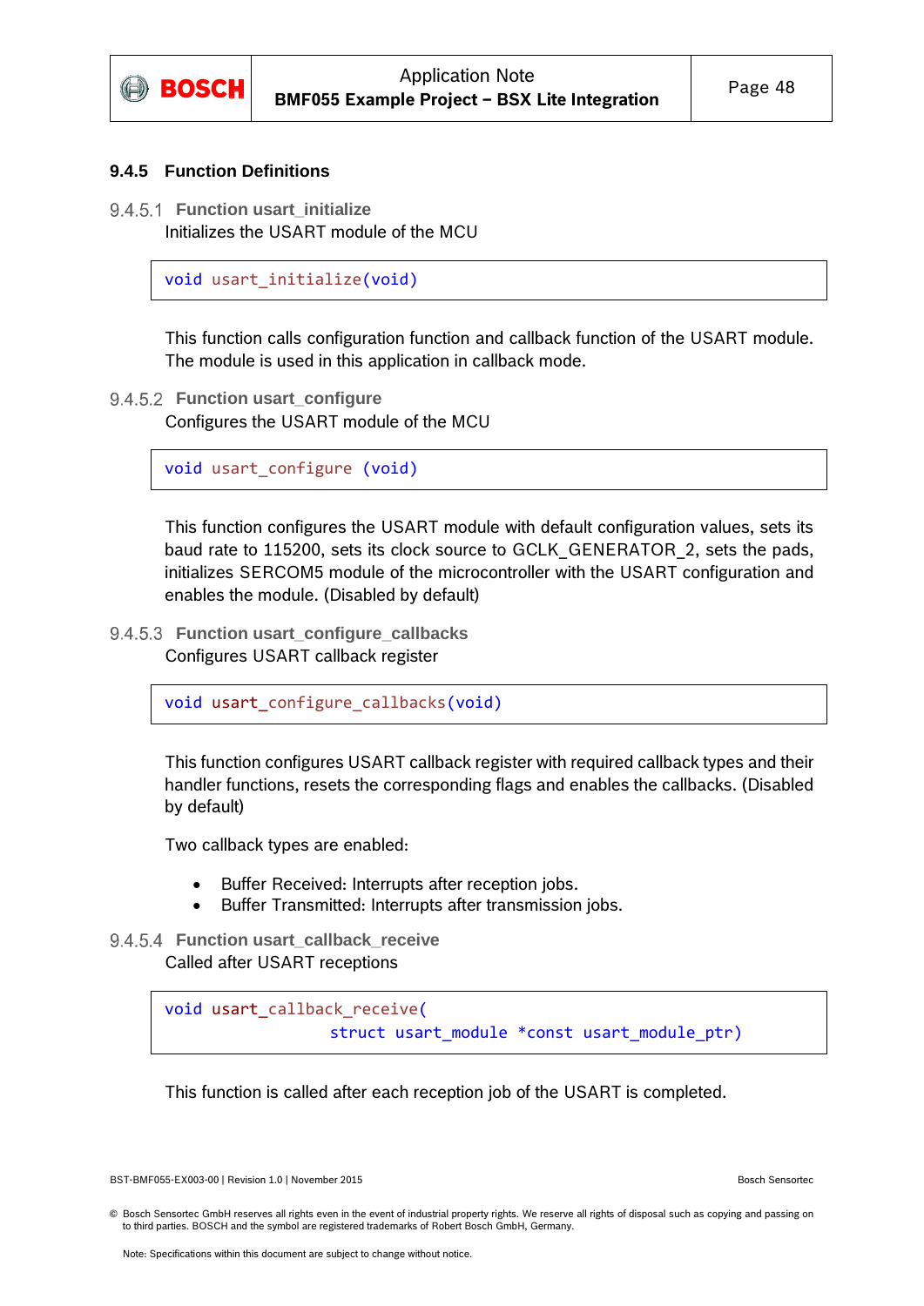### 9.4.5 Function Definitions

#### 9.4.5.1 Function usart_initialize

Initializes the USART module of the MCU

```
void usart_initialize(void)
```

This function calls configuration function and callback function of the USART module. The module is used in this application in callback mode.

#### 9.4.5.2 Function usart_configure

Configures the USART module of the MCU

```
void usart_configure (void)
```

This function configures the USART module with default configuration values, sets its baud rate to 115200, sets its clock source to GCLK_GENERATOR_2, sets the pads, initializes SERCOM5 module of the microcontroller with the USART configuration and enables the module. (Disabled by default)

#### 9.4.5.3 Function usart_configure_callbacks

Configures USART callback register

```
void usart_configure_callbacks(void)
```

This function configures USART callback register with required callback types and their handler functions, resets the corresponding flags and enables the callbacks. (Disabled by default)

Two callback types are enabled:

- Buffer Received: Interrupts after reception jobs.
- Buffer Transmitted: Interrupts after transmission jobs.

#### 9.4.5.4 Function usart_callback_receive

Called after USART receptions

```
void usart_callback_receive(
                 struct usart_module *const usart_module_ptr)
```

This function is called after each reception job of the USART is completed.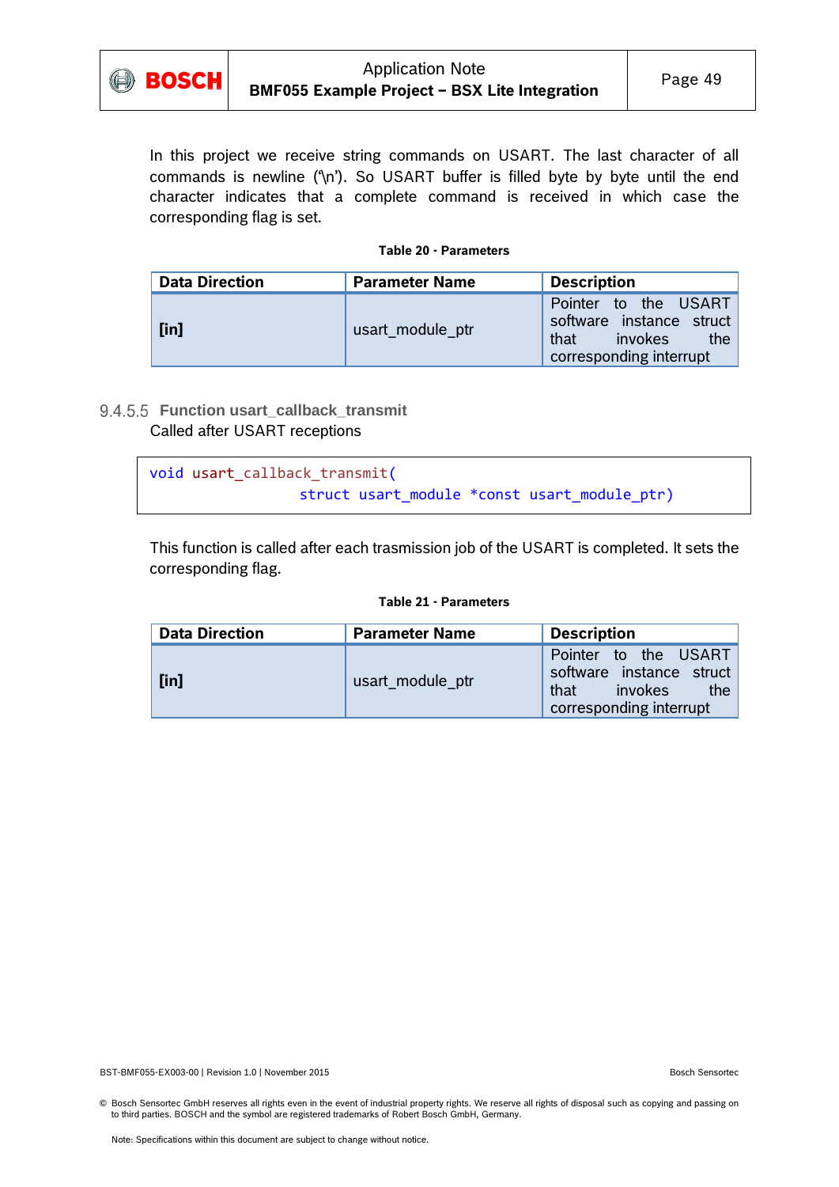In this project we receive string commands on USART. The last character of all commands is newline ('\n'). So USART buffer is filled byte by byte until the end character indicates that a complete command is received in which case the corresponding flag is set.

**Table 20 - Parameters**

| Data Direction | Parameter Name | Description |
|---|---|---|
| **[in]** | usart_module_ptr | Pointer to the USART software instance struct that invokes the corresponding interrupt |

#### 9.4.5.5 Function usart_callback_transmit

Called after USART receptions

```
void usart_callback_transmit(
                struct usart_module *const usart_module_ptr)
```

This function is called after each trasmission job of the USART is completed. It sets the corresponding flag.

**Table 21 - Parameters**

| Data Direction | Parameter Name | Description |
|---|---|---|
| **[in]** | usart_module_ptr | Pointer to the USART software instance struct that invokes the corresponding interrupt |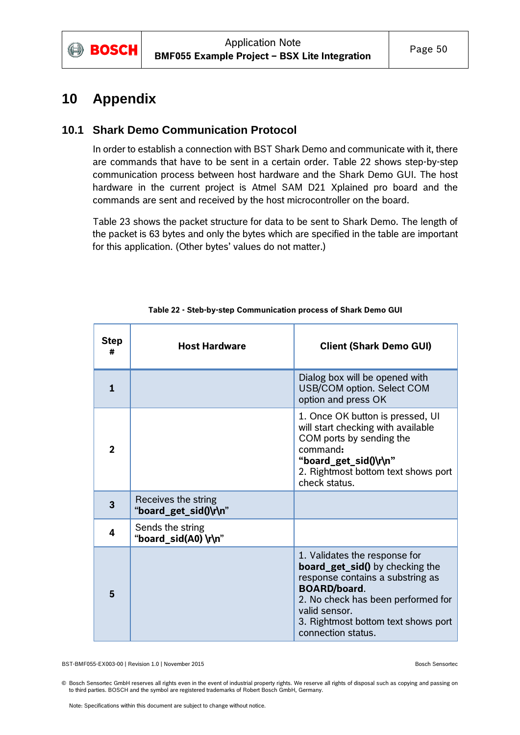# 10 Appendix

## 10.1 Shark Demo Communication Protocol

In order to establish a connection with BST Shark Demo and communicate with it, there are commands that have to be sent in a certain order. Table 22 shows step-by-step communication process between host hardware and the Shark Demo GUI. The host hardware in the current project is Atmel SAM D21 Xplained pro board and the commands are sent and received by the host microcontroller on the board.

Table 23 shows the packet structure for data to be sent to Shark Demo. The length of the packet is 63 bytes and only the bytes which are specified in the table are important for this application. (Other bytes' values do not matter.)

**Table 22 - Steb-by-step Communication process of Shark Demo GUI**

| Step # | Host Hardware | Client (Shark Demo GUI) |
|---|---|---|
| 1 | | Dialog box will be opened with USB/COM option. Select COM option and press OK |
| 2 | | 1. Once OK button is pressed, UI will start checking with available COM ports by sending the command: **"board_get_sid()\r\n"** 2. Rightmost bottom text shows port check status. |
| 3 | Receives the string **"board_get_sid()\r\n"** | |
| 4 | Sends the string **"board_sid(A0) \r\n"** | |
| 5 | | 1. Validates the response for **board_get_sid()** by checking the response contains a substring as **BOARD/board**. 2. No check has been performed for valid sensor. 3. Rightmost bottom text shows port connection status. |

BST-BMF055-EX003-00 | Revision 1.0 | November 2015

Bosch Sensortec

© Bosch Sensortec GmbH reserves all rights even in the event of industrial property rights. We reserve all rights of disposal such as copying and passing on to third parties. BOSCH and the symbol are registered trademarks of Robert Bosch GmbH, Germany.

Note: Specifications within this document are subject to change without notice.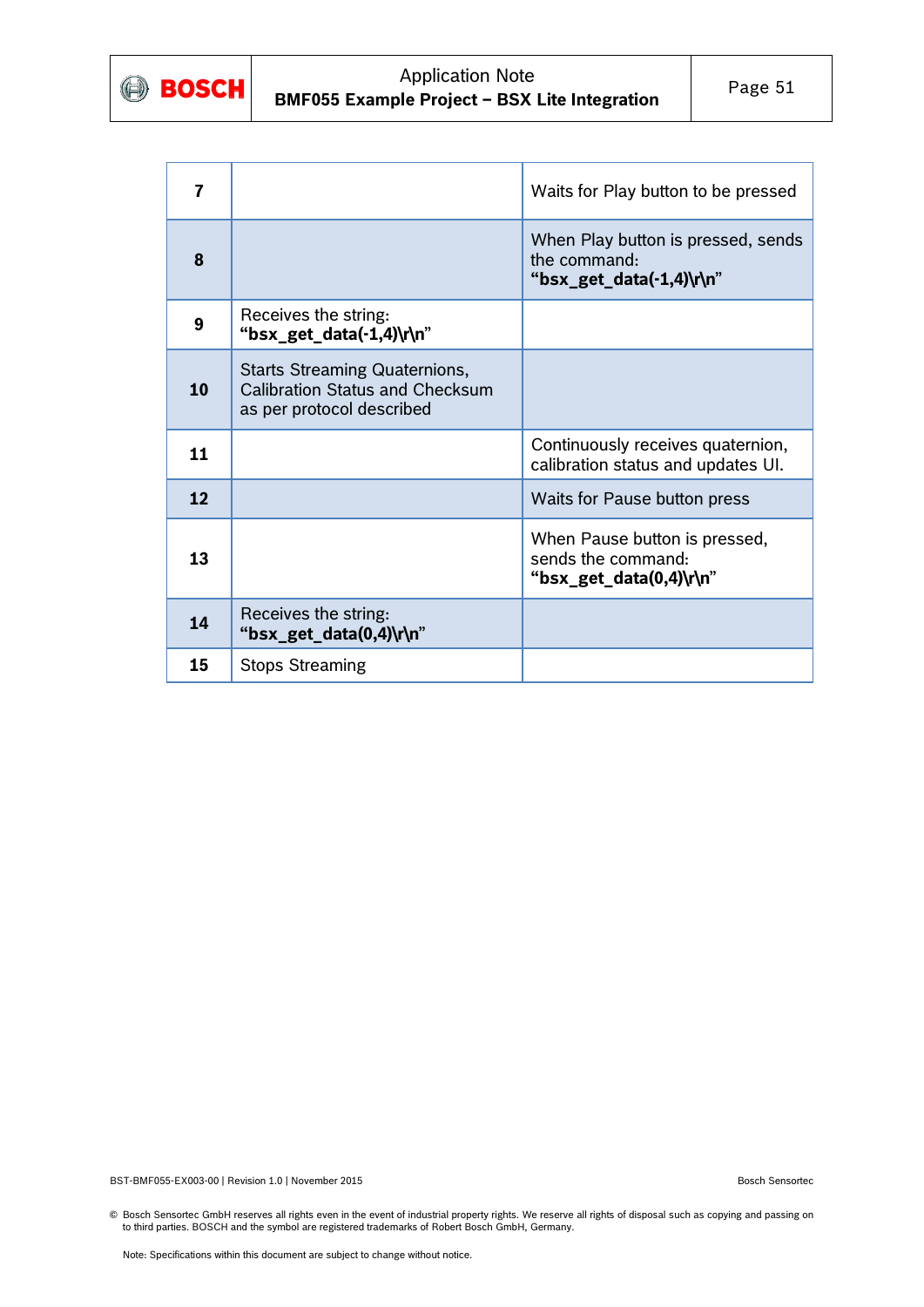| | | |
|---|---|---|
| **7** | | Waits for Play button to be pressed |
| **8** | | When Play button is pressed, sends the command: **“bsx_get_data(-1,4)\r\n”** |
| **9** | Receives the string: **“bsx_get_data(-1,4)\r\n”** | |
| **10** | Starts Streaming Quaternions, Calibration Status and Checksum as per protocol described | |
| **11** | | Continuously receives quaternion, calibration status and updates UI. |
| **12** | | Waits for Pause button press |
| **13** | | When Pause button is pressed, sends the command: **“bsx_get_data(0,4)\r\n”** |
| **14** | Receives the string: **“bsx_get_data(0,4)\r\n”** | |
| **15** | Stops Streaming | |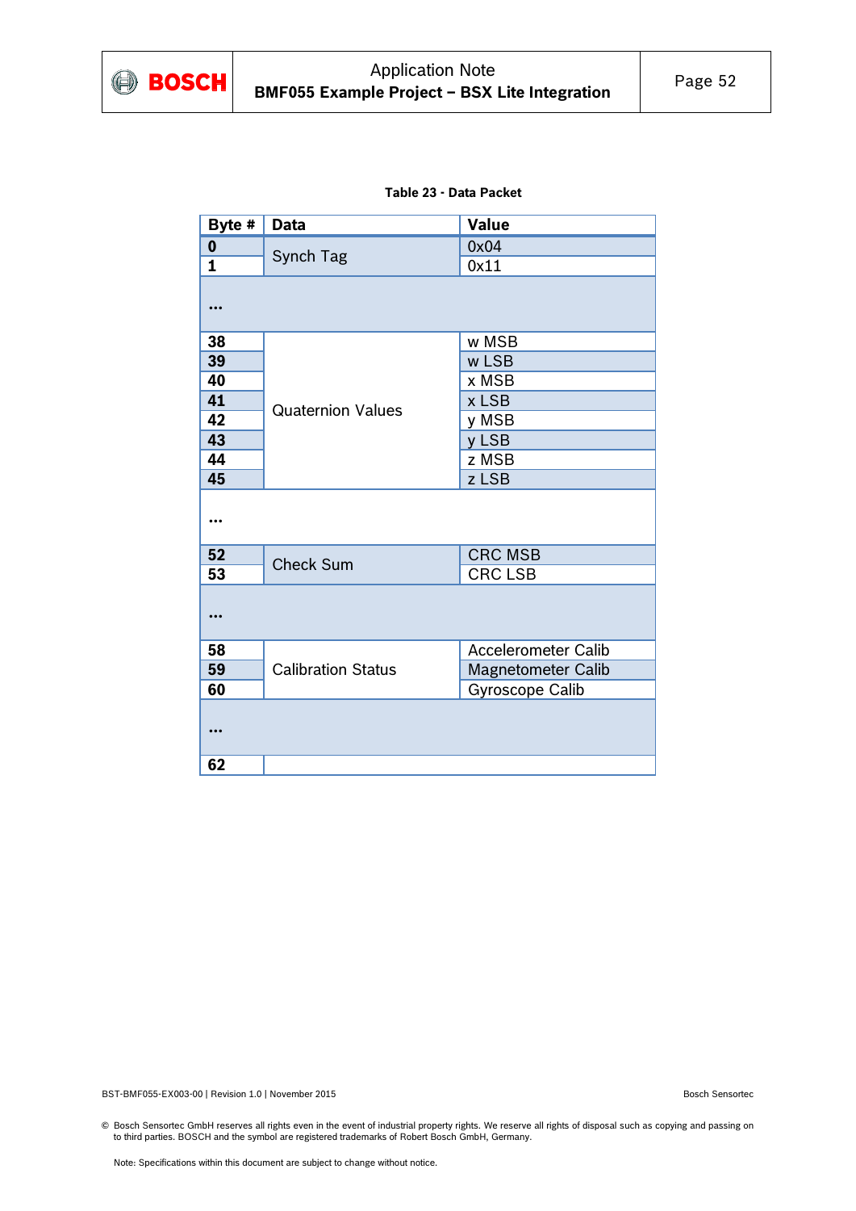**Table 23 - Data Packet**

| Byte # | Data | Value |
|---|---|---|
| 0 | Synch Tag | 0x04 |
| 1 | | 0x11 |
| ... | | |
| 38 | Quaternion Values | w MSB |
| 39 | | w LSB |
| 40 | | x MSB |
| 41 | | x LSB |
| 42 | | y MSB |
| 43 | | y LSB |
| 44 | | z MSB |
| 45 | | z LSB |
| ... | | |
| 52 | Check Sum | CRC MSB |
| 53 | | CRC LSB |
| ... | | |
| 58 | Calibration Status | Accelerometer Calib |
| 59 | | Magnetometer Calib |
| 60 | | Gyroscope Calib |
| ... | | |
| 62 | | |

BST-BMF055-EX003-00 | Revision 1.0 | November 2015

Bosch Sensortec

© Bosch Sensortec GmbH reserves all rights even in the event of industrial property rights. We reserve all rights of disposal such as copying and passing on to third parties. BOSCH and the symbol are registered trademarks of Robert Bosch GmbH, Germany.

Note: Specifications within this document are subject to change without notice.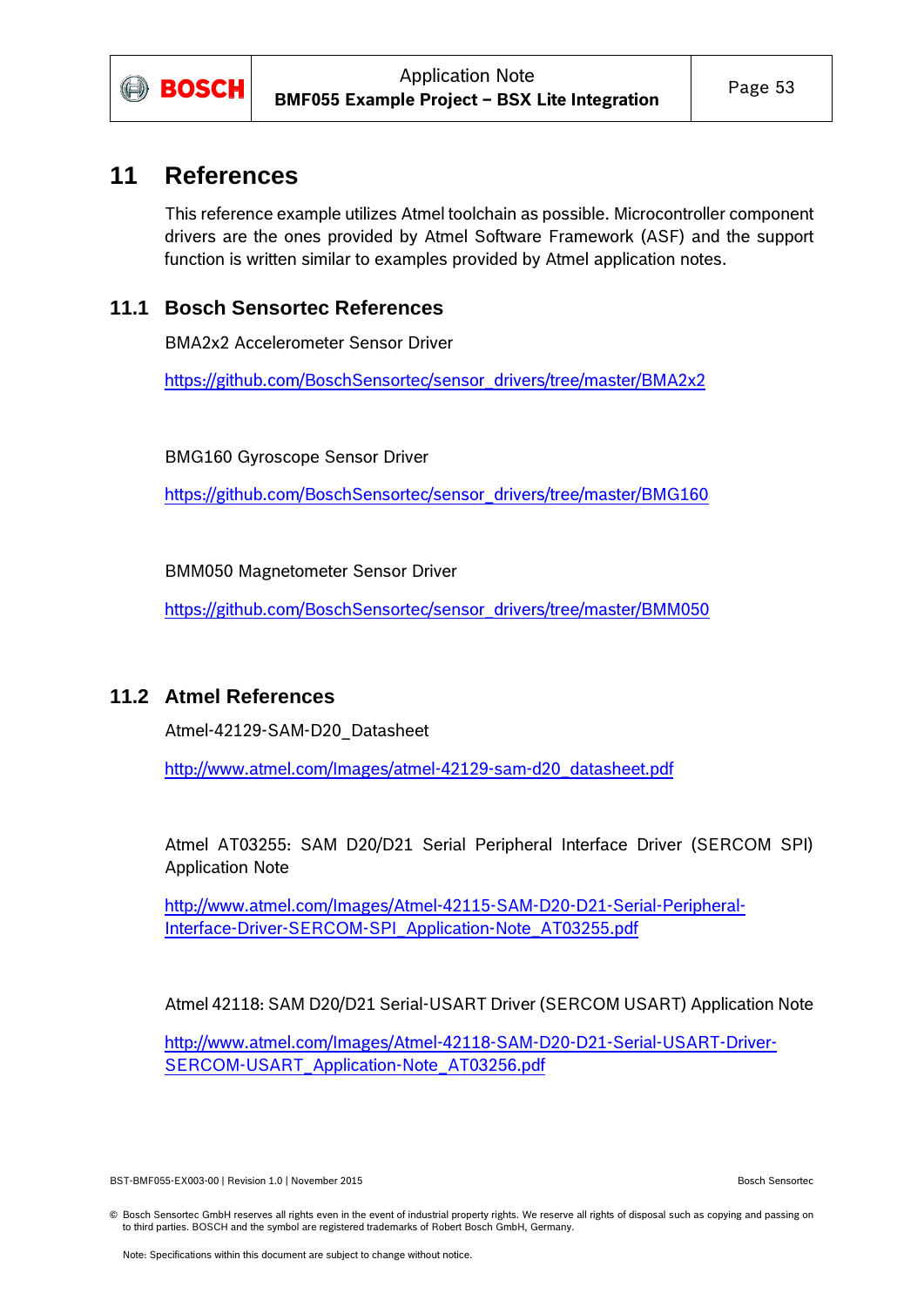# 11 References

This reference example utilizes Atmel toolchain as possible. Microcontroller component drivers are the ones provided by Atmel Software Framework (ASF) and the support function is written similar to examples provided by Atmel application notes.

## 11.1 Bosch Sensortec References

BMA2x2 Accelerometer Sensor Driver

https://github.com/BoschSensortec/sensor_drivers/tree/master/BMA2x2

BMG160 Gyroscope Sensor Driver

https://github.com/BoschSensortec/sensor_drivers/tree/master/BMG160

BMM050 Magnetometer Sensor Driver

https://github.com/BoschSensortec/sensor_drivers/tree/master/BMM050

## 11.2 Atmel References

Atmel-42129-SAM-D20_Datasheet

http://www.atmel.com/Images/atmel-42129-sam-d20_datasheet.pdf

Atmel AT03255: SAM D20/D21 Serial Peripheral Interface Driver (SERCOM SPI) Application Note

http://www.atmel.com/Images/Atmel-42115-SAM-D20-D21-Serial-Peripheral-Interface-Driver-SERCOM-SPI_Application-Note_AT03255.pdf

Atmel 42118: SAM D20/D21 Serial-USART Driver (SERCOM USART) Application Note

http://www.atmel.com/Images/Atmel-42118-SAM-D20-D21-Serial-USART-Driver-SERCOM-USART_Application-Note_AT03256.pdf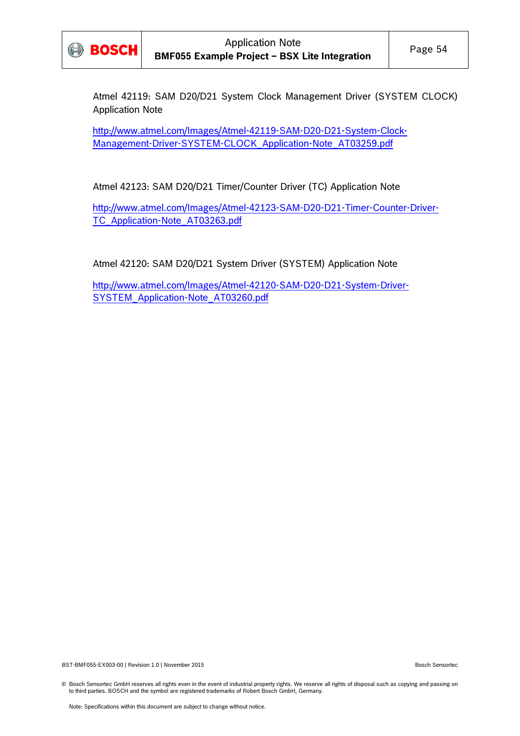Atmel 42119: SAM D20/D21 System Clock Management Driver (SYSTEM CLOCK) Application Note

http://www.atmel.com/Images/Atmel-42119-SAM-D20-D21-System-Clock-Management-Driver-SYSTEM-CLOCK_Application-Note_AT03259.pdf

Atmel 42123: SAM D20/D21 Timer/Counter Driver (TC) Application Note

http://www.atmel.com/Images/Atmel-42123-SAM-D20-D21-Timer-Counter-Driver-TC_Application-Note_AT03263.pdf

Atmel 42120: SAM D20/D21 System Driver (SYSTEM) Application Note

http://www.atmel.com/Images/Atmel-42120-SAM-D20-D21-System-Driver-SYSTEM_Application-Note_AT03260.pdf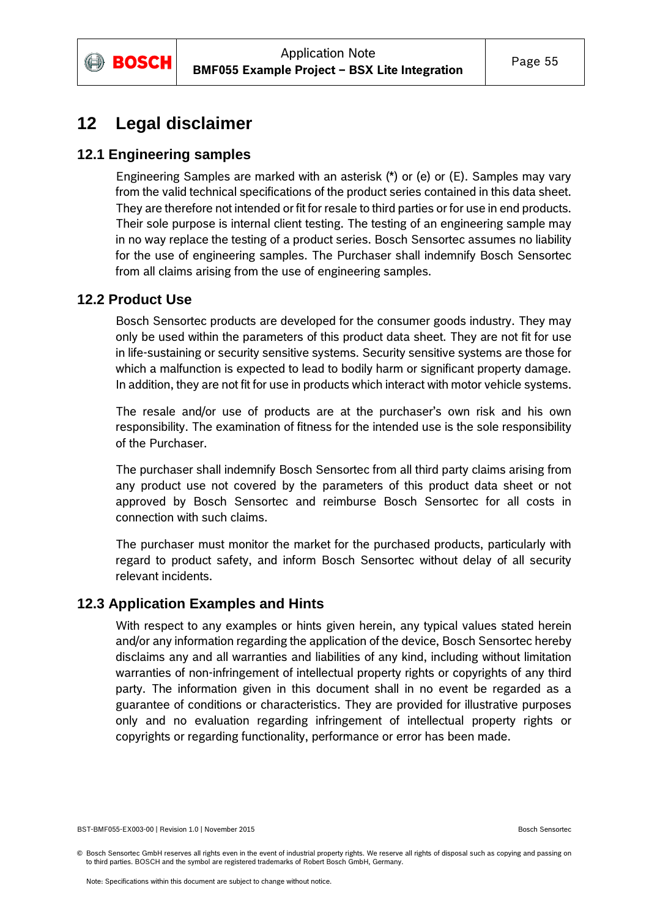# 12 Legal disclaimer

## 12.1 Engineering samples

Engineering Samples are marked with an asterisk (*) or (e) or (E). Samples may vary from the valid technical specifications of the product series contained in this data sheet. They are therefore not intended or fit for resale to third parties or for use in end products. Their sole purpose is internal client testing. The testing of an engineering sample may in no way replace the testing of a product series. Bosch Sensortec assumes no liability for the use of engineering samples. The Purchaser shall indemnify Bosch Sensortec from all claims arising from the use of engineering samples.

## 12.2 Product Use

Bosch Sensortec products are developed for the consumer goods industry. They may only be used within the parameters of this product data sheet. They are not fit for use in life-sustaining or security sensitive systems. Security sensitive systems are those for which a malfunction is expected to lead to bodily harm or significant property damage. In addition, they are not fit for use in products which interact with motor vehicle systems.

The resale and/or use of products are at the purchaser's own risk and his own responsibility. The examination of fitness for the intended use is the sole responsibility of the Purchaser.

The purchaser shall indemnify Bosch Sensortec from all third party claims arising from any product use not covered by the parameters of this product data sheet or not approved by Bosch Sensortec and reimburse Bosch Sensortec for all costs in connection with such claims.

The purchaser must monitor the market for the purchased products, particularly with regard to product safety, and inform Bosch Sensortec without delay of all security relevant incidents.

## 12.3 Application Examples and Hints

With respect to any examples or hints given herein, any typical values stated herein and/or any information regarding the application of the device, Bosch Sensortec hereby disclaims any and all warranties and liabilities of any kind, including without limitation warranties of non-infringement of intellectual property rights or copyrights of any third party. The information given in this document shall in no event be regarded as a guarantee of conditions or characteristics. They are provided for illustrative purposes only and no evaluation regarding infringement of intellectual property rights or copyrights or regarding functionality, performance or error has been made.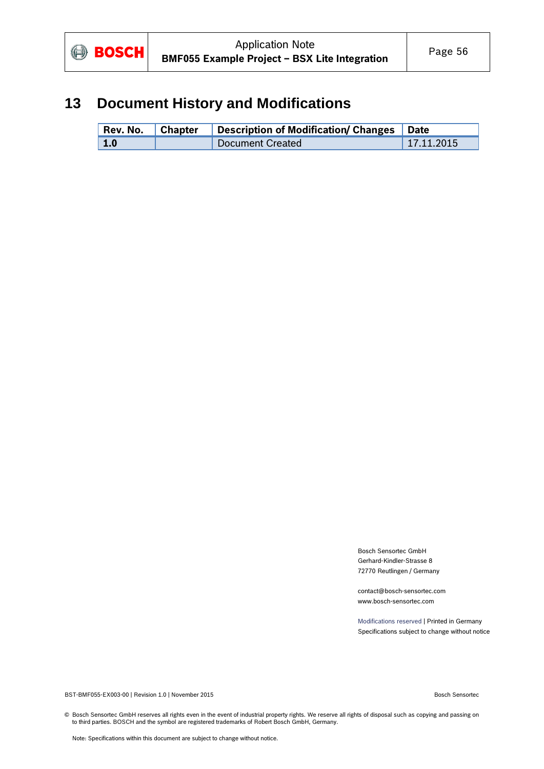# 13 Document History and Modifications

| Rev. No. | Chapter | Description of Modification/ Changes | Date |
|---|---|---|---|
| **1.0** | | Document Created | 17.11.2015 |

Bosch Sensortec GmbH
Gerhard-Kindler-Strasse 8
72770 Reutlingen / Germany

contact@bosch-sensortec.com
www.bosch-sensortec.com

Modifications reserved | Printed in Germany
Specifications subject to change without notice